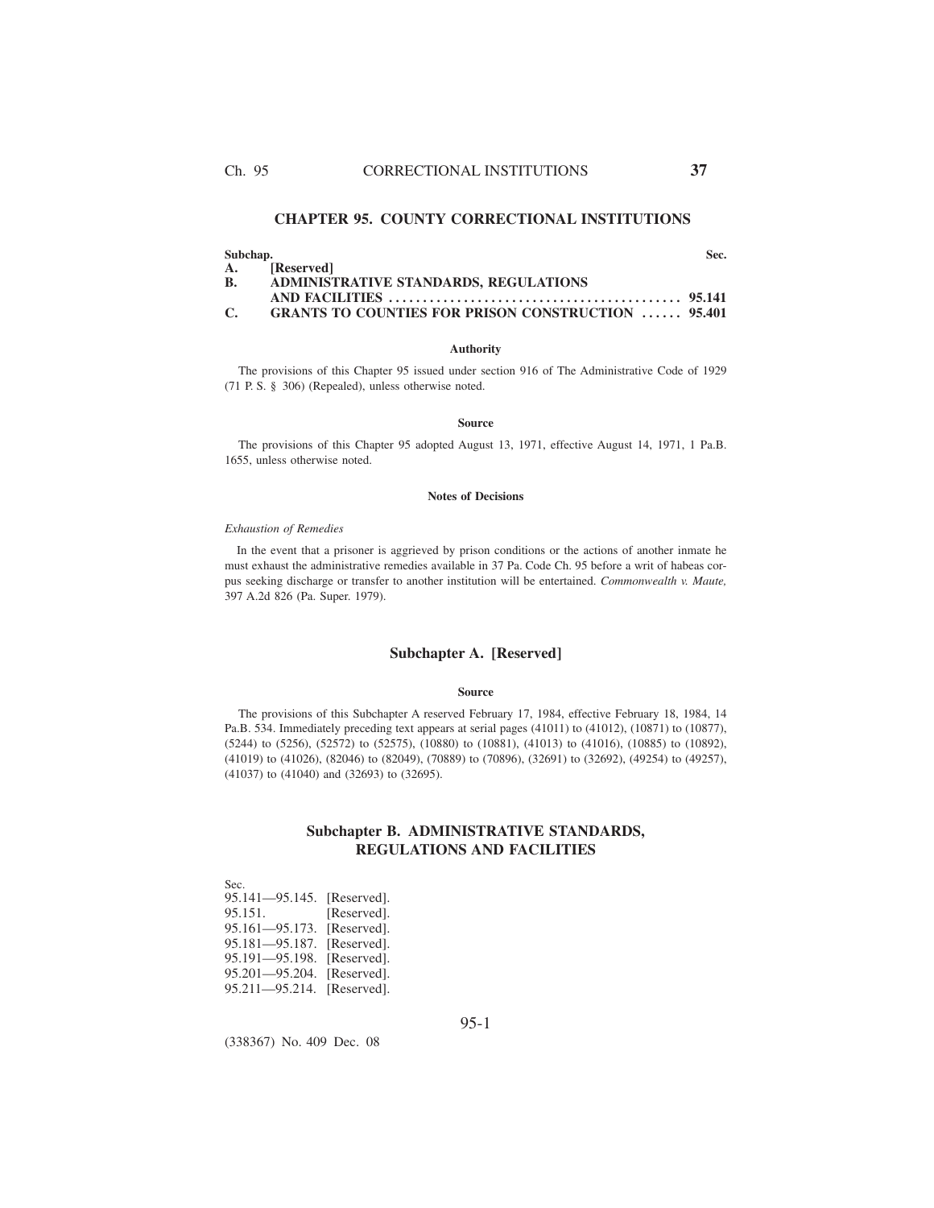# CHAPTER 95. COUNTY CORRECTIONAL INSTITUTIONS

| Subchap. | | Sec. |
|---|---|---|
| A. | [Reserved] | |
| B. | ADMINISTRATIVE STANDARDS, REGULATIONS AND FACILITIES | 95.141 |
| C. | GRANTS TO COUNTIES FOR PRISON CONSTRUCTION | 95.401 |

#### Authority

The provisions of this Chapter 95 issued under section 916 of The Administrative Code of 1929 (71 P. S. § 306) (Repealed), unless otherwise noted.

#### Source

The provisions of this Chapter 95 adopted August 13, 1971, effective August 14, 1971, 1 Pa.B. 1655, unless otherwise noted.

#### Notes of Decisions

*Exhaustion of Remedies*

In the event that a prisoner is aggrieved by prison conditions or the actions of another inmate he must exhaust the administrative remedies available in 37 Pa. Code Ch. 95 before a writ of habeas corpus seeking discharge or transfer to another institution will be entertained. *Commonwealth v. Maute,* 397 A.2d 826 (Pa. Super. 1979).

## Subchapter A. [Reserved]

#### Source

The provisions of this Subchapter A reserved February 17, 1984, effective February 18, 1984, 14 Pa.B. 534. Immediately preceding text appears at serial pages (41011) to (41012), (10871) to (10877), (5244) to (5256), (52572) to (52575), (10880) to (10881), (41013) to (41016), (10885) to (10892), (41019) to (41026), (82046) to (82049), (70889) to (70896), (32691) to (32692), (49254) to (49257), (41037) to (41040) and (32693) to (32695).

## Subchapter B. ADMINISTRATIVE STANDARDS, REGULATIONS AND FACILITIES

Sec.
95.141—95.145. [Reserved].
95.151. [Reserved].
95.161—95.173. [Reserved].
95.181—95.187. [Reserved].
95.191—95.198. [Reserved].
95.201—95.204. [Reserved].
95.211—95.214. [Reserved].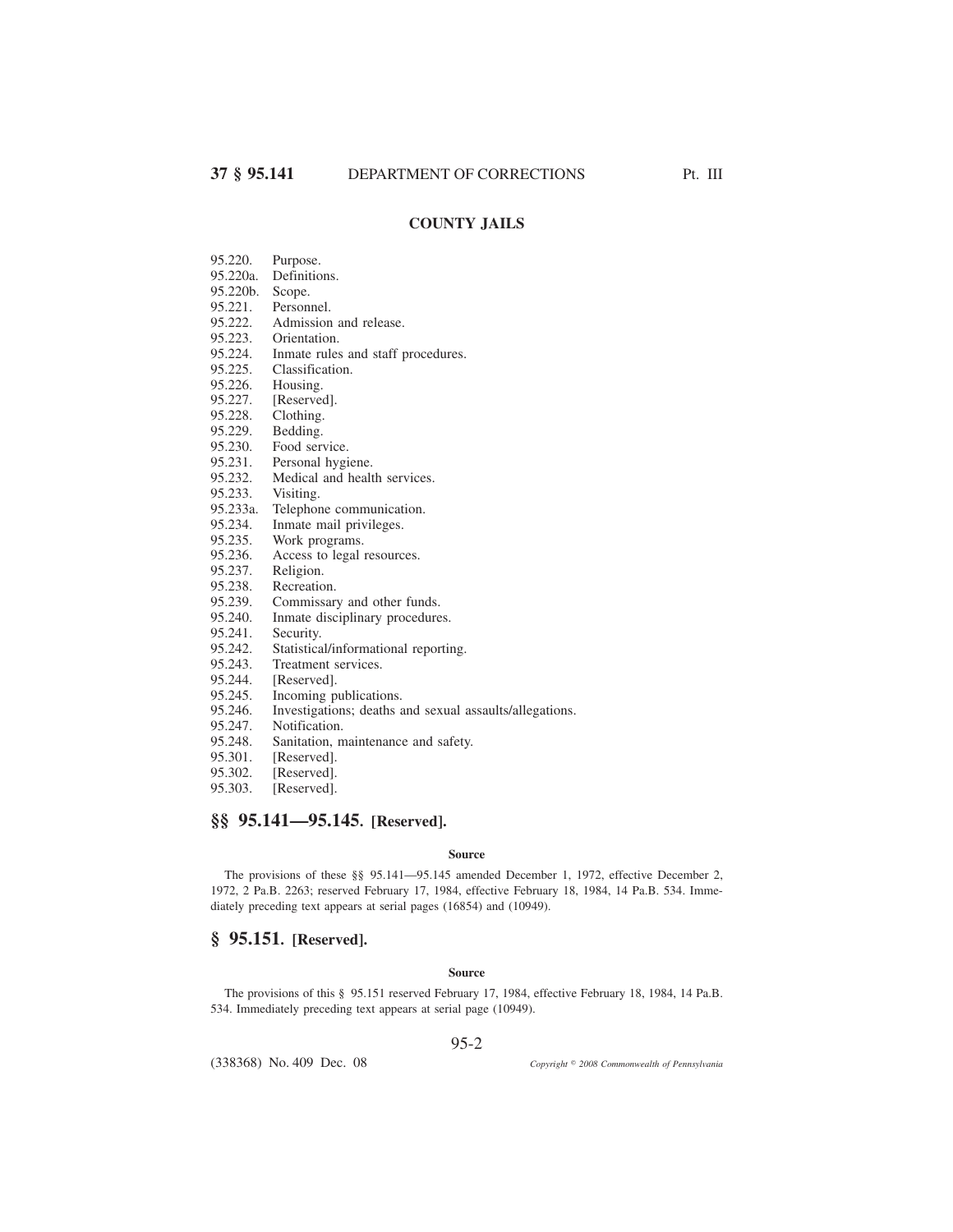## COUNTY JAILS

95.220. Purpose.
95.220a. Definitions.
95.220b. Scope.
95.221. Personnel.
95.222. Admission and release.
95.223. Orientation.
95.224. Inmate rules and staff procedures.
95.225. Classification.
95.226. Housing.
95.227. [Reserved].
95.228. Clothing.
95.229. Bedding.
95.230. Food service.
95.231. Personal hygiene.
95.232. Medical and health services.
95.233. Visiting.
95.233a. Telephone communication.
95.234. Inmate mail privileges.
95.235. Work programs.
95.236. Access to legal resources.
95.237. Religion.
95.238. Recreation.
95.239. Commissary and other funds.
95.240. Inmate disciplinary procedures.
95.241. Security.
95.242. Statistical/informational reporting.
95.243. Treatment services.
95.244. [Reserved].
95.245. Incoming publications.
95.246. Investigations; deaths and sexual assaults/allegations.
95.247. Notification.
95.248. Sanitation, maintenance and safety.
95.301. [Reserved].
95.302. [Reserved].
95.303. [Reserved].

## §§ 95.141—95.145. [Reserved].

**Source**

The provisions of these §§ 95.141—95.145 amended December 1, 1972, effective December 2, 1972, 2 Pa.B. 2263; reserved February 17, 1984, effective February 18, 1984, 14 Pa.B. 534. Immediately preceding text appears at serial pages (16854) and (10949).

## § 95.151. [Reserved].

**Source**

The provisions of this § 95.151 reserved February 17, 1984, effective February 18, 1984, 14 Pa.B. 534. Immediately preceding text appears at serial page (10949).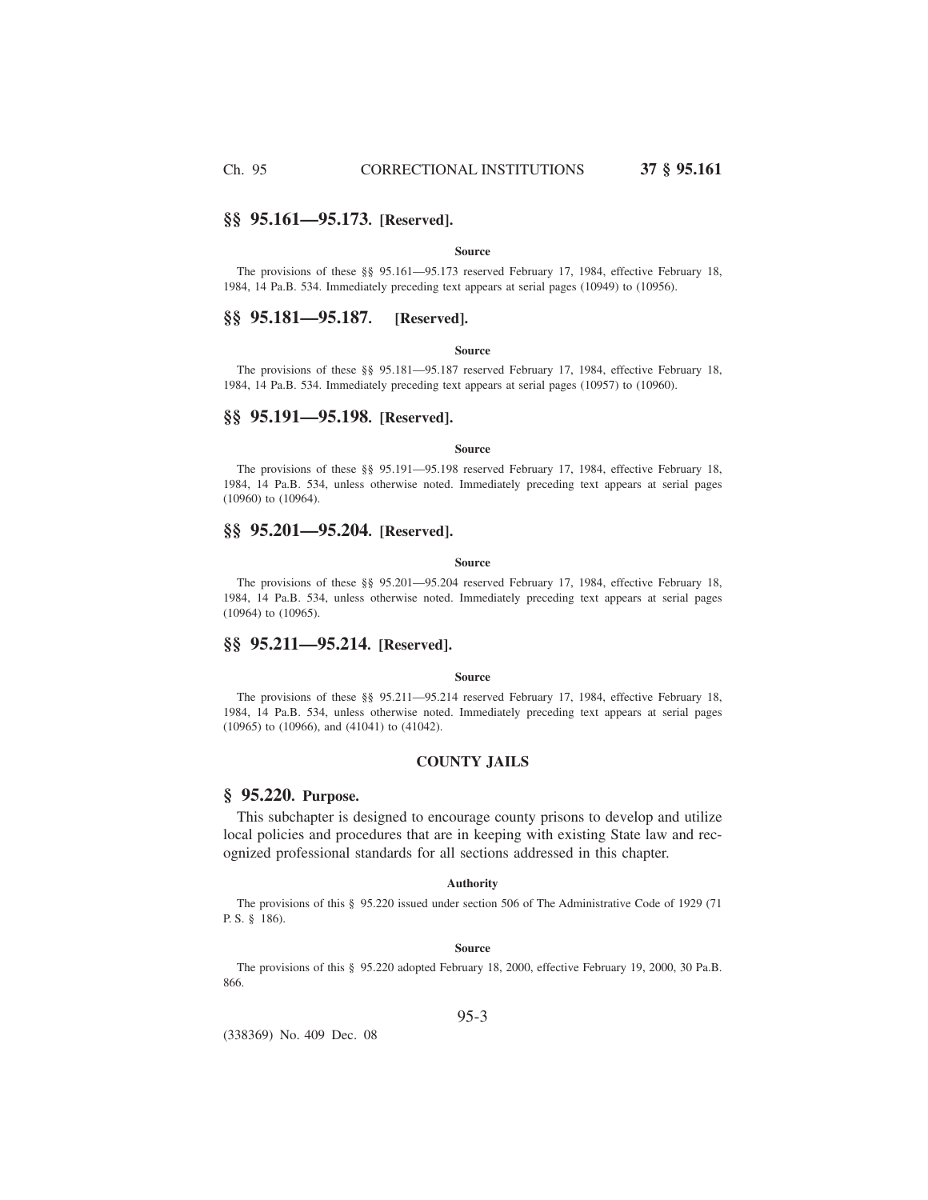## §§ 95.161—95.173. [Reserved].

**Source**

The provisions of these §§ 95.161—95.173 reserved February 17, 1984, effective February 18, 1984, 14 Pa.B. 534. Immediately preceding text appears at serial pages (10949) to (10956).

## §§ 95.181—95.187. [Reserved].

**Source**

The provisions of these §§ 95.181—95.187 reserved February 17, 1984, effective February 18, 1984, 14 Pa.B. 534. Immediately preceding text appears at serial pages (10957) to (10960).

## §§ 95.191—95.198. [Reserved].

**Source**

The provisions of these §§ 95.191—95.198 reserved February 17, 1984, effective February 18, 1984, 14 Pa.B. 534, unless otherwise noted. Immediately preceding text appears at serial pages (10960) to (10964).

## §§ 95.201—95.204. [Reserved].

**Source**

The provisions of these §§ 95.201—95.204 reserved February 17, 1984, effective February 18, 1984, 14 Pa.B. 534, unless otherwise noted. Immediately preceding text appears at serial pages (10964) to (10965).

## §§ 95.211—95.214. [Reserved].

**Source**

The provisions of these §§ 95.211—95.214 reserved February 17, 1984, effective February 18, 1984, 14 Pa.B. 534, unless otherwise noted. Immediately preceding text appears at serial pages (10965) to (10966), and (41041) to (41042).

### COUNTY JAILS

## § 95.220. Purpose.

This subchapter is designed to encourage county prisons to develop and utilize local policies and procedures that are in keeping with existing State law and recognized professional standards for all sections addressed in this chapter.

**Authority**

The provisions of this § 95.220 issued under section 506 of The Administrative Code of 1929 (71 P. S. § 186).

**Source**

The provisions of this § 95.220 adopted February 18, 2000, effective February 19, 2000, 30 Pa.B. 866.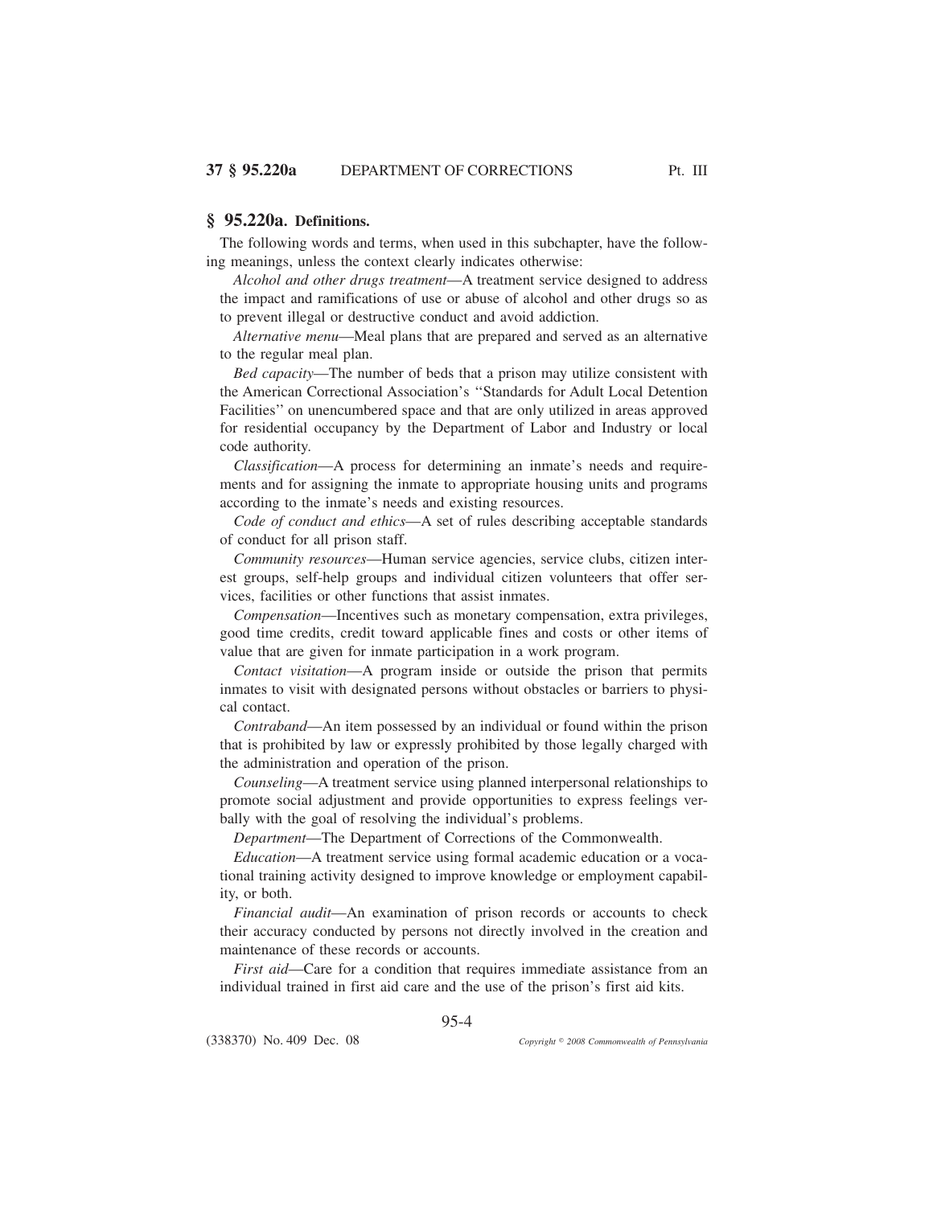## § 95.220a. Definitions.

The following words and terms, when used in this subchapter, have the following meanings, unless the context clearly indicates otherwise:

*Alcohol and other drugs treatment*—A treatment service designed to address the impact and ramifications of use or abuse of alcohol and other drugs so as to prevent illegal or destructive conduct and avoid addiction.

*Alternative menu*—Meal plans that are prepared and served as an alternative to the regular meal plan.

*Bed capacity*—The number of beds that a prison may utilize consistent with the American Correctional Association's ''Standards for Adult Local Detention Facilities'' on unencumbered space and that are only utilized in areas approved for residential occupancy by the Department of Labor and Industry or local code authority.

*Classification*—A process for determining an inmate's needs and requirements and for assigning the inmate to appropriate housing units and programs according to the inmate's needs and existing resources.

*Code of conduct and ethics*—A set of rules describing acceptable standards of conduct for all prison staff.

*Community resources*—Human service agencies, service clubs, citizen interest groups, self-help groups and individual citizen volunteers that offer services, facilities or other functions that assist inmates.

*Compensation*—Incentives such as monetary compensation, extra privileges, good time credits, credit toward applicable fines and costs or other items of value that are given for inmate participation in a work program.

*Contact visitation*—A program inside or outside the prison that permits inmates to visit with designated persons without obstacles or barriers to physical contact.

*Contraband*—An item possessed by an individual or found within the prison that is prohibited by law or expressly prohibited by those legally charged with the administration and operation of the prison.

*Counseling*—A treatment service using planned interpersonal relationships to promote social adjustment and provide opportunities to express feelings verbally with the goal of resolving the individual's problems.

*Department*—The Department of Corrections of the Commonwealth.

*Education*—A treatment service using formal academic education or a vocational training activity designed to improve knowledge or employment capability, or both.

*Financial audit*—An examination of prison records or accounts to check their accuracy conducted by persons not directly involved in the creation and maintenance of these records or accounts.

*First aid*—Care for a condition that requires immediate assistance from an individual trained in first aid care and the use of the prison's first aid kits.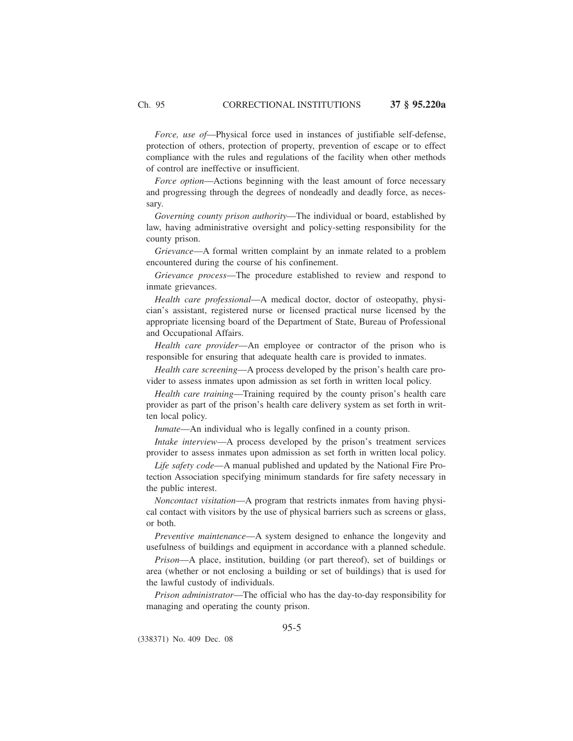*Force, use of*—Physical force used in instances of justifiable self-defense, protection of others, protection of property, prevention of escape or to effect compliance with the rules and regulations of the facility when other methods of control are ineffective or insufficient.

*Force option*—Actions beginning with the least amount of force necessary and progressing through the degrees of nondeadly and deadly force, as necessary.

*Governing county prison authority*—The individual or board, established by law, having administrative oversight and policy-setting responsibility for the county prison.

*Grievance*—A formal written complaint by an inmate related to a problem encountered during the course of his confinement.

*Grievance process*—The procedure established to review and respond to inmate grievances.

*Health care professional*—A medical doctor, doctor of osteopathy, physician's assistant, registered nurse or licensed practical nurse licensed by the appropriate licensing board of the Department of State, Bureau of Professional and Occupational Affairs.

*Health care provider*—An employee or contractor of the prison who is responsible for ensuring that adequate health care is provided to inmates.

*Health care screening*—A process developed by the prison's health care provider to assess inmates upon admission as set forth in written local policy.

*Health care training*—Training required by the county prison's health care provider as part of the prison's health care delivery system as set forth in written local policy.

*Inmate*—An individual who is legally confined in a county prison.

*Intake interview*—A process developed by the prison's treatment services provider to assess inmates upon admission as set forth in written local policy.

*Life safety code*—A manual published and updated by the National Fire Protection Association specifying minimum standards for fire safety necessary in the public interest.

*Noncontact visitation*—A program that restricts inmates from having physical contact with visitors by the use of physical barriers such as screens or glass, or both.

*Preventive maintenance*—A system designed to enhance the longevity and usefulness of buildings and equipment in accordance with a planned schedule.

*Prison*—A place, institution, building (or part thereof), set of buildings or area (whether or not enclosing a building or set of buildings) that is used for the lawful custody of individuals.

*Prison administrator*—The official who has the day-to-day responsibility for managing and operating the county prison.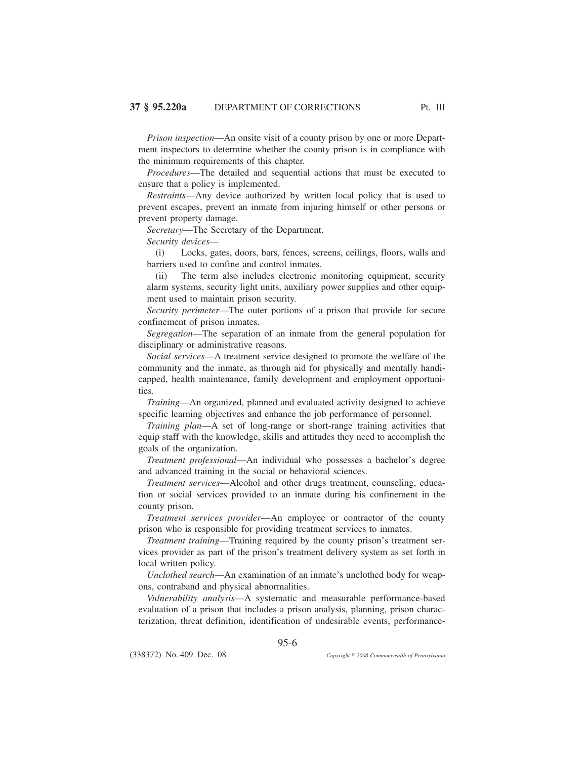*Prison inspection*—An onsite visit of a county prison by one or more Department inspectors to determine whether the county prison is in compliance with the minimum requirements of this chapter.

*Procedures*—The detailed and sequential actions that must be executed to ensure that a policy is implemented.

*Restraints*—Any device authorized by written local policy that is used to prevent escapes, prevent an inmate from injuring himself or other persons or prevent property damage.

*Secretary*—The Secretary of the Department.

*Security devices*—

(i) Locks, gates, doors, bars, fences, screens, ceilings, floors, walls and barriers used to confine and control inmates.

(ii) The term also includes electronic monitoring equipment, security alarm systems, security light units, auxiliary power supplies and other equipment used to maintain prison security.

*Security perimeter*—The outer portions of a prison that provide for secure confinement of prison inmates.

*Segregation*—The separation of an inmate from the general population for disciplinary or administrative reasons.

*Social services*—A treatment service designed to promote the welfare of the community and the inmate, as through aid for physically and mentally handicapped, health maintenance, family development and employment opportunities.

*Training*—An organized, planned and evaluated activity designed to achieve specific learning objectives and enhance the job performance of personnel.

*Training plan*—A set of long-range or short-range training activities that equip staff with the knowledge, skills and attitudes they need to accomplish the goals of the organization.

*Treatment professional*—An individual who possesses a bachelor's degree and advanced training in the social or behavioral sciences.

*Treatment services*—Alcohol and other drugs treatment, counseling, education or social services provided to an inmate during his confinement in the county prison.

*Treatment services provider*—An employee or contractor of the county prison who is responsible for providing treatment services to inmates.

*Treatment training*—Training required by the county prison's treatment services provider as part of the prison's treatment delivery system as set forth in local written policy.

*Unclothed search*—An examination of an inmate's unclothed body for weapons, contraband and physical abnormalities.

*Vulnerability analysis*—A systematic and measurable performance-based evaluation of a prison that includes a prison analysis, planning, prison characterization, threat definition, identification of undesirable events, performance-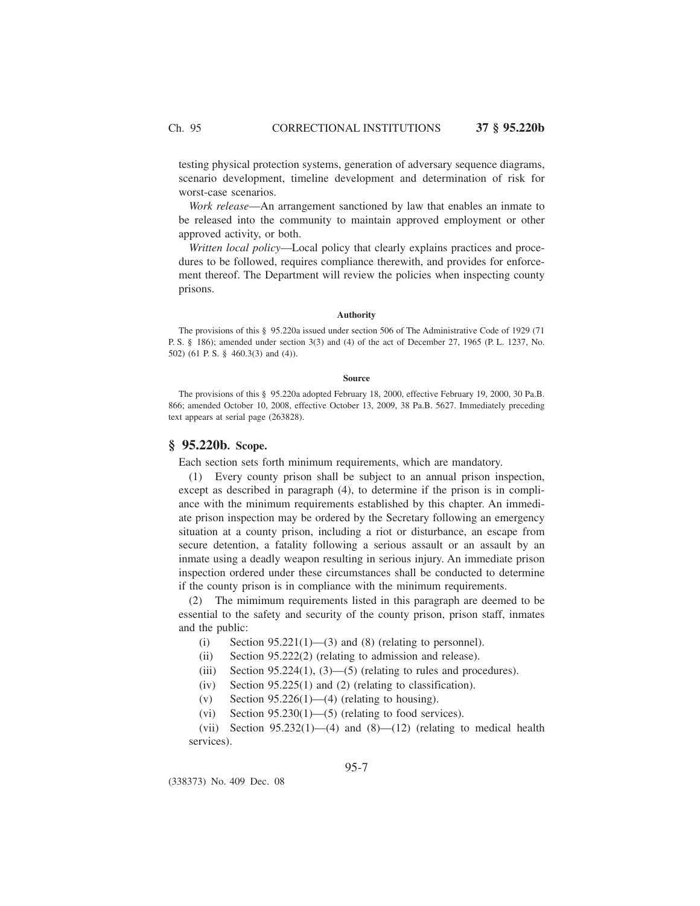testing physical protection systems, generation of adversary sequence diagrams, scenario development, timeline development and determination of risk for worst-case scenarios.

*Work release*—An arrangement sanctioned by law that enables an inmate to be released into the community to maintain approved employment or other approved activity, or both.

*Written local policy*—Local policy that clearly explains practices and procedures to be followed, requires compliance therewith, and provides for enforcement thereof. The Department will review the policies when inspecting county prisons.

#### Authority

The provisions of this § 95.220a issued under section 506 of The Administrative Code of 1929 (71 P. S. § 186); amended under section 3(3) and (4) of the act of December 27, 1965 (P. L. 1237, No. 502) (61 P. S. § 460.3(3) and (4)).

#### Source

The provisions of this § 95.220a adopted February 18, 2000, effective February 19, 2000, 30 Pa.B. 866; amended October 10, 2008, effective October 13, 2009, 38 Pa.B. 5627. Immediately preceding text appears at serial page (263828).

## § 95.220b. Scope.

Each section sets forth minimum requirements, which are mandatory.

(1) Every county prison shall be subject to an annual prison inspection, except as described in paragraph (4), to determine if the prison is in compliance with the minimum requirements established by this chapter. An immediate prison inspection may be ordered by the Secretary following an emergency situation at a county prison, including a riot or disturbance, an escape from secure detention, a fatality following a serious assault or an assault by an inmate using a deadly weapon resulting in serious injury. An immediate prison inspection ordered under these circumstances shall be conducted to determine if the county prison is in compliance with the minimum requirements.

(2) The mimimum requirements listed in this paragraph are deemed to be essential to the safety and security of the county prison, prison staff, inmates and the public:

(i) Section 95.221(1)—(3) and (8) (relating to personnel).

(ii) Section 95.222(2) (relating to admission and release).

(iii) Section 95.224(1), (3)—(5) (relating to rules and procedures).

(iv) Section 95.225(1) and (2) (relating to classification).

(v) Section 95.226(1)—(4) (relating to housing).

(vi) Section 95.230(1)—(5) (relating to food services).

(vii) Section 95.232(1)—(4) and (8)—(12) (relating to medical health services).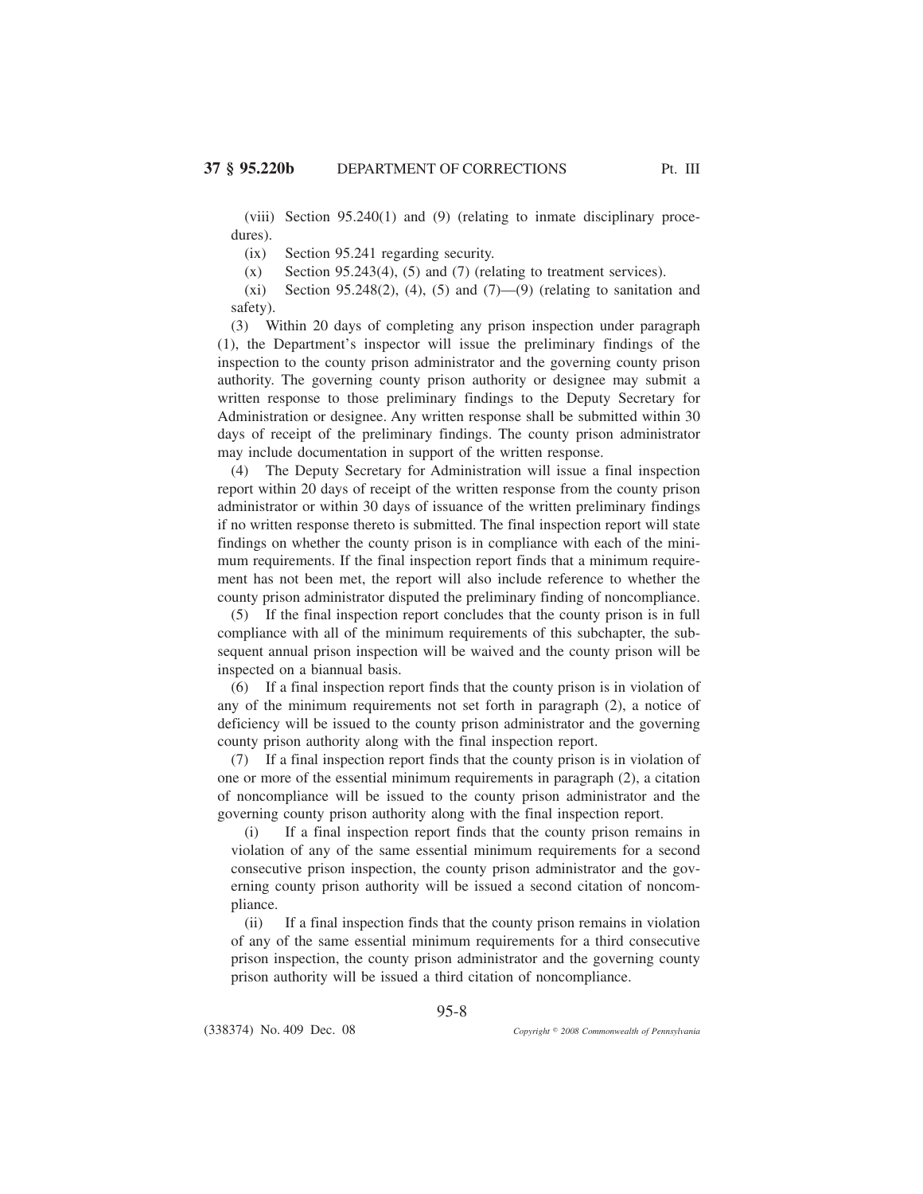(viii) Section 95.240(1) and (9) (relating to inmate disciplinary procedures).

(ix) Section 95.241 regarding security.

(x) Section 95.243(4), (5) and (7) (relating to treatment services).

(xi) Section 95.248(2), (4), (5) and (7)—(9) (relating to sanitation and safety).

(3) Within 20 days of completing any prison inspection under paragraph (1), the Department's inspector will issue the preliminary findings of the inspection to the county prison administrator and the governing county prison authority. The governing county prison authority or designee may submit a written response to those preliminary findings to the Deputy Secretary for Administration or designee. Any written response shall be submitted within 30 days of receipt of the preliminary findings. The county prison administrator may include documentation in support of the written response.

(4) The Deputy Secretary for Administration will issue a final inspection report within 20 days of receipt of the written response from the county prison administrator or within 30 days of issuance of the written preliminary findings if no written response thereto is submitted. The final inspection report will state findings on whether the county prison is in compliance with each of the minimum requirements. If the final inspection report finds that a minimum requirement has not been met, the report will also include reference to whether the county prison administrator disputed the preliminary finding of noncompliance.

(5) If the final inspection report concludes that the county prison is in full compliance with all of the minimum requirements of this subchapter, the subsequent annual prison inspection will be waived and the county prison will be inspected on a biannual basis.

(6) If a final inspection report finds that the county prison is in violation of any of the minimum requirements not set forth in paragraph (2), a notice of deficiency will be issued to the county prison administrator and the governing county prison authority along with the final inspection report.

(7) If a final inspection report finds that the county prison is in violation of one or more of the essential minimum requirements in paragraph (2), a citation of noncompliance will be issued to the county prison administrator and the governing county prison authority along with the final inspection report.

(i) If a final inspection report finds that the county prison remains in violation of any of the same essential minimum requirements for a second consecutive prison inspection, the county prison administrator and the governing county prison authority will be issued a second citation of noncompliance.

(ii) If a final inspection finds that the county prison remains in violation of any of the same essential minimum requirements for a third consecutive prison inspection, the county prison administrator and the governing county prison authority will be issued a third citation of noncompliance.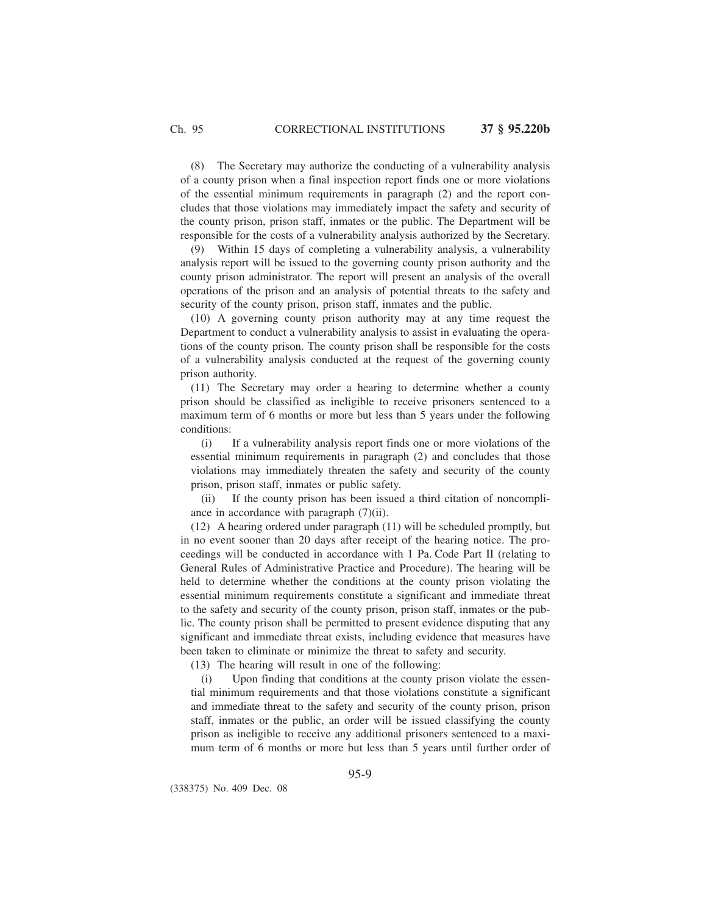(8) The Secretary may authorize the conducting of a vulnerability analysis of a county prison when a final inspection report finds one or more violations of the essential minimum requirements in paragraph (2) and the report concludes that those violations may immediately impact the safety and security of the county prison, prison staff, inmates or the public. The Department will be responsible for the costs of a vulnerability analysis authorized by the Secretary.

(9) Within 15 days of completing a vulnerability analysis, a vulnerability analysis report will be issued to the governing county prison authority and the county prison administrator. The report will present an analysis of the overall operations of the prison and an analysis of potential threats to the safety and security of the county prison, prison staff, inmates and the public.

(10) A governing county prison authority may at any time request the Department to conduct a vulnerability analysis to assist in evaluating the operations of the county prison. The county prison shall be responsible for the costs of a vulnerability analysis conducted at the request of the governing county prison authority.

(11) The Secretary may order a hearing to determine whether a county prison should be classified as ineligible to receive prisoners sentenced to a maximum term of 6 months or more but less than 5 years under the following conditions:

(i) If a vulnerability analysis report finds one or more violations of the essential minimum requirements in paragraph (2) and concludes that those violations may immediately threaten the safety and security of the county prison, prison staff, inmates or public safety.

(ii) If the county prison has been issued a third citation of noncompliance in accordance with paragraph (7)(ii).

(12) A hearing ordered under paragraph (11) will be scheduled promptly, but in no event sooner than 20 days after receipt of the hearing notice. The proceedings will be conducted in accordance with 1 Pa. Code Part II (relating to General Rules of Administrative Practice and Procedure). The hearing will be held to determine whether the conditions at the county prison violating the essential minimum requirements constitute a significant and immediate threat to the safety and security of the county prison, prison staff, inmates or the public. The county prison shall be permitted to present evidence disputing that any significant and immediate threat exists, including evidence that measures have been taken to eliminate or minimize the threat to safety and security.

(13) The hearing will result in one of the following:

(i) Upon finding that conditions at the county prison violate the essential minimum requirements and that those violations constitute a significant and immediate threat to the safety and security of the county prison, prison staff, inmates or the public, an order will be issued classifying the county prison as ineligible to receive any additional prisoners sentenced to a maximum term of 6 months or more but less than 5 years until further order of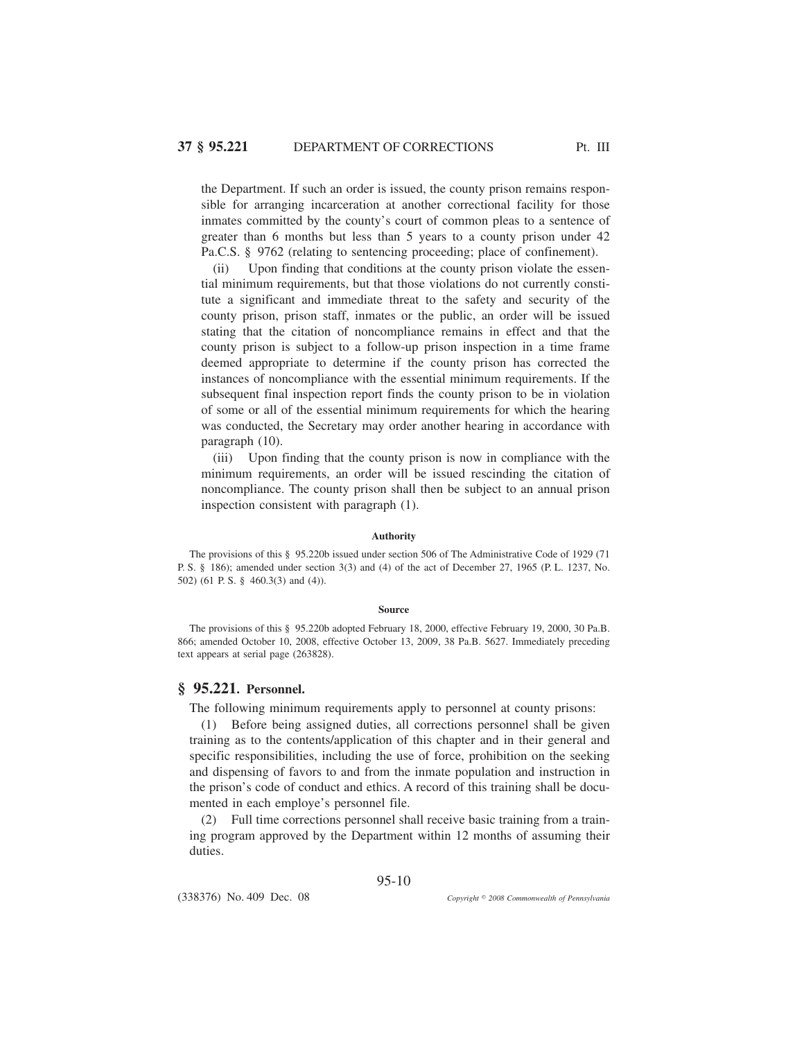the Department. If such an order is issued, the county prison remains responsible for arranging incarceration at another correctional facility for those inmates committed by the county's court of common pleas to a sentence of greater than 6 months but less than 5 years to a county prison under 42 Pa.C.S. § 9762 (relating to sentencing proceeding; place of confinement).

(ii) Upon finding that conditions at the county prison violate the essential minimum requirements, but that those violations do not currently constitute a significant and immediate threat to the safety and security of the county prison, prison staff, inmates or the public, an order will be issued stating that the citation of noncompliance remains in effect and that the county prison is subject to a follow-up prison inspection in a time frame deemed appropriate to determine if the county prison has corrected the instances of noncompliance with the essential minimum requirements. If the subsequent final inspection report finds the county prison to be in violation of some or all of the essential minimum requirements for which the hearing was conducted, the Secretary may order another hearing in accordance with paragraph (10).

(iii) Upon finding that the county prison is now in compliance with the minimum requirements, an order will be issued rescinding the citation of noncompliance. The county prison shall then be subject to an annual prison inspection consistent with paragraph (1).

**Authority**

The provisions of this § 95.220b issued under section 506 of The Administrative Code of 1929 (71 P. S. § 186); amended under section 3(3) and (4) of the act of December 27, 1965 (P. L. 1237, No. 502) (61 P. S. § 460.3(3) and (4)).

**Source**

The provisions of this § 95.220b adopted February 18, 2000, effective February 19, 2000, 30 Pa.B. 866; amended October 10, 2008, effective October 13, 2009, 38 Pa.B. 5627. Immediately preceding text appears at serial page (263828).

## § 95.221. Personnel.

The following minimum requirements apply to personnel at county prisons:

(1) Before being assigned duties, all corrections personnel shall be given training as to the contents/application of this chapter and in their general and specific responsibilities, including the use of force, prohibition on the seeking and dispensing of favors to and from the inmate population and instruction in the prison's code of conduct and ethics. A record of this training shall be documented in each employe's personnel file.

(2) Full time corrections personnel shall receive basic training from a training program approved by the Department within 12 months of assuming their duties.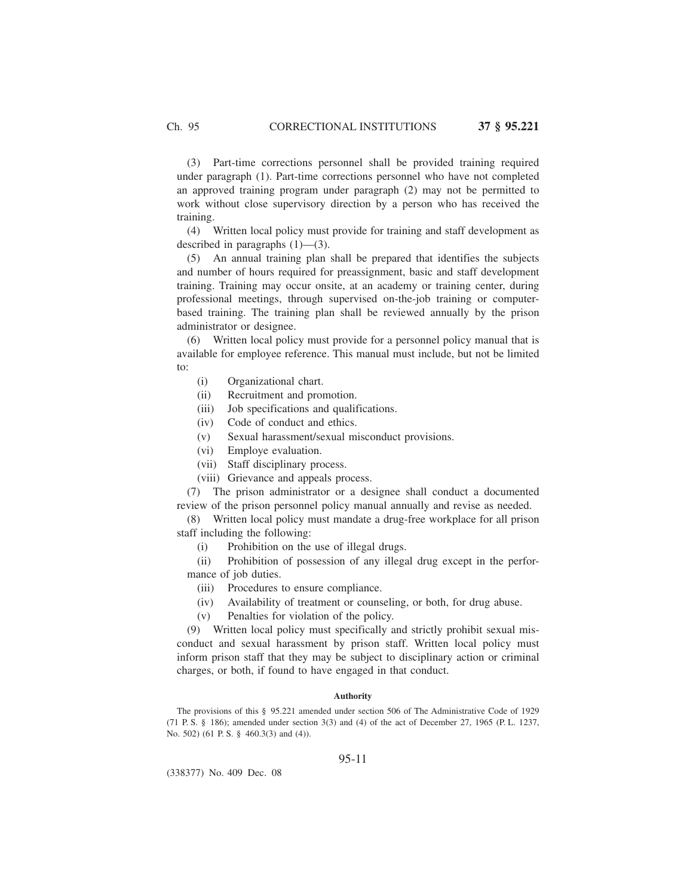(3) Part-time corrections personnel shall be provided training required under paragraph (1). Part-time corrections personnel who have not completed an approved training program under paragraph (2) may not be permitted to work without close supervisory direction by a person who has received the training.

(4) Written local policy must provide for training and staff development as described in paragraphs (1)—(3).

(5) An annual training plan shall be prepared that identifies the subjects and number of hours required for preassignment, basic and staff development training. Training may occur onsite, at an academy or training center, during professional meetings, through supervised on-the-job training or computer-based training. The training plan shall be reviewed annually by the prison administrator or designee.

(6) Written local policy must provide for a personnel policy manual that is available for employee reference. This manual must include, but not be limited to:

(i) Organizational chart.

(ii) Recruitment and promotion.

(iii) Job specifications and qualifications.

(iv) Code of conduct and ethics.

(v) Sexual harassment/sexual misconduct provisions.

(vi) Employe evaluation.

(vii) Staff disciplinary process.

(viii) Grievance and appeals process.

(7) The prison administrator or a designee shall conduct a documented review of the prison personnel policy manual annually and revise as needed.

(8) Written local policy must mandate a drug-free workplace for all prison staff including the following:

(i) Prohibition on the use of illegal drugs.

(ii) Prohibition of possession of any illegal drug except in the performance of job duties.

(iii) Procedures to ensure compliance.

(iv) Availability of treatment or counseling, or both, for drug abuse.

(v) Penalties for violation of the policy.

(9) Written local policy must specifically and strictly prohibit sexual misconduct and sexual harassment by prison staff. Written local policy must inform prison staff that they may be subject to disciplinary action or criminal charges, or both, if found to have engaged in that conduct.

#### Authority

The provisions of this § 95.221 amended under section 506 of The Administrative Code of 1929 (71 P. S. § 186); amended under section 3(3) and (4) of the act of December 27, 1965 (P. L. 1237, No. 502) (61 P. S. § 460.3(3) and (4)).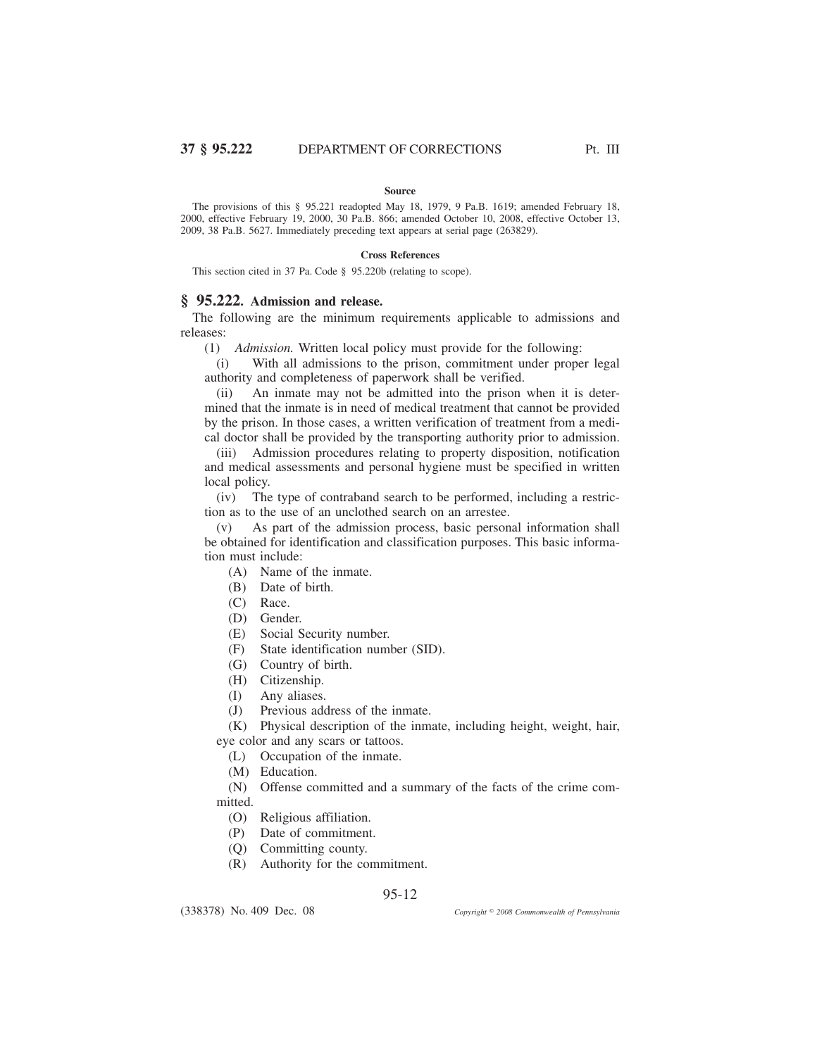**Source**

The provisions of this § 95.221 readopted May 18, 1979, 9 Pa.B. 1619; amended February 18, 2000, effective February 19, 2000, 30 Pa.B. 866; amended October 10, 2008, effective October 13, 2009, 38 Pa.B. 5627. Immediately preceding text appears at serial page (263829).

**Cross References**

This section cited in 37 Pa. Code § 95.220b (relating to scope).

## § 95.222. Admission and release.

The following are the minimum requirements applicable to admissions and releases:

(1) *Admission.* Written local policy must provide for the following:

(i) With all admissions to the prison, commitment under proper legal authority and completeness of paperwork shall be verified.

(ii) An inmate may not be admitted into the prison when it is determined that the inmate is in need of medical treatment that cannot be provided by the prison. In those cases, a written verification of treatment from a medical doctor shall be provided by the transporting authority prior to admission.

(iii) Admission procedures relating to property disposition, notification and medical assessments and personal hygiene must be specified in written local policy.

(iv) The type of contraband search to be performed, including a restriction as to the use of an unclothed search on an arrestee.

(v) As part of the admission process, basic personal information shall be obtained for identification and classification purposes. This basic information must include:

(A) Name of the inmate.

(B) Date of birth.

(C) Race.

(D) Gender.

(E) Social Security number.

(F) State identification number (SID).

(G) Country of birth.

(H) Citizenship.

(I) Any aliases.

(J) Previous address of the inmate.

(K) Physical description of the inmate, including height, weight, hair, eye color and any scars or tattoos.

(L) Occupation of the inmate.

(M) Education.

(N) Offense committed and a summary of the facts of the crime committed.

(O) Religious affiliation.

(P) Date of commitment.

(Q) Committing county.

(R) Authority for the commitment.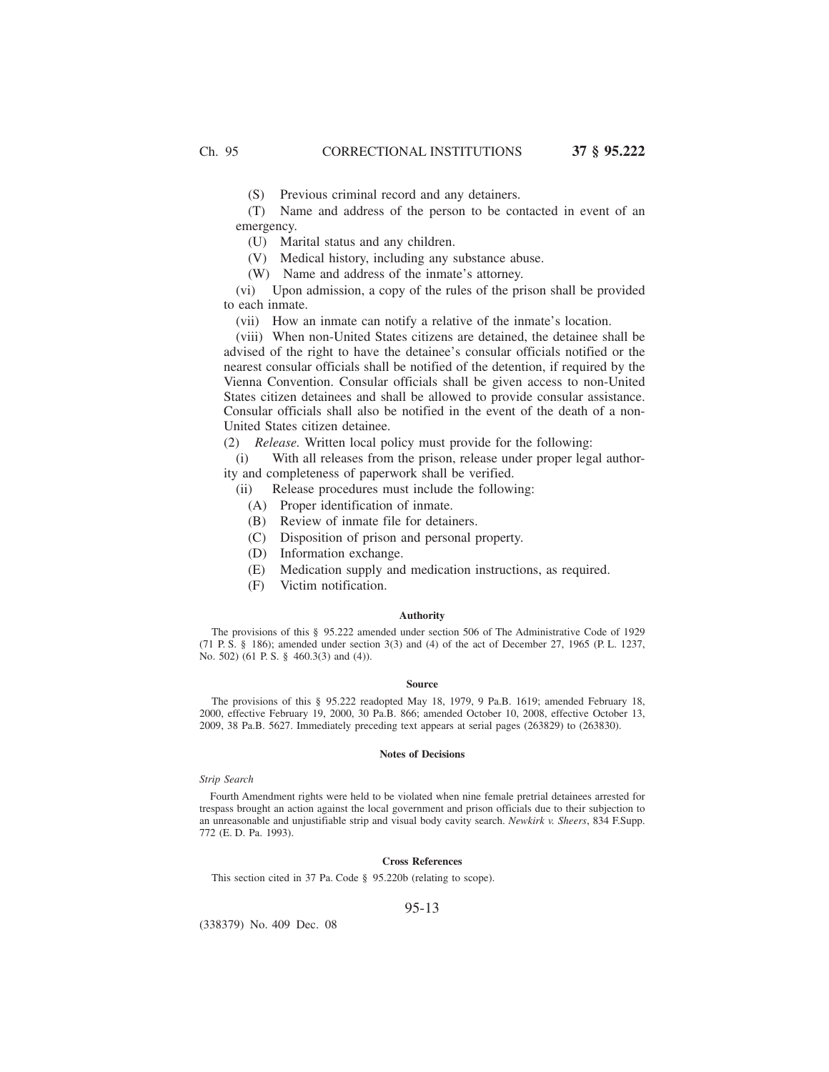(S) Previous criminal record and any detainers.

(T) Name and address of the person to be contacted in event of an emergency.

(U) Marital status and any children.

(V) Medical history, including any substance abuse.

(W) Name and address of the inmate's attorney.

(vi) Upon admission, a copy of the rules of the prison shall be provided to each inmate.

(vii) How an inmate can notify a relative of the inmate's location.

(viii) When non-United States citizens are detained, the detainee shall be advised of the right to have the detainee's consular officials notified or the nearest consular officials shall be notified of the detention, if required by the Vienna Convention. Consular officials shall be given access to non-United States citizen detainees and shall be allowed to provide consular assistance. Consular officials shall also be notified in the event of the death of a non-United States citizen detainee.

(2) *Release.* Written local policy must provide for the following:

(i) With all releases from the prison, release under proper legal authority and completeness of paperwork shall be verified.

(ii) Release procedures must include the following:

(A) Proper identification of inmate.

(B) Review of inmate file for detainers.

(C) Disposition of prison and personal property.

(D) Information exchange.

(E) Medication supply and medication instructions, as required.

(F) Victim notification.

#### Authority

The provisions of this § 95.222 amended under section 506 of The Administrative Code of 1929 (71 P. S. § 186); amended under section 3(3) and (4) of the act of December 27, 1965 (P. L. 1237, No. 502) (61 P. S. § 460.3(3) and (4)).

#### Source

The provisions of this § 95.222 readopted May 18, 1979, 9 Pa.B. 1619; amended February 18, 2000, effective February 19, 2000, 30 Pa.B. 866; amended October 10, 2008, effective October 13, 2009, 38 Pa.B. 5627. Immediately preceding text appears at serial pages (263829) to (263830).

#### Notes of Decisions

*Strip Search*

Fourth Amendment rights were held to be violated when nine female pretrial detainees arrested for trespass brought an action against the local government and prison officials due to their subjection to an unreasonable and unjustifiable strip and visual body cavity search. *Newkirk v. Sheers*, 834 F.Supp. 772 (E. D. Pa. 1993).

#### Cross References

This section cited in 37 Pa. Code § 95.220b (relating to scope).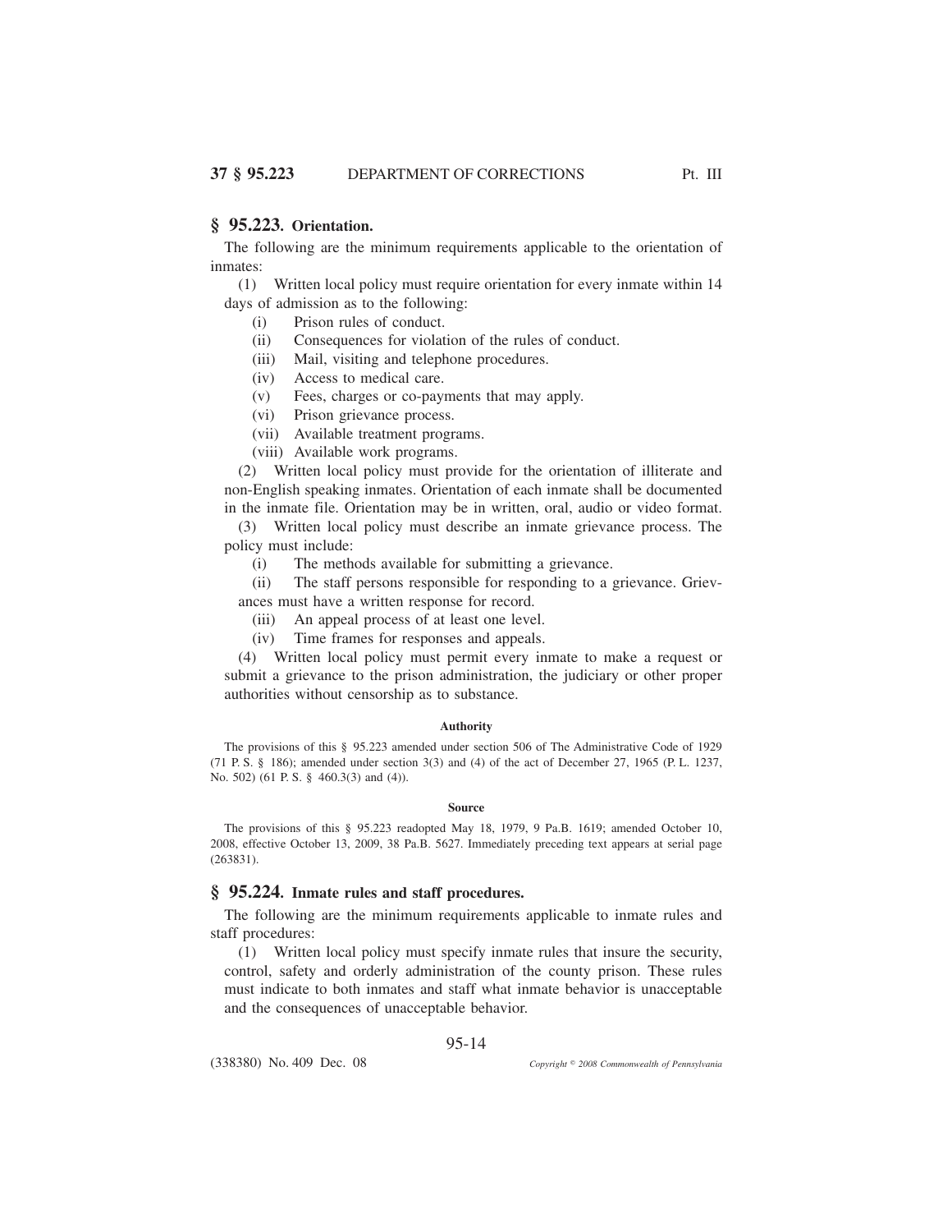## § 95.223. Orientation.

The following are the minimum requirements applicable to the orientation of inmates:

(1) Written local policy must require orientation for every inmate within 14 days of admission as to the following:

(i) Prison rules of conduct.

(ii) Consequences for violation of the rules of conduct.

(iii) Mail, visiting and telephone procedures.

(iv) Access to medical care.

(v) Fees, charges or co-payments that may apply.

(vi) Prison grievance process.

(vii) Available treatment programs.

(viii) Available work programs.

(2) Written local policy must provide for the orientation of illiterate and non-English speaking inmates. Orientation of each inmate shall be documented in the inmate file. Orientation may be in written, oral, audio or video format.

(3) Written local policy must describe an inmate grievance process. The policy must include:

(i) The methods available for submitting a grievance.

(ii) The staff persons responsible for responding to a grievance. Grievances must have a written response for record.

(iii) An appeal process of at least one level.

(iv) Time frames for responses and appeals.

(4) Written local policy must permit every inmate to make a request or submit a grievance to the prison administration, the judiciary or other proper authorities without censorship as to substance.

**Authority**

The provisions of this § 95.223 amended under section 506 of The Administrative Code of 1929 (71 P. S. § 186); amended under section 3(3) and (4) of the act of December 27, 1965 (P. L. 1237, No. 502) (61 P. S. § 460.3(3) and (4)).

**Source**

The provisions of this § 95.223 readopted May 18, 1979, 9 Pa.B. 1619; amended October 10, 2008, effective October 13, 2009, 38 Pa.B. 5627. Immediately preceding text appears at serial page (263831).

## § 95.224. Inmate rules and staff procedures.

The following are the minimum requirements applicable to inmate rules and staff procedures:

(1) Written local policy must specify inmate rules that insure the security, control, safety and orderly administration of the county prison. These rules must indicate to both inmates and staff what inmate behavior is unacceptable and the consequences of unacceptable behavior.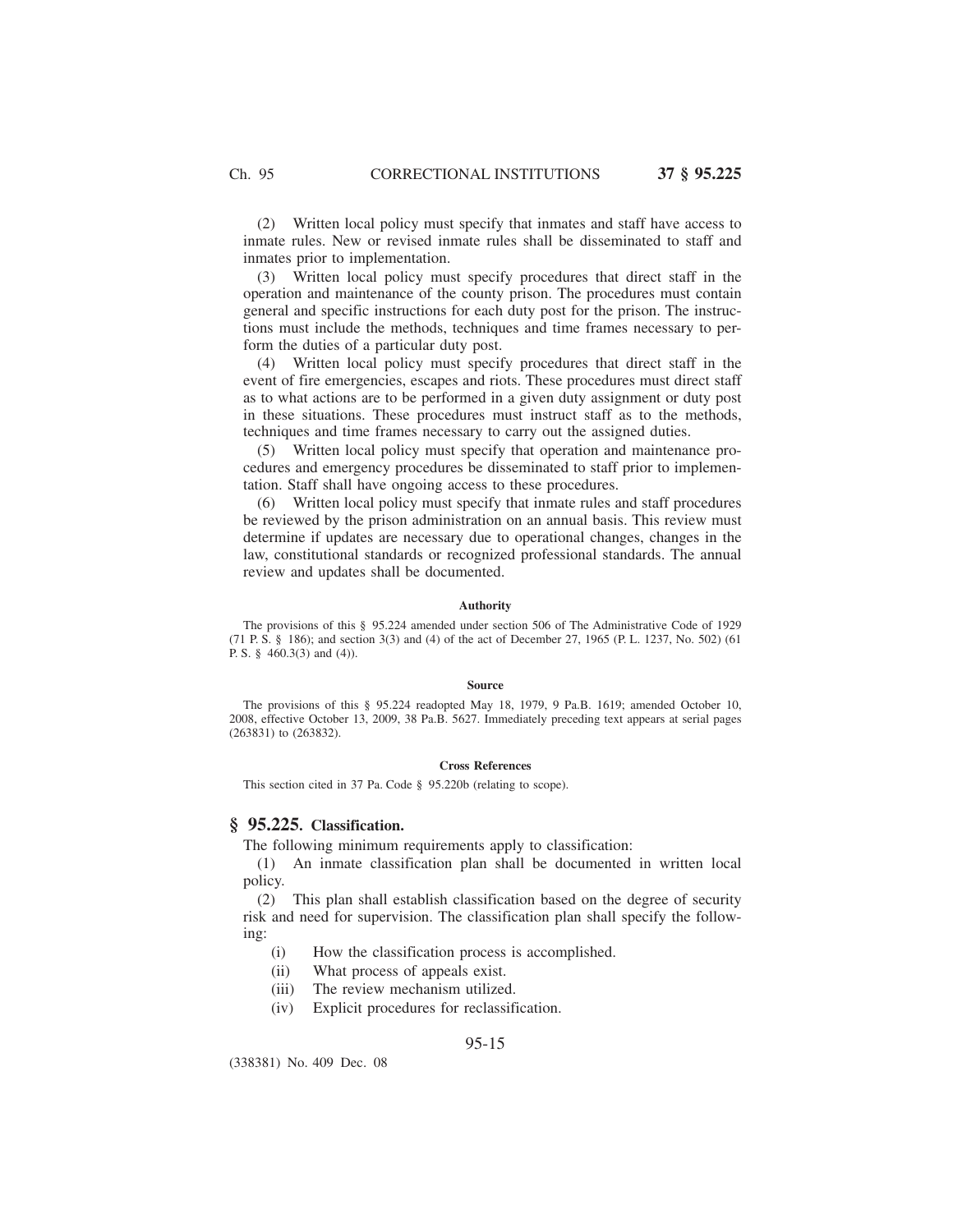(2) Written local policy must specify that inmates and staff have access to inmate rules. New or revised inmate rules shall be disseminated to staff and inmates prior to implementation.

(3) Written local policy must specify procedures that direct staff in the operation and maintenance of the county prison. The procedures must contain general and specific instructions for each duty post for the prison. The instructions must include the methods, techniques and time frames necessary to perform the duties of a particular duty post.

(4) Written local policy must specify procedures that direct staff in the event of fire emergencies, escapes and riots. These procedures must direct staff as to what actions are to be performed in a given duty assignment or duty post in these situations. These procedures must instruct staff as to the methods, techniques and time frames necessary to carry out the assigned duties.

(5) Written local policy must specify that operation and maintenance procedures and emergency procedures be disseminated to staff prior to implementation. Staff shall have ongoing access to these procedures.

(6) Written local policy must specify that inmate rules and staff procedures be reviewed by the prison administration on an annual basis. This review must determine if updates are necessary due to operational changes, changes in the law, constitutional standards or recognized professional standards. The annual review and updates shall be documented.

#### Authority

The provisions of this § 95.224 amended under section 506 of The Administrative Code of 1929 (71 P. S. § 186); and section 3(3) and (4) of the act of December 27, 1965 (P. L. 1237, No. 502) (61 P. S. § 460.3(3) and (4)).

#### Source

The provisions of this § 95.224 readopted May 18, 1979, 9 Pa.B. 1619; amended October 10, 2008, effective October 13, 2009, 38 Pa.B. 5627. Immediately preceding text appears at serial pages (263831) to (263832).

#### Cross References

This section cited in 37 Pa. Code § 95.220b (relating to scope).

## § 95.225. Classification.

The following minimum requirements apply to classification:

(1) An inmate classification plan shall be documented in written local policy.

(2) This plan shall establish classification based on the degree of security risk and need for supervision. The classification plan shall specify the following:

(i) How the classification process is accomplished.

(ii) What process of appeals exist.

(iii) The review mechanism utilized.

(iv) Explicit procedures for reclassification.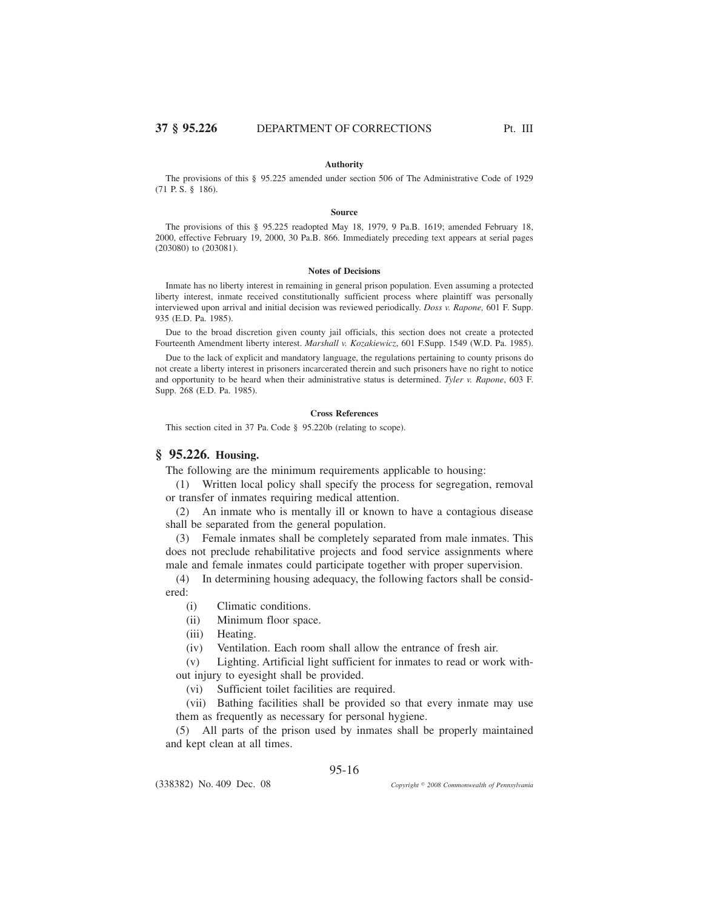#### Authority

The provisions of this § 95.225 amended under section 506 of The Administrative Code of 1929 (71 P. S. § 186).

#### Source

The provisions of this § 95.225 readopted May 18, 1979, 9 Pa.B. 1619; amended February 18, 2000, effective February 19, 2000, 30 Pa.B. 866. Immediately preceding text appears at serial pages (203080) to (203081).

#### Notes of Decisions

Inmate has no liberty interest in remaining in general prison population. Even assuming a protected liberty interest, inmate received constitutionally sufficient process where plaintiff was personally interviewed upon arrival and initial decision was reviewed periodically. *Doss v. Rapone,* 601 F. Supp. 935 (E.D. Pa. 1985).

Due to the broad discretion given county jail officials, this section does not create a protected Fourteenth Amendment liberty interest. *Marshall v. Kozakiewicz*, 601 F.Supp. 1549 (W.D. Pa. 1985).

Due to the lack of explicit and mandatory language, the regulations pertaining to county prisons do not create a liberty interest in prisoners incarcerated therein and such prisoners have no right to notice and opportunity to be heard when their administrative status is determined. *Tyler v. Rapone*, 603 F. Supp. 268 (E.D. Pa. 1985).

#### Cross References

This section cited in 37 Pa. Code § 95.220b (relating to scope).

## § 95.226. Housing.

The following are the minimum requirements applicable to housing:

(1) Written local policy shall specify the process for segregation, removal or transfer of inmates requiring medical attention.

(2) An inmate who is mentally ill or known to have a contagious disease shall be separated from the general population.

(3) Female inmates shall be completely separated from male inmates. This does not preclude rehabilitative projects and food service assignments where male and female inmates could participate together with proper supervision.

(4) In determining housing adequacy, the following factors shall be considered:

(i) Climatic conditions.

(ii) Minimum floor space.

(iii) Heating.

(iv) Ventilation. Each room shall allow the entrance of fresh air.

(v) Lighting. Artificial light sufficient for inmates to read or work without injury to eyesight shall be provided.

(vi) Sufficient toilet facilities are required.

(vii) Bathing facilities shall be provided so that every inmate may use them as frequently as necessary for personal hygiene.

(5) All parts of the prison used by inmates shall be properly maintained and kept clean at all times.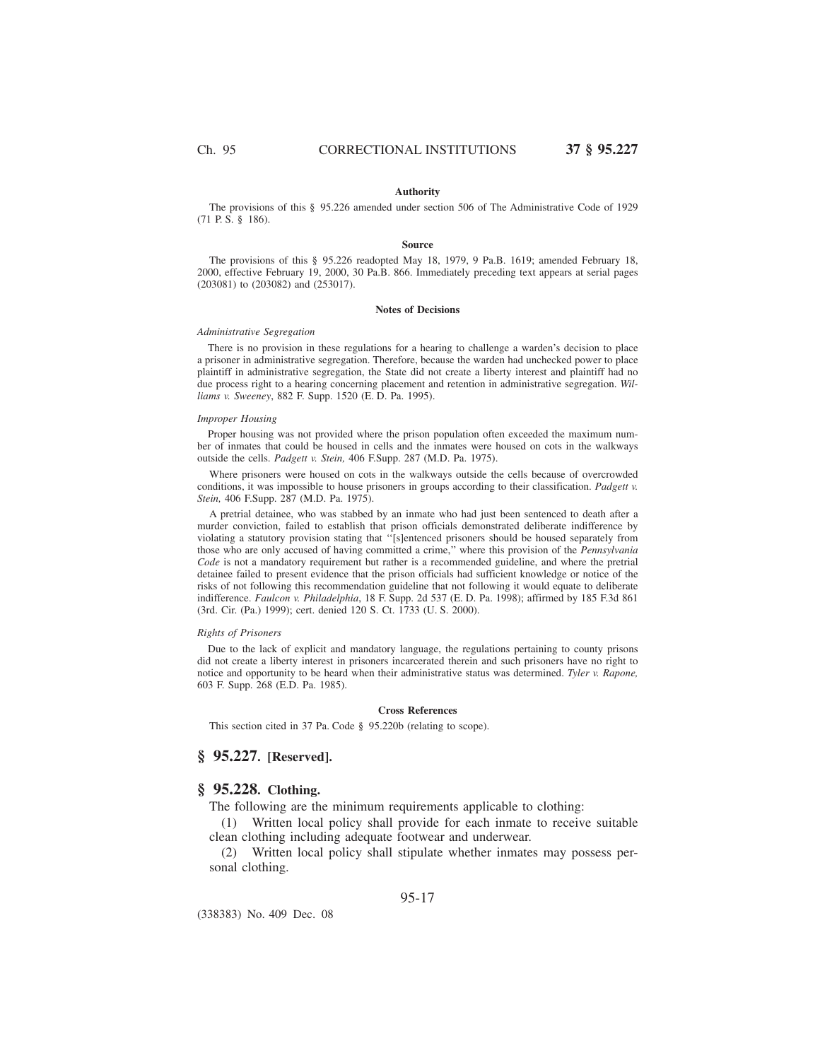#### Authority

The provisions of this § 95.226 amended under section 506 of The Administrative Code of 1929 (71 P. S. § 186).

#### Source

The provisions of this § 95.226 readopted May 18, 1979, 9 Pa.B. 1619; amended February 18, 2000, effective February 19, 2000, 30 Pa.B. 866. Immediately preceding text appears at serial pages (203081) to (203082) and (253017).

#### Notes of Decisions

*Administrative Segregation*

There is no provision in these regulations for a hearing to challenge a warden's decision to place a prisoner in administrative segregation. Therefore, because the warden had unchecked power to place plaintiff in administrative segregation, the State did not create a liberty interest and plaintiff had no due process right to a hearing concerning placement and retention in administrative segregation. *Williams v. Sweeney*, 882 F. Supp. 1520 (E. D. Pa. 1995).

*Improper Housing*

Proper housing was not provided where the prison population often exceeded the maximum number of inmates that could be housed in cells and the inmates were housed on cots in the walkways outside the cells. *Padgett v. Stein,* 406 F.Supp. 287 (M.D. Pa. 1975).

Where prisoners were housed on cots in the walkways outside the cells because of overcrowded conditions, it was impossible to house prisoners in groups according to their classification. *Padgett v. Stein,* 406 F.Supp. 287 (M.D. Pa. 1975).

A pretrial detainee, who was stabbed by an inmate who had just been sentenced to death after a murder conviction, failed to establish that prison officials demonstrated deliberate indifference by violating a statutory provision stating that ''[s]entenced prisoners should be housed separately from those who are only accused of having committed a crime,'' where this provision of the *Pennsylvania Code* is not a mandatory requirement but rather is a recommended guideline, and where the pretrial detainee failed to present evidence that the prison officials had sufficient knowledge or notice of the risks of not following this recommendation guideline that not following it would equate to deliberate indifference. *Faulcon v. Philadelphia*, 18 F. Supp. 2d 537 (E. D. Pa. 1998); affirmed by 185 F.3d 861 (3rd. Cir. (Pa.) 1999); cert. denied 120 S. Ct. 1733 (U. S. 2000).

*Rights of Prisoners*

Due to the lack of explicit and mandatory language, the regulations pertaining to county prisons did not create a liberty interest in prisoners incarcerated therein and such prisoners have no right to notice and opportunity to be heard when their administrative status was determined. *Tyler v. Rapone,* 603 F. Supp. 268 (E.D. Pa. 1985).

#### Cross References

This section cited in 37 Pa. Code § 95.220b (relating to scope).

## § 95.227. [Reserved].

## § 95.228. Clothing.

The following are the minimum requirements applicable to clothing:

(1) Written local policy shall provide for each inmate to receive suitable clean clothing including adequate footwear and underwear.

(2) Written local policy shall stipulate whether inmates may possess personal clothing.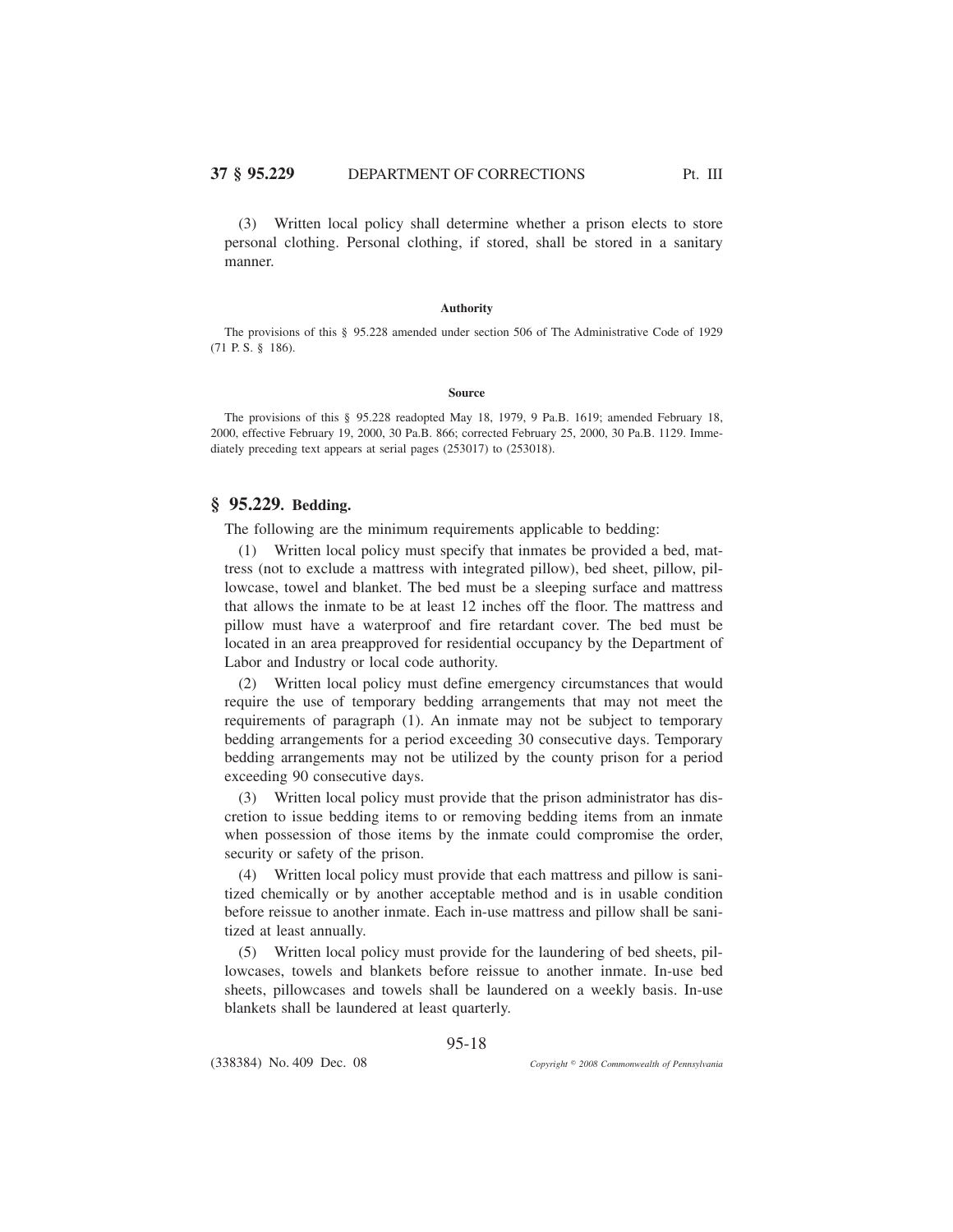(3) Written local policy shall determine whether a prison elects to store personal clothing. Personal clothing, if stored, shall be stored in a sanitary manner.

#### Authority

The provisions of this § 95.228 amended under section 506 of The Administrative Code of 1929 (71 P. S. § 186).

#### Source

The provisions of this § 95.228 readopted May 18, 1979, 9 Pa.B. 1619; amended February 18, 2000, effective February 19, 2000, 30 Pa.B. 866; corrected February 25, 2000, 30 Pa.B. 1129. Immediately preceding text appears at serial pages (253017) to (253018).

## § 95.229. Bedding.

The following are the minimum requirements applicable to bedding:

(1) Written local policy must specify that inmates be provided a bed, mattress (not to exclude a mattress with integrated pillow), bed sheet, pillow, pillowcase, towel and blanket. The bed must be a sleeping surface and mattress that allows the inmate to be at least 12 inches off the floor. The mattress and pillow must have a waterproof and fire retardant cover. The bed must be located in an area preapproved for residential occupancy by the Department of Labor and Industry or local code authority.

(2) Written local policy must define emergency circumstances that would require the use of temporary bedding arrangements that may not meet the requirements of paragraph (1). An inmate may not be subject to temporary bedding arrangements for a period exceeding 30 consecutive days. Temporary bedding arrangements may not be utilized by the county prison for a period exceeding 90 consecutive days.

(3) Written local policy must provide that the prison administrator has discretion to issue bedding items to or removing bedding items from an inmate when possession of those items by the inmate could compromise the order, security or safety of the prison.

(4) Written local policy must provide that each mattress and pillow is sanitized chemically or by another acceptable method and is in usable condition before reissue to another inmate. Each in-use mattress and pillow shall be sanitized at least annually.

(5) Written local policy must provide for the laundering of bed sheets, pillowcases, towels and blankets before reissue to another inmate. In-use bed sheets, pillowcases and towels shall be laundered on a weekly basis. In-use blankets shall be laundered at least quarterly.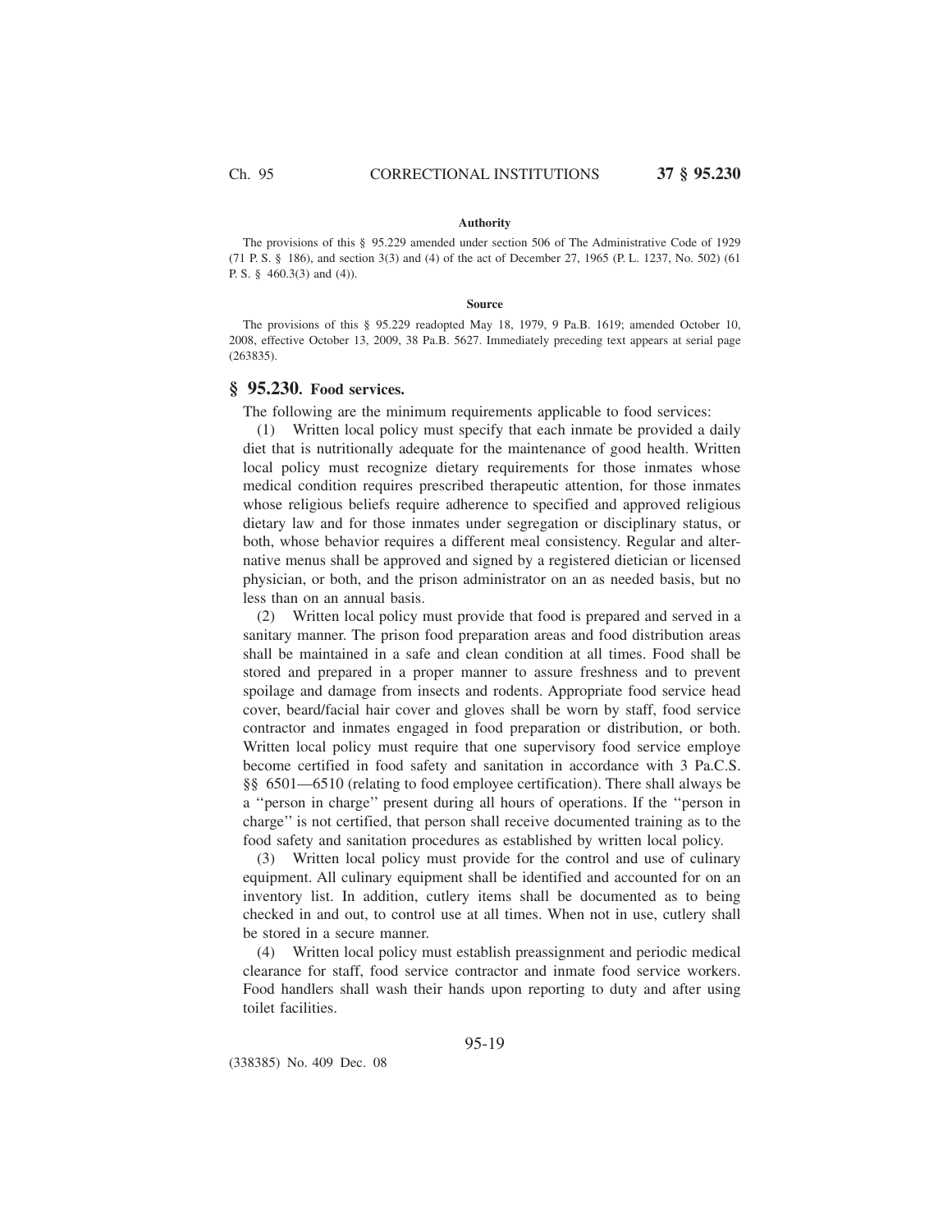#### Authority

The provisions of this § 95.229 amended under section 506 of The Administrative Code of 1929 (71 P. S. § 186), and section 3(3) and (4) of the act of December 27, 1965 (P. L. 1237, No. 502) (61 P. S. § 460.3(3) and (4)).

#### Source

The provisions of this § 95.229 readopted May 18, 1979, 9 Pa.B. 1619; amended October 10, 2008, effective October 13, 2009, 38 Pa.B. 5627. Immediately preceding text appears at serial page (263835).

## § 95.230. Food services.

The following are the minimum requirements applicable to food services:

(1) Written local policy must specify that each inmate be provided a daily diet that is nutritionally adequate for the maintenance of good health. Written local policy must recognize dietary requirements for those inmates whose medical condition requires prescribed therapeutic attention, for those inmates whose religious beliefs require adherence to specified and approved religious dietary law and for those inmates under segregation or disciplinary status, or both, whose behavior requires a different meal consistency. Regular and alternative menus shall be approved and signed by a registered dietician or licensed physician, or both, and the prison administrator on an as needed basis, but no less than on an annual basis.

(2) Written local policy must provide that food is prepared and served in a sanitary manner. The prison food preparation areas and food distribution areas shall be maintained in a safe and clean condition at all times. Food shall be stored and prepared in a proper manner to assure freshness and to prevent spoilage and damage from insects and rodents. Appropriate food service head cover, beard/facial hair cover and gloves shall be worn by staff, food service contractor and inmates engaged in food preparation or distribution, or both. Written local policy must require that one supervisory food service employe become certified in food safety and sanitation in accordance with 3 Pa.C.S. §§ 6501—6510 (relating to food employee certification). There shall always be a ''person in charge'' present during all hours of operations. If the ''person in charge'' is not certified, that person shall receive documented training as to the food safety and sanitation procedures as established by written local policy.

(3) Written local policy must provide for the control and use of culinary equipment. All culinary equipment shall be identified and accounted for on an inventory list. In addition, cutlery items shall be documented as to being checked in and out, to control use at all times. When not in use, cutlery shall be stored in a secure manner.

(4) Written local policy must establish preassignment and periodic medical clearance for staff, food service contractor and inmate food service workers. Food handlers shall wash their hands upon reporting to duty and after using toilet facilities.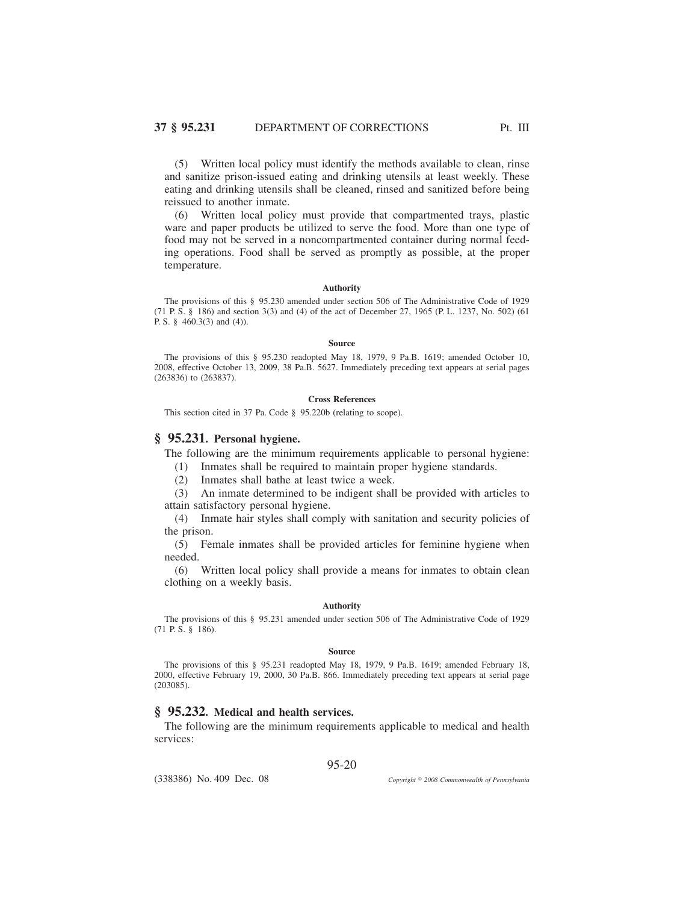(5) Written local policy must identify the methods available to clean, rinse and sanitize prison-issued eating and drinking utensils at least weekly. These eating and drinking utensils shall be cleaned, rinsed and sanitized before being reissued to another inmate.

(6) Written local policy must provide that compartmented trays, plastic ware and paper products be utilized to serve the food. More than one type of food may not be served in a noncompartmented container during normal feeding operations. Food shall be served as promptly as possible, at the proper temperature.

**Authority**

The provisions of this § 95.230 amended under section 506 of The Administrative Code of 1929 (71 P. S. § 186) and section 3(3) and (4) of the act of December 27, 1965 (P. L. 1237, No. 502) (61 P. S. § 460.3(3) and (4)).

**Source**

The provisions of this § 95.230 readopted May 18, 1979, 9 Pa.B. 1619; amended October 10, 2008, effective October 13, 2009, 38 Pa.B. 5627. Immediately preceding text appears at serial pages (263836) to (263837).

**Cross References**

This section cited in 37 Pa. Code § 95.220b (relating to scope).

## § 95.231. Personal hygiene.

The following are the minimum requirements applicable to personal hygiene:

(1) Inmates shall be required to maintain proper hygiene standards.

(2) Inmates shall bathe at least twice a week.

(3) An inmate determined to be indigent shall be provided with articles to attain satisfactory personal hygiene.

(4) Inmate hair styles shall comply with sanitation and security policies of the prison.

(5) Female inmates shall be provided articles for feminine hygiene when needed.

(6) Written local policy shall provide a means for inmates to obtain clean clothing on a weekly basis.

**Authority**

The provisions of this § 95.231 amended under section 506 of The Administrative Code of 1929 (71 P. S. § 186).

**Source**

The provisions of this § 95.231 readopted May 18, 1979, 9 Pa.B. 1619; amended February 18, 2000, effective February 19, 2000, 30 Pa.B. 866. Immediately preceding text appears at serial page (203085).

## § 95.232. Medical and health services.

The following are the minimum requirements applicable to medical and health services: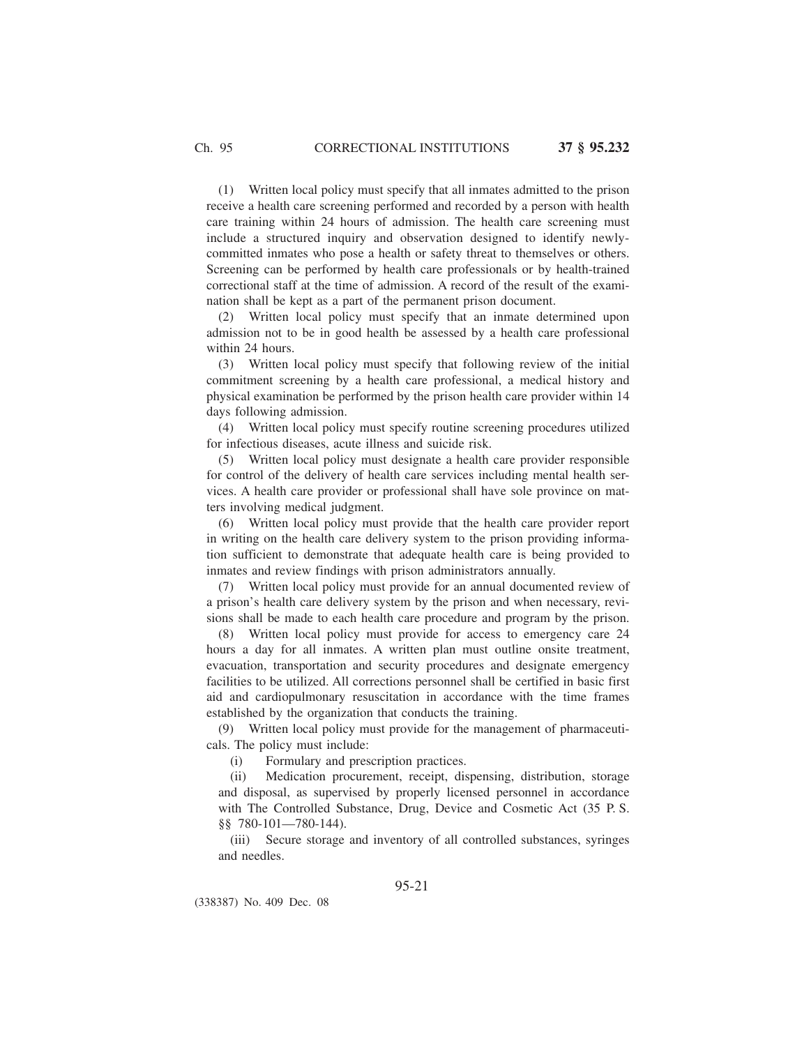(1) Written local policy must specify that all inmates admitted to the prison receive a health care screening performed and recorded by a person with health care training within 24 hours of admission. The health care screening must include a structured inquiry and observation designed to identify newly-committed inmates who pose a health or safety threat to themselves or others. Screening can be performed by health care professionals or by health-trained correctional staff at the time of admission. A record of the result of the examination shall be kept as a part of the permanent prison document.

(2) Written local policy must specify that an inmate determined upon admission not to be in good health be assessed by a health care professional within 24 hours.

(3) Written local policy must specify that following review of the initial commitment screening by a health care professional, a medical history and physical examination be performed by the prison health care provider within 14 days following admission.

(4) Written local policy must specify routine screening procedures utilized for infectious diseases, acute illness and suicide risk.

(5) Written local policy must designate a health care provider responsible for control of the delivery of health care services including mental health services. A health care provider or professional shall have sole province on matters involving medical judgment.

(6) Written local policy must provide that the health care provider report in writing on the health care delivery system to the prison providing information sufficient to demonstrate that adequate health care is being provided to inmates and review findings with prison administrators annually.

(7) Written local policy must provide for an annual documented review of a prison's health care delivery system by the prison and when necessary, revisions shall be made to each health care procedure and program by the prison.

(8) Written local policy must provide for access to emergency care 24 hours a day for all inmates. A written plan must outline onsite treatment, evacuation, transportation and security procedures and designate emergency facilities to be utilized. All corrections personnel shall be certified in basic first aid and cardiopulmonary resuscitation in accordance with the time frames established by the organization that conducts the training.

(9) Written local policy must provide for the management of pharmaceuticals. The policy must include:

(i) Formulary and prescription practices.

(ii) Medication procurement, receipt, dispensing, distribution, storage and disposal, as supervised by properly licensed personnel in accordance with The Controlled Substance, Drug, Device and Cosmetic Act (35 P. S. §§ 780-101—780-144).

(iii) Secure storage and inventory of all controlled substances, syringes and needles.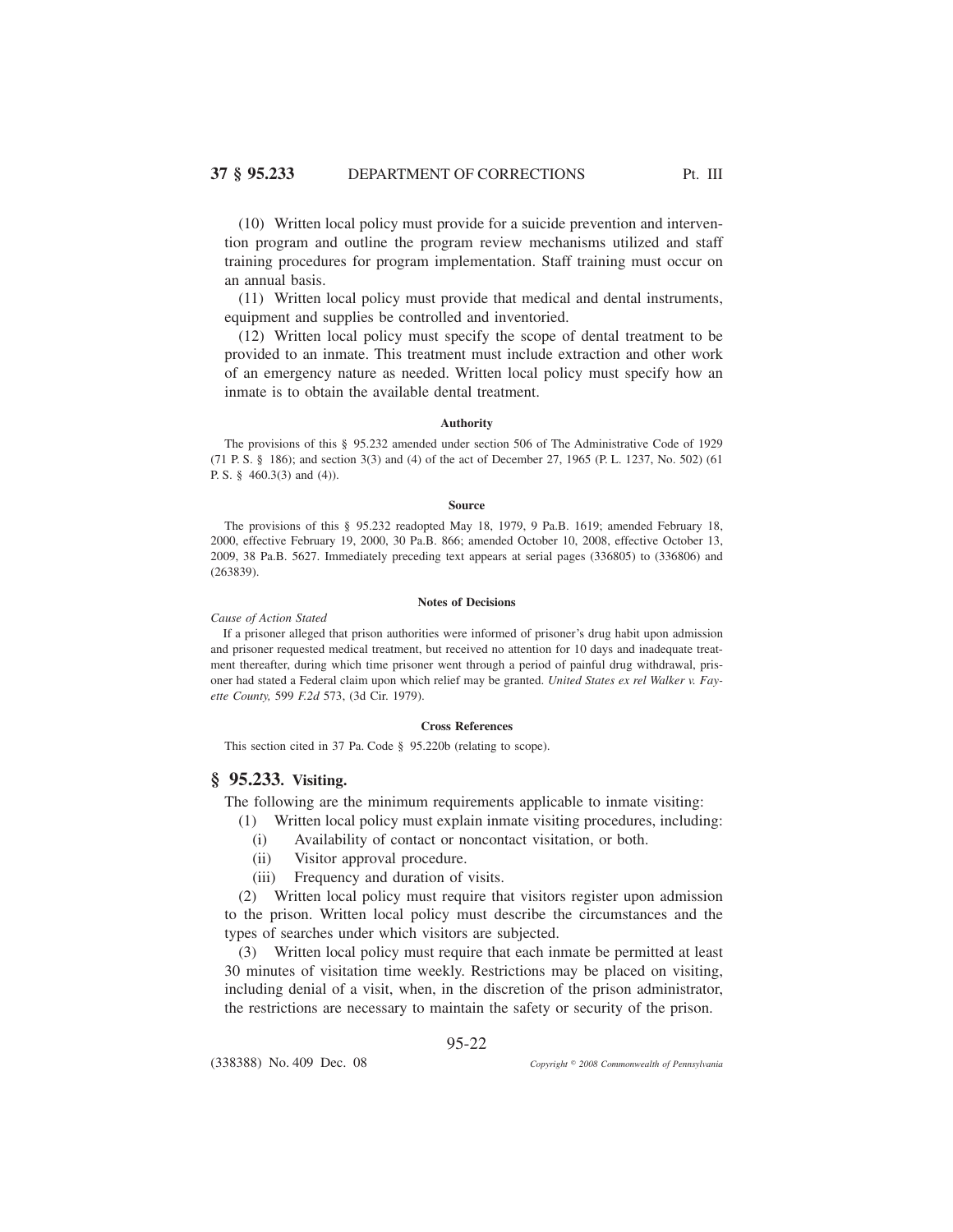(10) Written local policy must provide for a suicide prevention and intervention program and outline the program review mechanisms utilized and staff training procedures for program implementation. Staff training must occur on an annual basis.

(11) Written local policy must provide that medical and dental instruments, equipment and supplies be controlled and inventoried.

(12) Written local policy must specify the scope of dental treatment to be provided to an inmate. This treatment must include extraction and other work of an emergency nature as needed. Written local policy must specify how an inmate is to obtain the available dental treatment.

#### Authority

The provisions of this § 95.232 amended under section 506 of The Administrative Code of 1929 (71 P. S. § 186); and section 3(3) and (4) of the act of December 27, 1965 (P. L. 1237, No. 502) (61 P. S. § 460.3(3) and (4)).

#### Source

The provisions of this § 95.232 readopted May 18, 1979, 9 Pa.B. 1619; amended February 18, 2000, effective February 19, 2000, 30 Pa.B. 866; amended October 10, 2008, effective October 13, 2009, 38 Pa.B. 5627. Immediately preceding text appears at serial pages (336805) to (336806) and (263839).

#### Notes of Decisions

*Cause of Action Stated*

If a prisoner alleged that prison authorities were informed of prisoner's drug habit upon admission and prisoner requested medical treatment, but received no attention for 10 days and inadequate treatment thereafter, during which time prisoner went through a period of painful drug withdrawal, prisoner had stated a Federal claim upon which relief may be granted. *United States ex rel Walker v. Fayette County,* 599 *F.2d* 573, (3d Cir. 1979).

#### Cross References

This section cited in 37 Pa. Code § 95.220b (relating to scope).

## § 95.233. Visiting.

The following are the minimum requirements applicable to inmate visiting:

(1) Written local policy must explain inmate visiting procedures, including:

(i) Availability of contact or noncontact visitation, or both.

(ii) Visitor approval procedure.

(iii) Frequency and duration of visits.

(2) Written local policy must require that visitors register upon admission to the prison. Written local policy must describe the circumstances and the types of searches under which visitors are subjected.

(3) Written local policy must require that each inmate be permitted at least 30 minutes of visitation time weekly. Restrictions may be placed on visiting, including denial of a visit, when, in the discretion of the prison administrator, the restrictions are necessary to maintain the safety or security of the prison.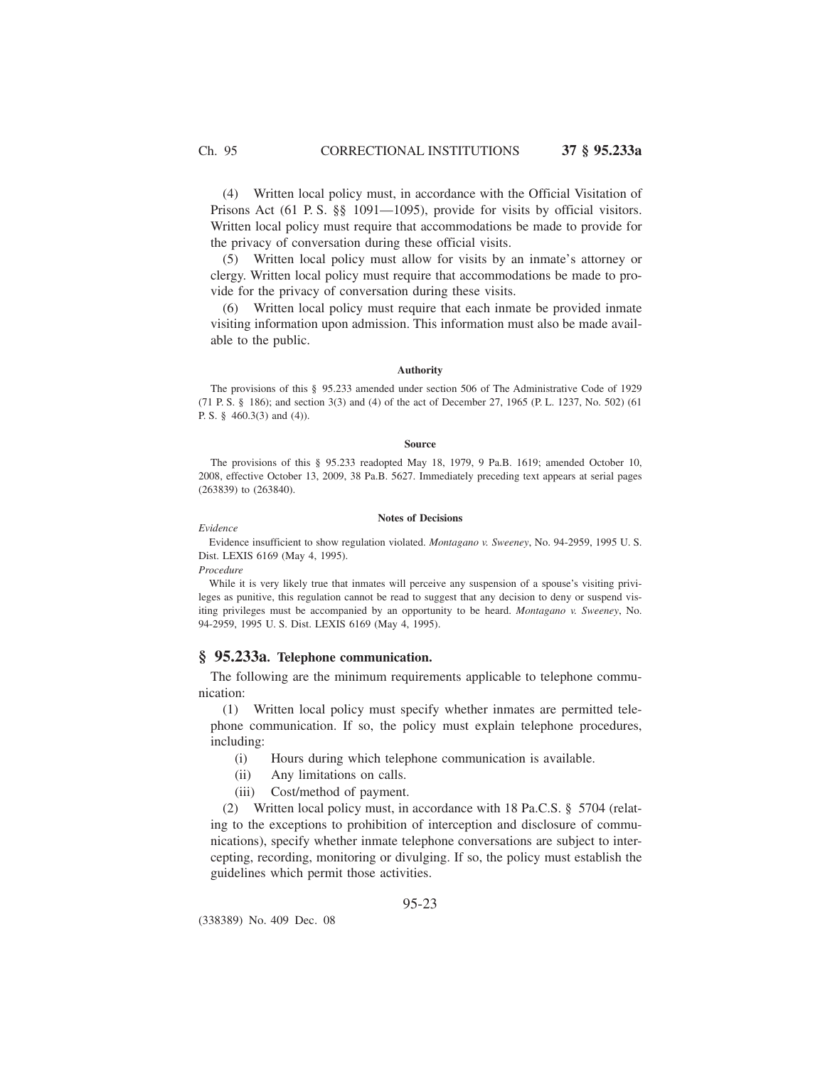(4) Written local policy must, in accordance with the Official Visitation of Prisons Act (61 P. S. §§ 1091—1095), provide for visits by official visitors. Written local policy must require that accommodations be made to provide for the privacy of conversation during these official visits.

(5) Written local policy must allow for visits by an inmate's attorney or clergy. Written local policy must require that accommodations be made to provide for the privacy of conversation during these visits.

(6) Written local policy must require that each inmate be provided inmate visiting information upon admission. This information must also be made available to the public.

#### Authority

The provisions of this § 95.233 amended under section 506 of The Administrative Code of 1929 (71 P. S. § 186); and section 3(3) and (4) of the act of December 27, 1965 (P. L. 1237, No. 502) (61 P. S. § 460.3(3) and (4)).

#### Source

The provisions of this § 95.233 readopted May 18, 1979, 9 Pa.B. 1619; amended October 10, 2008, effective October 13, 2009, 38 Pa.B. 5627. Immediately preceding text appears at serial pages (263839) to (263840).

#### Notes of Decisions

*Evidence*

Evidence insufficient to show regulation violated. *Montagano v. Sweeney*, No. 94-2959, 1995 U. S. Dist. LEXIS 6169 (May 4, 1995).

*Procedure*

While it is very likely true that inmates will perceive any suspension of a spouse's visiting privileges as punitive, this regulation cannot be read to suggest that any decision to deny or suspend visiting privileges must be accompanied by an opportunity to be heard. *Montagano v. Sweeney*, No. 94-2959, 1995 U. S. Dist. LEXIS 6169 (May 4, 1995).

## § 95.233a. Telephone communication.

The following are the minimum requirements applicable to telephone communication:

(1) Written local policy must specify whether inmates are permitted telephone communication. If so, the policy must explain telephone procedures, including:

(i) Hours during which telephone communication is available.

(ii) Any limitations on calls.

(iii) Cost/method of payment.

(2) Written local policy must, in accordance with 18 Pa.C.S. § 5704 (relating to the exceptions to prohibition of interception and disclosure of communications), specify whether inmate telephone conversations are subject to intercepting, recording, monitoring or divulging. If so, the policy must establish the guidelines which permit those activities.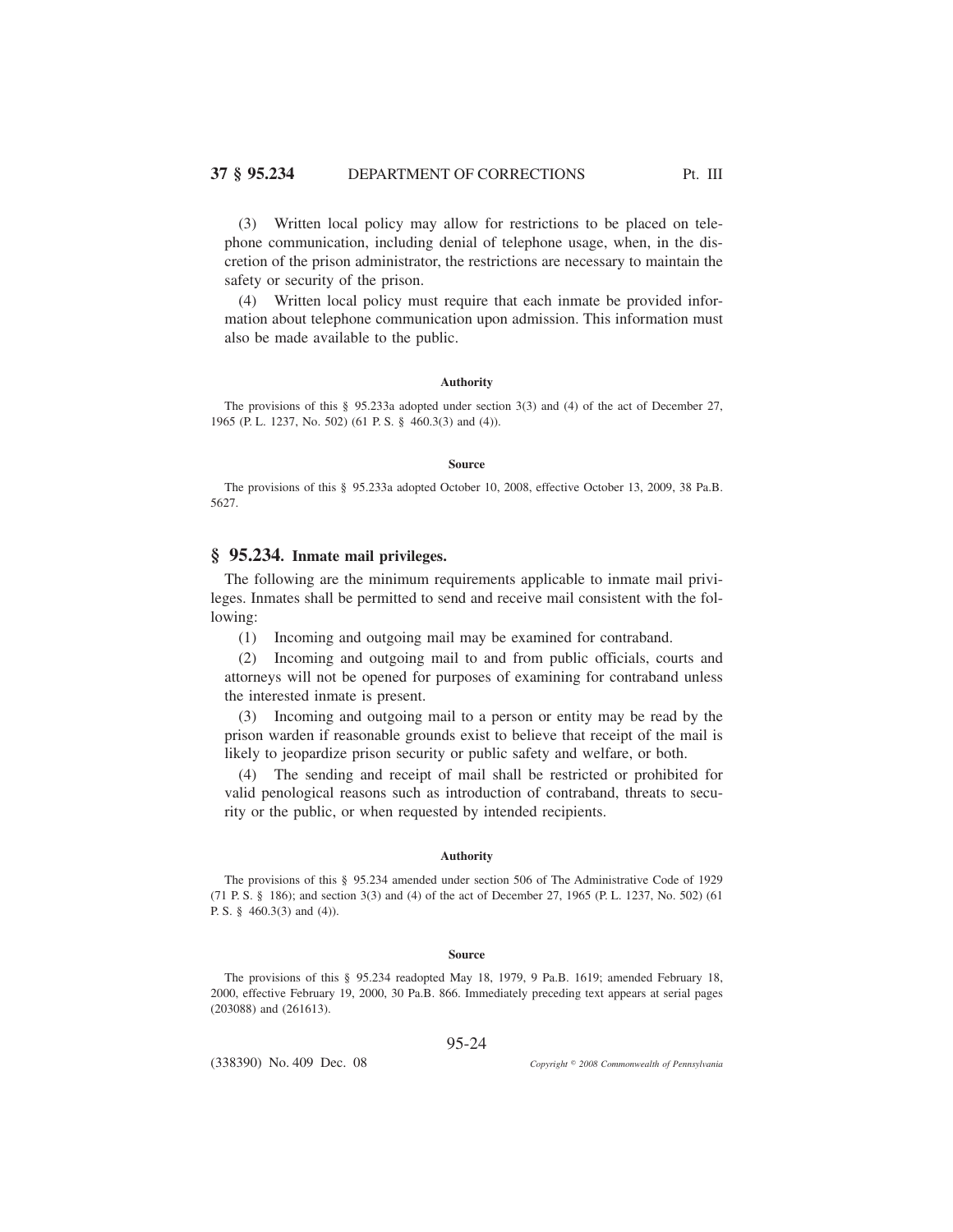(3) Written local policy may allow for restrictions to be placed on telephone communication, including denial of telephone usage, when, in the discretion of the prison administrator, the restrictions are necessary to maintain the safety or security of the prison.

(4) Written local policy must require that each inmate be provided information about telephone communication upon admission. This information must also be made available to the public.

**Authority**

The provisions of this § 95.233a adopted under section 3(3) and (4) of the act of December 27, 1965 (P. L. 1237, No. 502) (61 P. S. § 460.3(3) and (4)).

**Source**

The provisions of this § 95.233a adopted October 10, 2008, effective October 13, 2009, 38 Pa.B. 5627.

## § 95.234. Inmate mail privileges.

The following are the minimum requirements applicable to inmate mail privileges. Inmates shall be permitted to send and receive mail consistent with the following:

(1) Incoming and outgoing mail may be examined for contraband.

(2) Incoming and outgoing mail to and from public officials, courts and attorneys will not be opened for purposes of examining for contraband unless the interested inmate is present.

(3) Incoming and outgoing mail to a person or entity may be read by the prison warden if reasonable grounds exist to believe that receipt of the mail is likely to jeopardize prison security or public safety and welfare, or both.

(4) The sending and receipt of mail shall be restricted or prohibited for valid penological reasons such as introduction of contraband, threats to security or the public, or when requested by intended recipients.

**Authority**

The provisions of this § 95.234 amended under section 506 of The Administrative Code of 1929 (71 P. S. § 186); and section 3(3) and (4) of the act of December 27, 1965 (P. L. 1237, No. 502) (61 P. S. § 460.3(3) and (4)).

**Source**

The provisions of this § 95.234 readopted May 18, 1979, 9 Pa.B. 1619; amended February 18, 2000, effective February 19, 2000, 30 Pa.B. 866. Immediately preceding text appears at serial pages (203088) and (261613).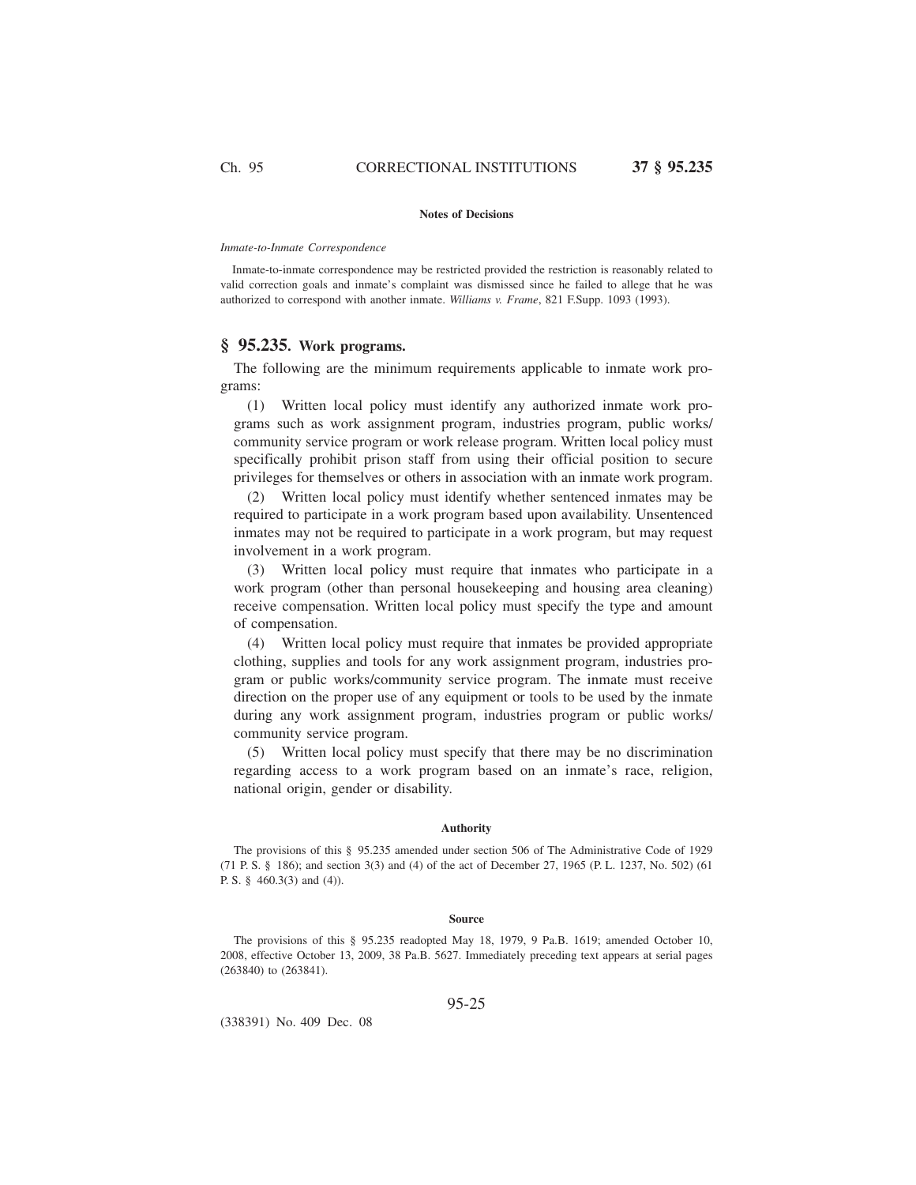#### Notes of Decisions

*Inmate-to-Inmate Correspondence*

Inmate-to-inmate correspondence may be restricted provided the restriction is reasonably related to valid correction goals and inmate's complaint was dismissed since he failed to allege that he was authorized to correspond with another inmate. *Williams v. Frame*, 821 F.Supp. 1093 (1993).

## § 95.235. Work programs.

The following are the minimum requirements applicable to inmate work programs:

(1) Written local policy must identify any authorized inmate work programs such as work assignment program, industries program, public works/community service program or work release program. Written local policy must specifically prohibit prison staff from using their official position to secure privileges for themselves or others in association with an inmate work program.

(2) Written local policy must identify whether sentenced inmates may be required to participate in a work program based upon availability. Unsentenced inmates may not be required to participate in a work program, but may request involvement in a work program.

(3) Written local policy must require that inmates who participate in a work program (other than personal housekeeping and housing area cleaning) receive compensation. Written local policy must specify the type and amount of compensation.

(4) Written local policy must require that inmates be provided appropriate clothing, supplies and tools for any work assignment program, industries program or public works/community service program. The inmate must receive direction on the proper use of any equipment or tools to be used by the inmate during any work assignment program, industries program or public works/community service program.

(5) Written local policy must specify that there may be no discrimination regarding access to a work program based on an inmate's race, religion, national origin, gender or disability.

#### Authority

The provisions of this § 95.235 amended under section 506 of The Administrative Code of 1929 (71 P. S. § 186); and section 3(3) and (4) of the act of December 27, 1965 (P. L. 1237, No. 502) (61 P. S. § 460.3(3) and (4)).

#### Source

The provisions of this § 95.235 readopted May 18, 1979, 9 Pa.B. 1619; amended October 10, 2008, effective October 13, 2009, 38 Pa.B. 5627. Immediately preceding text appears at serial pages (263840) to (263841).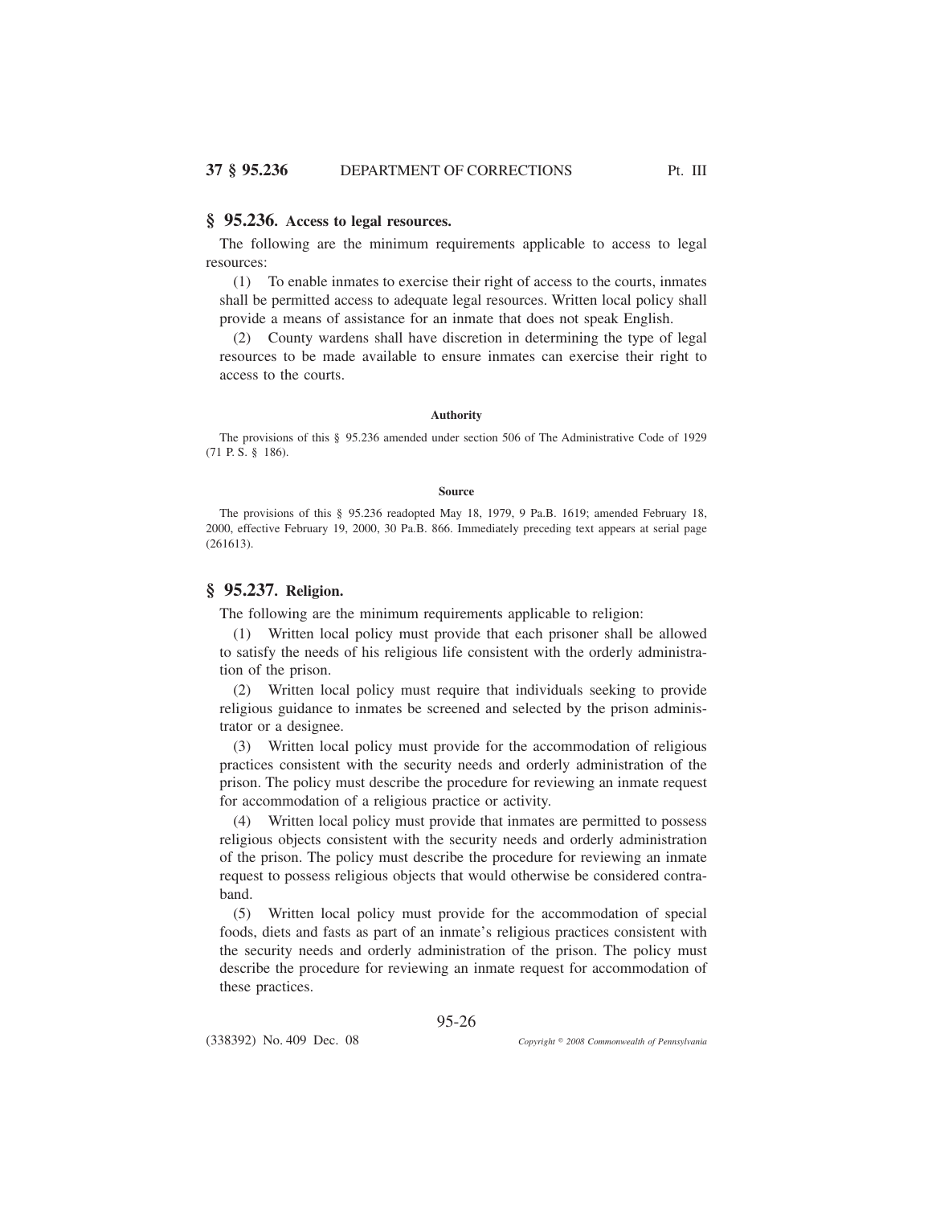## § 95.236. Access to legal resources.

The following are the minimum requirements applicable to access to legal resources:

(1) To enable inmates to exercise their right of access to the courts, inmates shall be permitted access to adequate legal resources. Written local policy shall provide a means of assistance for an inmate that does not speak English.

(2) County wardens shall have discretion in determining the type of legal resources to be made available to ensure inmates can exercise their right to access to the courts.

#### Authority

The provisions of this § 95.236 amended under section 506 of The Administrative Code of 1929 (71 P. S. § 186).

#### Source

The provisions of this § 95.236 readopted May 18, 1979, 9 Pa.B. 1619; amended February 18, 2000, effective February 19, 2000, 30 Pa.B. 866. Immediately preceding text appears at serial page (261613).

## § 95.237. Religion.

The following are the minimum requirements applicable to religion:

(1) Written local policy must provide that each prisoner shall be allowed to satisfy the needs of his religious life consistent with the orderly administration of the prison.

(2) Written local policy must require that individuals seeking to provide religious guidance to inmates be screened and selected by the prison administrator or a designee.

(3) Written local policy must provide for the accommodation of religious practices consistent with the security needs and orderly administration of the prison. The policy must describe the procedure for reviewing an inmate request for accommodation of a religious practice or activity.

(4) Written local policy must provide that inmates are permitted to possess religious objects consistent with the security needs and orderly administration of the prison. The policy must describe the procedure for reviewing an inmate request to possess religious objects that would otherwise be considered contraband.

(5) Written local policy must provide for the accommodation of special foods, diets and fasts as part of an inmate's religious practices consistent with the security needs and orderly administration of the prison. The policy must describe the procedure for reviewing an inmate request for accommodation of these practices.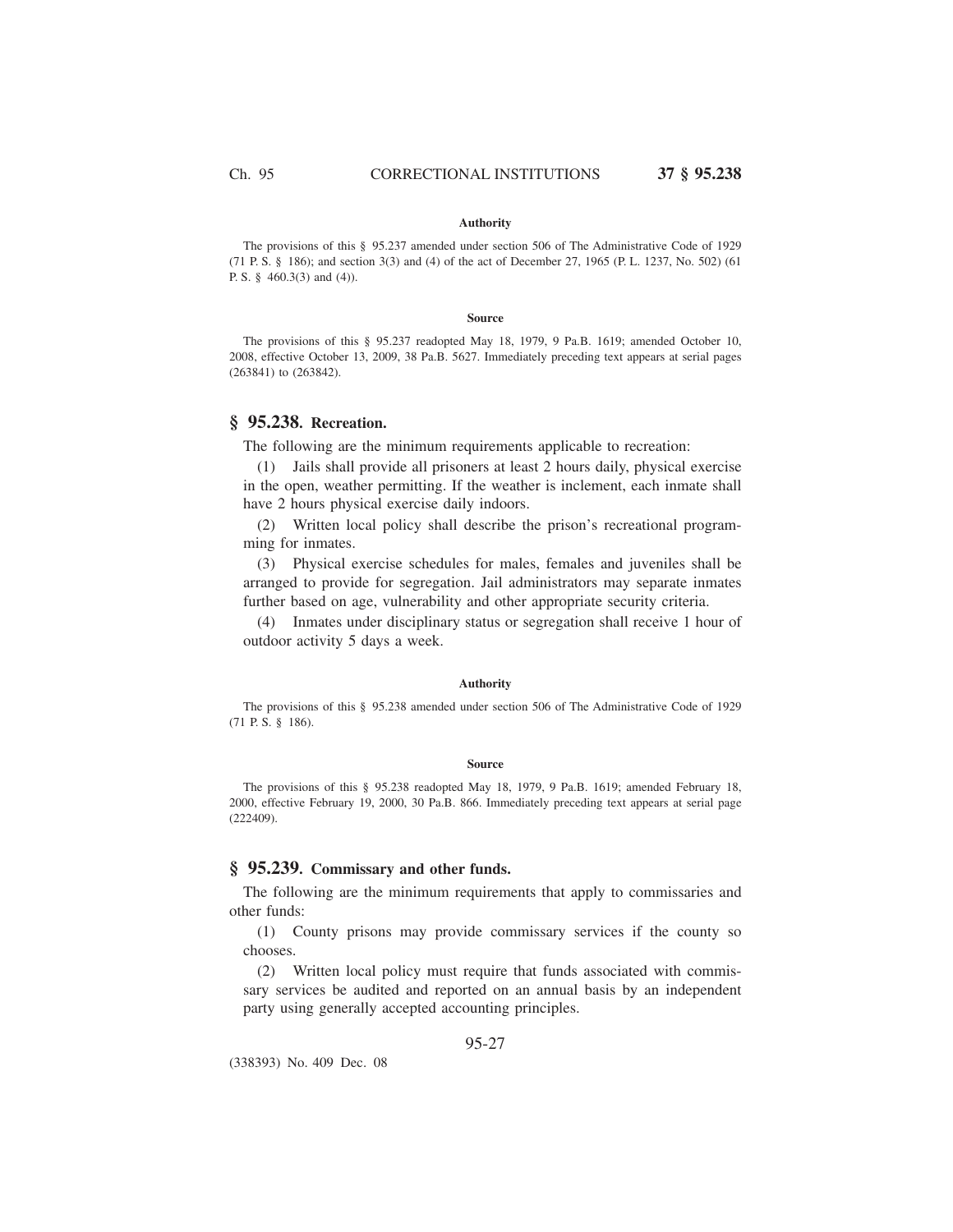#### Authority

The provisions of this § 95.237 amended under section 506 of The Administrative Code of 1929 (71 P. S. § 186); and section 3(3) and (4) of the act of December 27, 1965 (P. L. 1237, No. 502) (61 P. S. § 460.3(3) and (4)).

#### Source

The provisions of this § 95.237 readopted May 18, 1979, 9 Pa.B. 1619; amended October 10, 2008, effective October 13, 2009, 38 Pa.B. 5627. Immediately preceding text appears at serial pages (263841) to (263842).

## § 95.238. Recreation.

The following are the minimum requirements applicable to recreation:

(1) Jails shall provide all prisoners at least 2 hours daily, physical exercise in the open, weather permitting. If the weather is inclement, each inmate shall have 2 hours physical exercise daily indoors.

(2) Written local policy shall describe the prison's recreational programming for inmates.

(3) Physical exercise schedules for males, females and juveniles shall be arranged to provide for segregation. Jail administrators may separate inmates further based on age, vulnerability and other appropriate security criteria.

(4) Inmates under disciplinary status or segregation shall receive 1 hour of outdoor activity 5 days a week.

#### Authority

The provisions of this § 95.238 amended under section 506 of The Administrative Code of 1929 (71 P. S. § 186).

#### Source

The provisions of this § 95.238 readopted May 18, 1979, 9 Pa.B. 1619; amended February 18, 2000, effective February 19, 2000, 30 Pa.B. 866. Immediately preceding text appears at serial page (222409).

## § 95.239. Commissary and other funds.

The following are the minimum requirements that apply to commissaries and other funds:

(1) County prisons may provide commissary services if the county so chooses.

(2) Written local policy must require that funds associated with commissary services be audited and reported on an annual basis by an independent party using generally accepted accounting principles.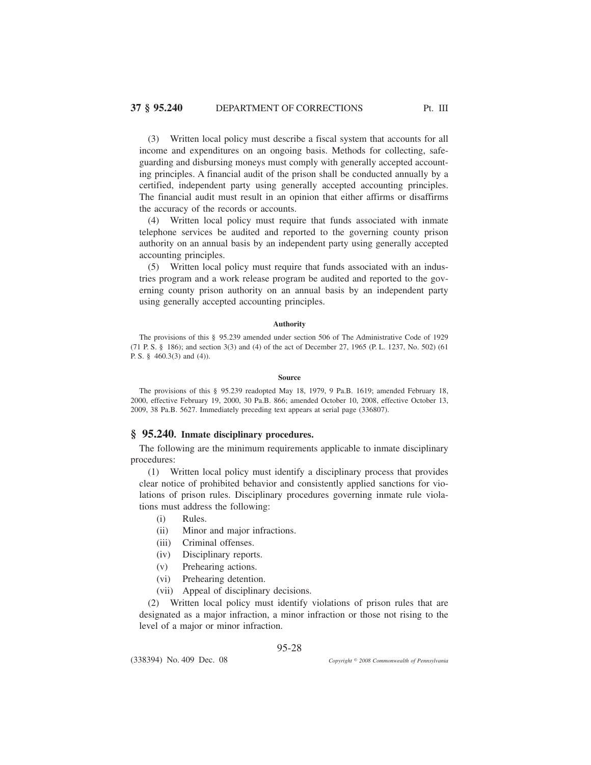(3) Written local policy must describe a fiscal system that accounts for all income and expenditures on an ongoing basis. Methods for collecting, safeguarding and disbursing moneys must comply with generally accepted accounting principles. A financial audit of the prison shall be conducted annually by a certified, independent party using generally accepted accounting principles. The financial audit must result in an opinion that either affirms or disaffirms the accuracy of the records or accounts.

(4) Written local policy must require that funds associated with inmate telephone services be audited and reported to the governing county prison authority on an annual basis by an independent party using generally accepted accounting principles.

(5) Written local policy must require that funds associated with an industries program and a work release program be audited and reported to the governing county prison authority on an annual basis by an independent party using generally accepted accounting principles.

**Authority**

The provisions of this § 95.239 amended under section 506 of The Administrative Code of 1929 (71 P. S. § 186); and section 3(3) and (4) of the act of December 27, 1965 (P. L. 1237, No. 502) (61 P. S. § 460.3(3) and (4)).

**Source**

The provisions of this § 95.239 readopted May 18, 1979, 9 Pa.B. 1619; amended February 18, 2000, effective February 19, 2000, 30 Pa.B. 866; amended October 10, 2008, effective October 13, 2009, 38 Pa.B. 5627. Immediately preceding text appears at serial page (336807).

## § 95.240. Inmate disciplinary procedures.

The following are the minimum requirements applicable to inmate disciplinary procedures:

(1) Written local policy must identify a disciplinary process that provides clear notice of prohibited behavior and consistently applied sanctions for violations of prison rules. Disciplinary procedures governing inmate rule violations must address the following:

- (i) Rules.
- (ii) Minor and major infractions.
- (iii) Criminal offenses.
- (iv) Disciplinary reports.
- (v) Prehearing actions.
- (vi) Prehearing detention.
- (vii) Appeal of disciplinary decisions.

(2) Written local policy must identify violations of prison rules that are designated as a major infraction, a minor infraction or those not rising to the level of a major or minor infraction.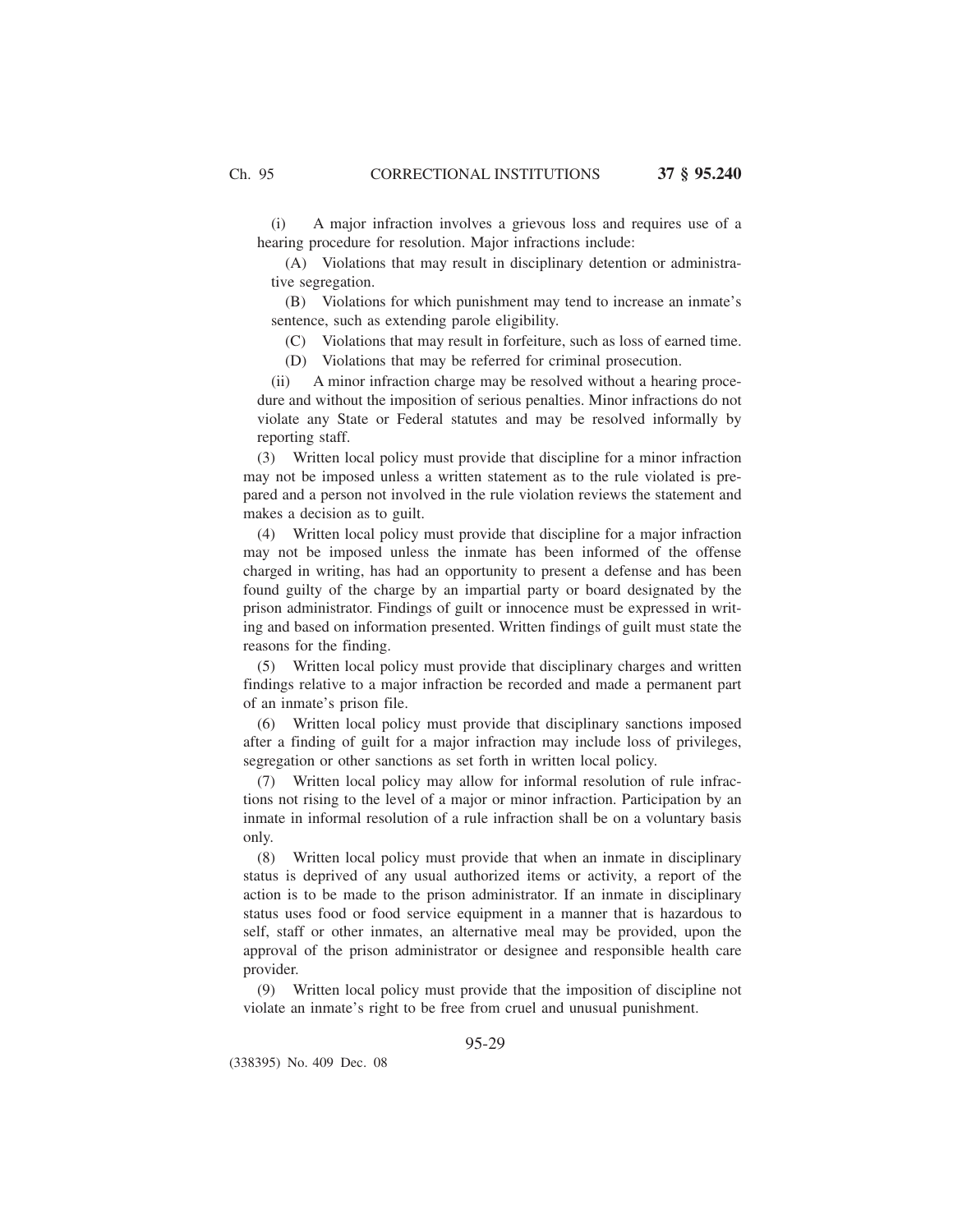(i) A major infraction involves a grievous loss and requires use of a hearing procedure for resolution. Major infractions include:

(A) Violations that may result in disciplinary detention or administrative segregation.

(B) Violations for which punishment may tend to increase an inmate's sentence, such as extending parole eligibility.

(C) Violations that may result in forfeiture, such as loss of earned time.

(D) Violations that may be referred for criminal prosecution.

(ii) A minor infraction charge may be resolved without a hearing procedure and without the imposition of serious penalties. Minor infractions do not violate any State or Federal statutes and may be resolved informally by reporting staff.

(3) Written local policy must provide that discipline for a minor infraction may not be imposed unless a written statement as to the rule violated is prepared and a person not involved in the rule violation reviews the statement and makes a decision as to guilt.

(4) Written local policy must provide that discipline for a major infraction may not be imposed unless the inmate has been informed of the offense charged in writing, has had an opportunity to present a defense and has been found guilty of the charge by an impartial party or board designated by the prison administrator. Findings of guilt or innocence must be expressed in writing and based on information presented. Written findings of guilt must state the reasons for the finding.

(5) Written local policy must provide that disciplinary charges and written findings relative to a major infraction be recorded and made a permanent part of an inmate's prison file.

(6) Written local policy must provide that disciplinary sanctions imposed after a finding of guilt for a major infraction may include loss of privileges, segregation or other sanctions as set forth in written local policy.

(7) Written local policy may allow for informal resolution of rule infractions not rising to the level of a major or minor infraction. Participation by an inmate in informal resolution of a rule infraction shall be on a voluntary basis only.

(8) Written local policy must provide that when an inmate in disciplinary status is deprived of any usual authorized items or activity, a report of the action is to be made to the prison administrator. If an inmate in disciplinary status uses food or food service equipment in a manner that is hazardous to self, staff or other inmates, an alternative meal may be provided, upon the approval of the prison administrator or designee and responsible health care provider.

(9) Written local policy must provide that the imposition of discipline not violate an inmate's right to be free from cruel and unusual punishment.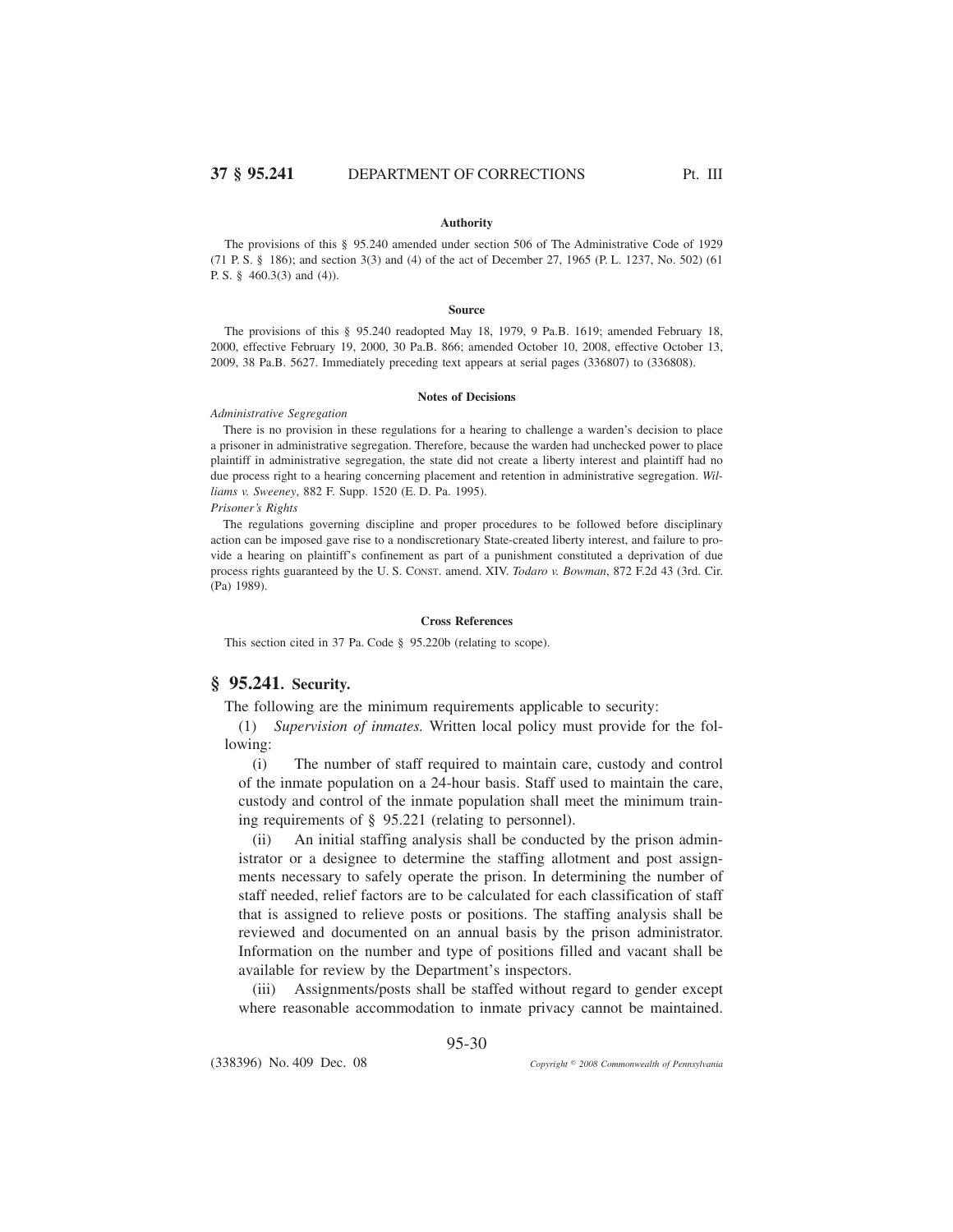#### Authority

The provisions of this § 95.240 amended under section 506 of The Administrative Code of 1929 (71 P. S. § 186); and section 3(3) and (4) of the act of December 27, 1965 (P. L. 1237, No. 502) (61 P. S. § 460.3(3) and (4)).

#### Source

The provisions of this § 95.240 readopted May 18, 1979, 9 Pa.B. 1619; amended February 18, 2000, effective February 19, 2000, 30 Pa.B. 866; amended October 10, 2008, effective October 13, 2009, 38 Pa.B. 5627. Immediately preceding text appears at serial pages (336807) to (336808).

#### Notes of Decisions

*Administrative Segregation*

There is no provision in these regulations for a hearing to challenge a warden's decision to place a prisoner in administrative segregation. Therefore, because the warden had unchecked power to place plaintiff in administrative segregation, the state did not create a liberty interest and plaintiff had no due process right to a hearing concerning placement and retention in administrative segregation. *Williams v. Sweeney*, 882 F. Supp. 1520 (E. D. Pa. 1995).

*Prisoner's Rights*

The regulations governing discipline and proper procedures to be followed before disciplinary action can be imposed gave rise to a nondiscretionary State-created liberty interest, and failure to provide a hearing on plaintiff's confinement as part of a punishment constituted a deprivation of due process rights guaranteed by the U. S. CONST. amend. XIV. *Todaro v. Bowman*, 872 F.2d 43 (3rd. Cir. (Pa) 1989).

#### Cross References

This section cited in 37 Pa. Code § 95.220b (relating to scope).

## § 95.241. Security.

The following are the minimum requirements applicable to security:

(1) *Supervision of inmates.* Written local policy must provide for the following:

(i) The number of staff required to maintain care, custody and control of the inmate population on a 24-hour basis. Staff used to maintain the care, custody and control of the inmate population shall meet the minimum training requirements of § 95.221 (relating to personnel).

(ii) An initial staffing analysis shall be conducted by the prison administrator or a designee to determine the staffing allotment and post assignments necessary to safely operate the prison. In determining the number of staff needed, relief factors are to be calculated for each classification of staff that is assigned to relieve posts or positions. The staffing analysis shall be reviewed and documented on an annual basis by the prison administrator. Information on the number and type of positions filled and vacant shall be available for review by the Department's inspectors.

(iii) Assignments/posts shall be staffed without regard to gender except where reasonable accommodation to inmate privacy cannot be maintained.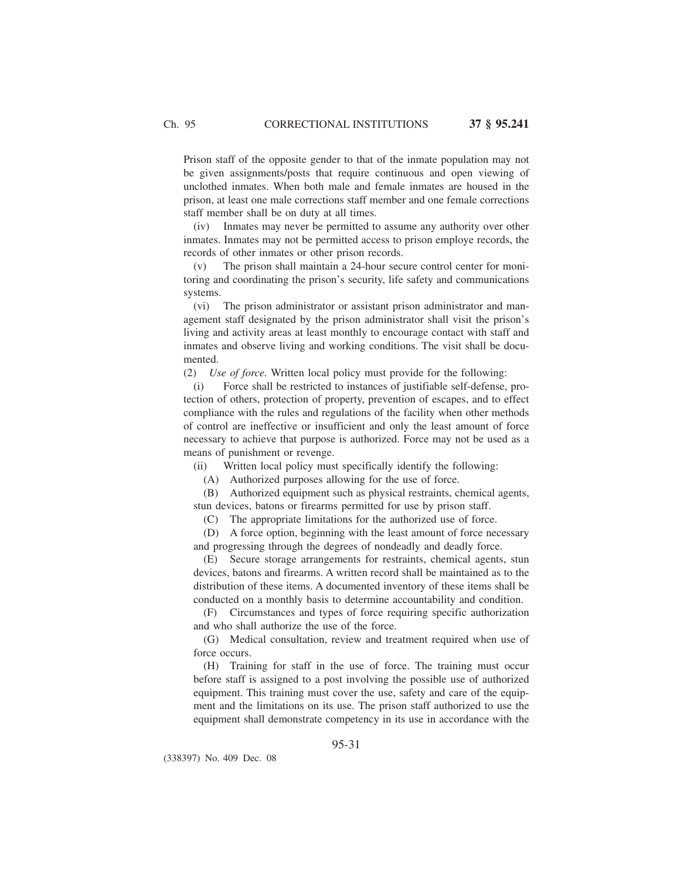Prison staff of the opposite gender to that of the inmate population may not be given assignments/posts that require continuous and open viewing of unclothed inmates. When both male and female inmates are housed in the prison, at least one male corrections staff member and one female corrections staff member shall be on duty at all times.

(iv) Inmates may never be permitted to assume any authority over other inmates. Inmates may not be permitted access to prison employe records, the records of other inmates or other prison records.

(v) The prison shall maintain a 24-hour secure control center for monitoring and coordinating the prison's security, life safety and communications systems.

(vi) The prison administrator or assistant prison administrator and management staff designated by the prison administrator shall visit the prison's living and activity areas at least monthly to encourage contact with staff and inmates and observe living and working conditions. The visit shall be documented.

(2) *Use of force.* Written local policy must provide for the following:

(i) Force shall be restricted to instances of justifiable self-defense, protection of others, protection of property, prevention of escapes, and to effect compliance with the rules and regulations of the facility when other methods of control are ineffective or insufficient and only the least amount of force necessary to achieve that purpose is authorized. Force may not be used as a means of punishment or revenge.

(ii) Written local policy must specifically identify the following:

(A) Authorized purposes allowing for the use of force.

(B) Authorized equipment such as physical restraints, chemical agents, stun devices, batons or firearms permitted for use by prison staff.

(C) The appropriate limitations for the authorized use of force.

(D) A force option, beginning with the least amount of force necessary and progressing through the degrees of nondeadly and deadly force.

(E) Secure storage arrangements for restraints, chemical agents, stun devices, batons and firearms. A written record shall be maintained as to the distribution of these items. A documented inventory of these items shall be conducted on a monthly basis to determine accountability and condition.

(F) Circumstances and types of force requiring specific authorization and who shall authorize the use of the force.

(G) Medical consultation, review and treatment required when use of force occurs.

(H) Training for staff in the use of force. The training must occur before staff is assigned to a post involving the possible use of authorized equipment. This training must cover the use, safety and care of the equipment and the limitations on its use. The prison staff authorized to use the equipment shall demonstrate competency in its use in accordance with the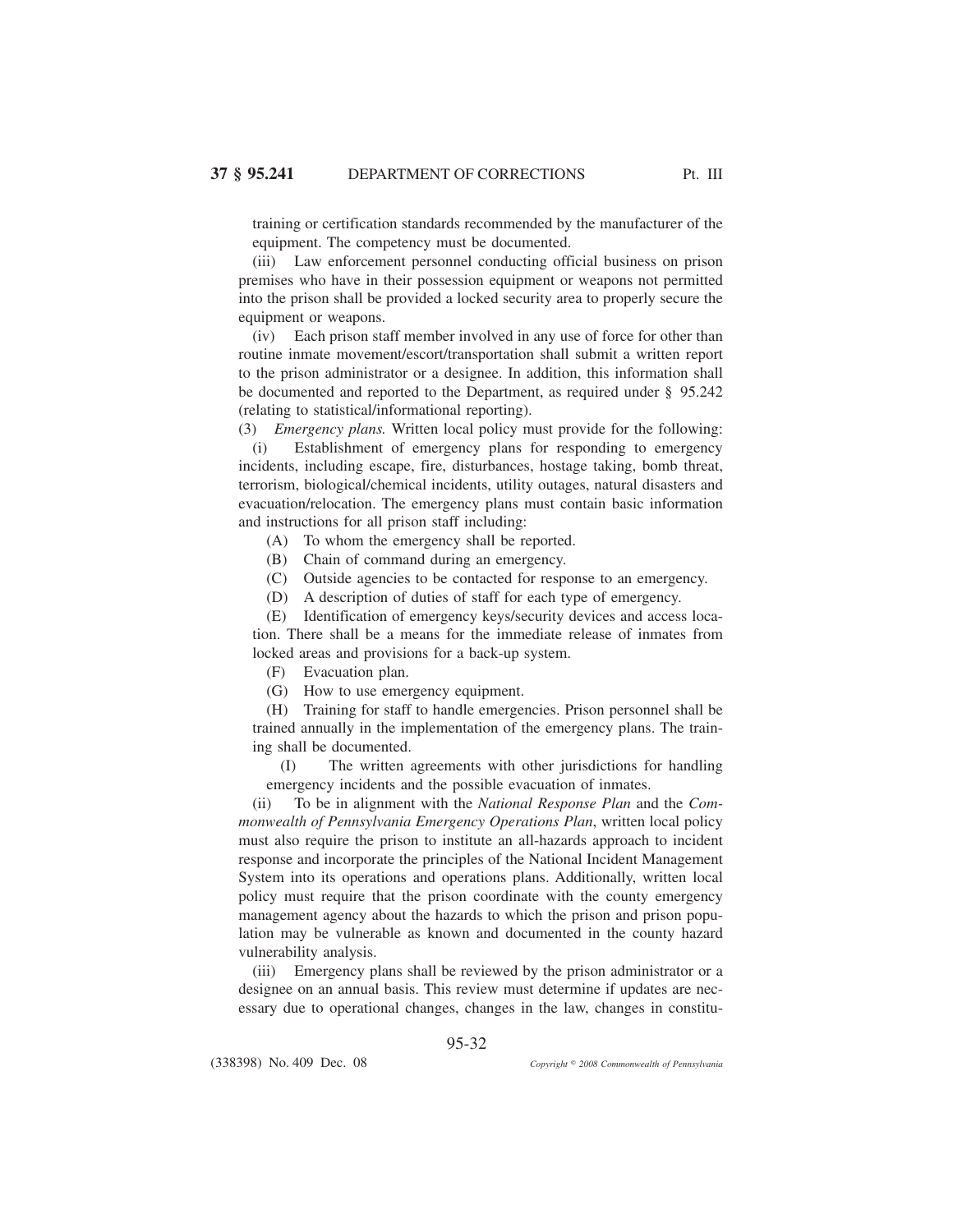training or certification standards recommended by the manufacturer of the equipment. The competency must be documented.

(iii) Law enforcement personnel conducting official business on prison premises who have in their possession equipment or weapons not permitted into the prison shall be provided a locked security area to properly secure the equipment or weapons.

(iv) Each prison staff member involved in any use of force for other than routine inmate movement/escort/transportation shall submit a written report to the prison administrator or a designee. In addition, this information shall be documented and reported to the Department, as required under § 95.242 (relating to statistical/informational reporting).

(3) *Emergency plans.* Written local policy must provide for the following:

(i) Establishment of emergency plans for responding to emergency incidents, including escape, fire, disturbances, hostage taking, bomb threat, terrorism, biological/chemical incidents, utility outages, natural disasters and evacuation/relocation. The emergency plans must contain basic information and instructions for all prison staff including:

(A) To whom the emergency shall be reported.

(B) Chain of command during an emergency.

(C) Outside agencies to be contacted for response to an emergency.

(D) A description of duties of staff for each type of emergency.

(E) Identification of emergency keys/security devices and access location. There shall be a means for the immediate release of inmates from locked areas and provisions for a back-up system.

(F) Evacuation plan.

(G) How to use emergency equipment.

(H) Training for staff to handle emergencies. Prison personnel shall be trained annually in the implementation of the emergency plans. The training shall be documented.

(I) The written agreements with other jurisdictions for handling emergency incidents and the possible evacuation of inmates.

(ii) To be in alignment with the *National Response Plan* and the *Commonwealth of Pennsylvania Emergency Operations Plan*, written local policy must also require the prison to institute an all-hazards approach to incident response and incorporate the principles of the National Incident Management System into its operations and operations plans. Additionally, written local policy must require that the prison coordinate with the county emergency management agency about the hazards to which the prison and prison population may be vulnerable as known and documented in the county hazard vulnerability analysis.

(iii) Emergency plans shall be reviewed by the prison administrator or a designee on an annual basis. This review must determine if updates are necessary due to operational changes, changes in the law, changes in constitu-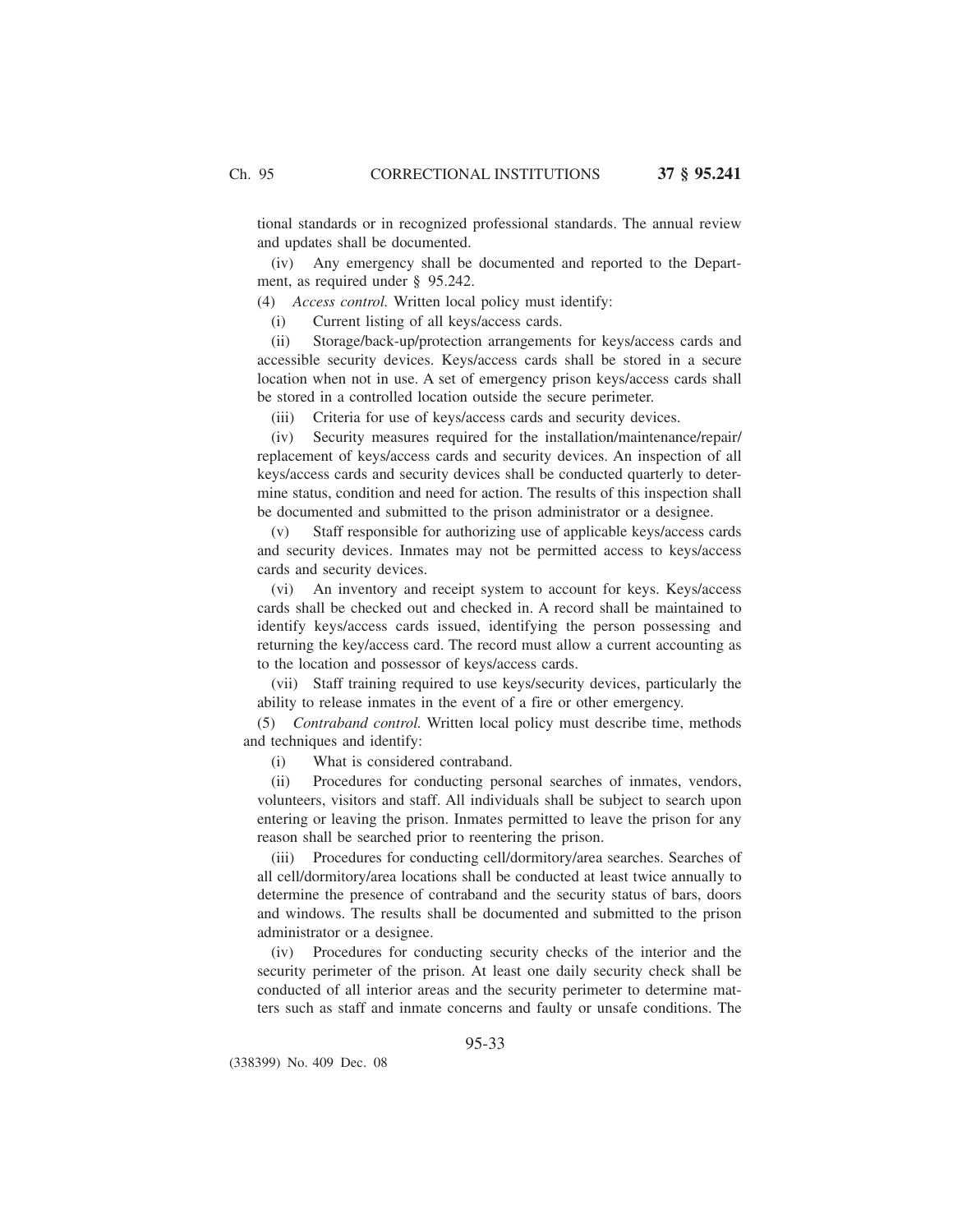tional standards or in recognized professional standards. The annual review and updates shall be documented.

(iv) Any emergency shall be documented and reported to the Department, as required under § 95.242.

(4) *Access control.* Written local policy must identify:

(i) Current listing of all keys/access cards.

(ii) Storage/back-up/protection arrangements for keys/access cards and accessible security devices. Keys/access cards shall be stored in a secure location when not in use. A set of emergency prison keys/access cards shall be stored in a controlled location outside the secure perimeter.

(iii) Criteria for use of keys/access cards and security devices.

(iv) Security measures required for the installation/maintenance/repair/replacement of keys/access cards and security devices. An inspection of all keys/access cards and security devices shall be conducted quarterly to determine status, condition and need for action. The results of this inspection shall be documented and submitted to the prison administrator or a designee.

(v) Staff responsible for authorizing use of applicable keys/access cards and security devices. Inmates may not be permitted access to keys/access cards and security devices.

(vi) An inventory and receipt system to account for keys. Keys/access cards shall be checked out and checked in. A record shall be maintained to identify keys/access cards issued, identifying the person possessing and returning the key/access card. The record must allow a current accounting as to the location and possessor of keys/access cards.

(vii) Staff training required to use keys/security devices, particularly the ability to release inmates in the event of a fire or other emergency.

(5) *Contraband control.* Written local policy must describe time, methods and techniques and identify:

(i) What is considered contraband.

(ii) Procedures for conducting personal searches of inmates, vendors, volunteers, visitors and staff. All individuals shall be subject to search upon entering or leaving the prison. Inmates permitted to leave the prison for any reason shall be searched prior to reentering the prison.

(iii) Procedures for conducting cell/dormitory/area searches. Searches of all cell/dormitory/area locations shall be conducted at least twice annually to determine the presence of contraband and the security status of bars, doors and windows. The results shall be documented and submitted to the prison administrator or a designee.

(iv) Procedures for conducting security checks of the interior and the security perimeter of the prison. At least one daily security check shall be conducted of all interior areas and the security perimeter to determine matters such as staff and inmate concerns and faulty or unsafe conditions. The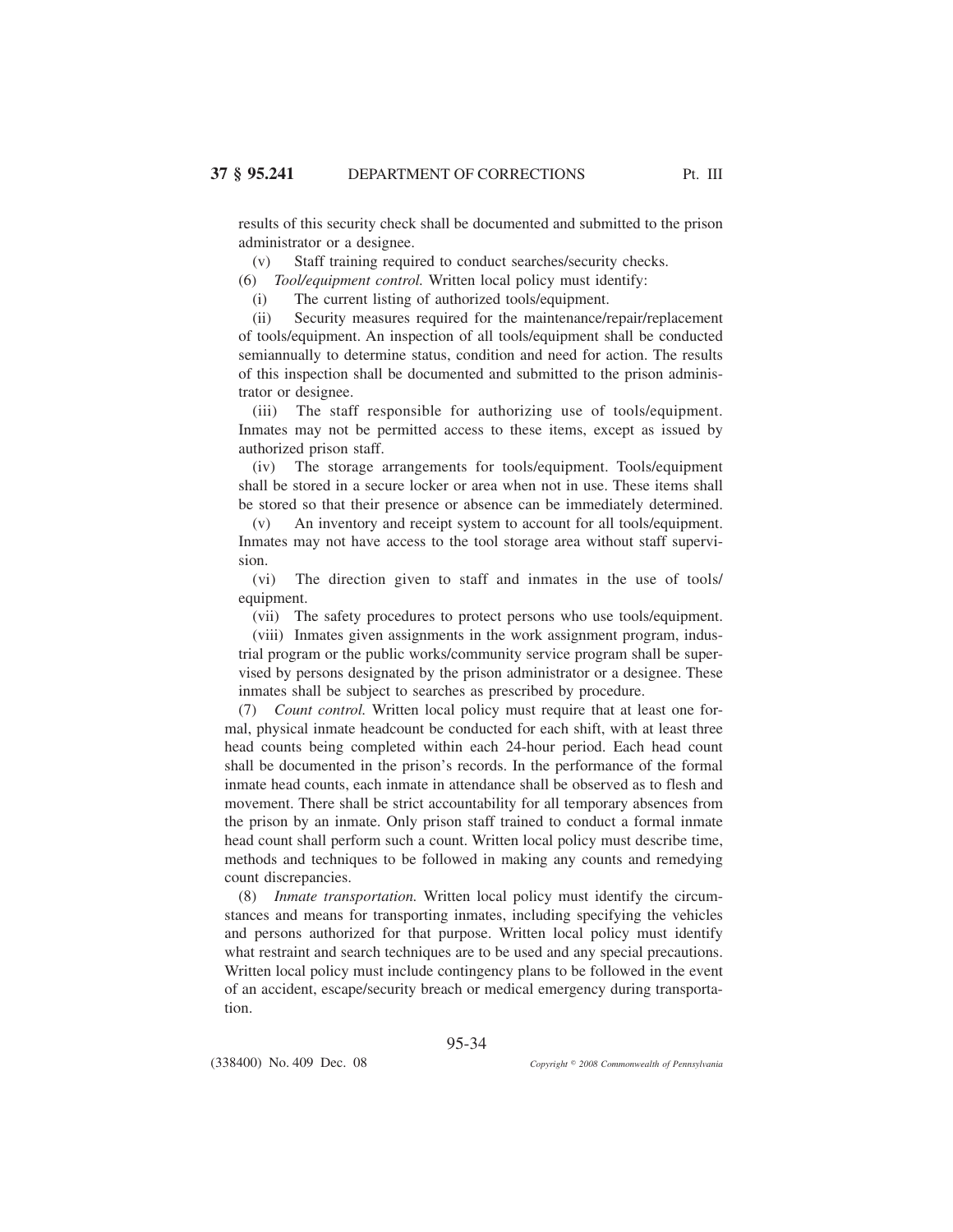results of this security check shall be documented and submitted to the prison administrator or a designee.

(v) Staff training required to conduct searches/security checks.

(6) *Tool/equipment control.* Written local policy must identify:

(i) The current listing of authorized tools/equipment.

(ii) Security measures required for the maintenance/repair/replacement of tools/equipment. An inspection of all tools/equipment shall be conducted semiannually to determine status, condition and need for action. The results of this inspection shall be documented and submitted to the prison administrator or designee.

(iii) The staff responsible for authorizing use of tools/equipment. Inmates may not be permitted access to these items, except as issued by authorized prison staff.

(iv) The storage arrangements for tools/equipment. Tools/equipment shall be stored in a secure locker or area when not in use. These items shall be stored so that their presence or absence can be immediately determined.

(v) An inventory and receipt system to account for all tools/equipment. Inmates may not have access to the tool storage area without staff supervision.

(vi) The direction given to staff and inmates in the use of tools/equipment.

(vii) The safety procedures to protect persons who use tools/equipment.

(viii) Inmates given assignments in the work assignment program, industrial program or the public works/community service program shall be supervised by persons designated by the prison administrator or a designee. These inmates shall be subject to searches as prescribed by procedure.

(7) *Count control.* Written local policy must require that at least one formal, physical inmate headcount be conducted for each shift, with at least three head counts being completed within each 24-hour period. Each head count shall be documented in the prison's records. In the performance of the formal inmate head counts, each inmate in attendance shall be observed as to flesh and movement. There shall be strict accountability for all temporary absences from the prison by an inmate. Only prison staff trained to conduct a formal inmate head count shall perform such a count. Written local policy must describe time, methods and techniques to be followed in making any counts and remedying count discrepancies.

(8) *Inmate transportation.* Written local policy must identify the circumstances and means for transporting inmates, including specifying the vehicles and persons authorized for that purpose. Written local policy must identify what restraint and search techniques are to be used and any special precautions. Written local policy must include contingency plans to be followed in the event of an accident, escape/security breach or medical emergency during transportation.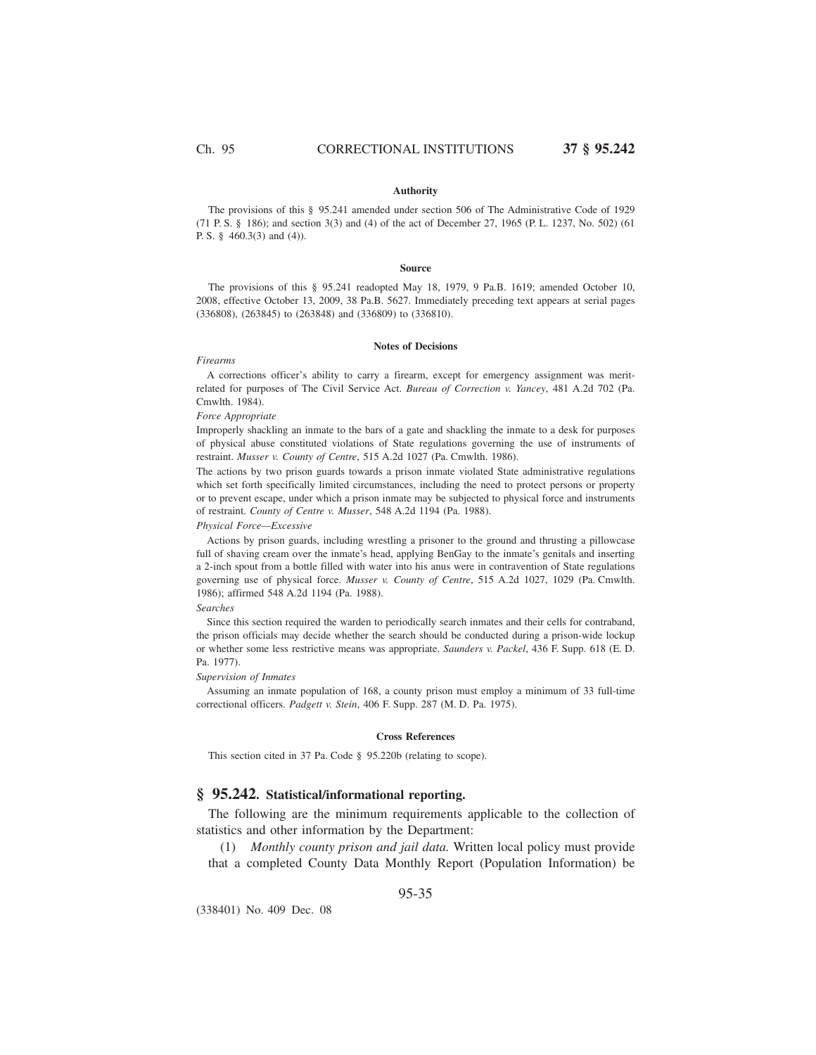#### Authority

The provisions of this § 95.241 amended under section 506 of The Administrative Code of 1929 (71 P. S. § 186); and section 3(3) and (4) of the act of December 27, 1965 (P. L. 1237, No. 502) (61 P. S. § 460.3(3) and (4)).

#### Source

The provisions of this § 95.241 readopted May 18, 1979, 9 Pa.B. 1619; amended October 10, 2008, effective October 13, 2009, 38 Pa.B. 5627. Immediately preceding text appears at serial pages (336808), (263845) to (263848) and (336809) to (336810).

#### Notes of Decisions

*Firearms*

A corrections officer's ability to carry a firearm, except for emergency assignment was merit-related for purposes of The Civil Service Act. *Bureau of Correction v. Yancey*, 481 A.2d 702 (Pa. Cmwlth. 1984).

*Force Appropriate*

Improperly shackling an inmate to the bars of a gate and shackling the inmate to a desk for purposes of physical abuse constituted violations of State regulations governing the use of instruments of restraint. *Musser v. County of Centre*, 515 A.2d 1027 (Pa. Cmwlth. 1986).

The actions by two prison guards towards a prison inmate violated State administrative regulations which set forth specifically limited circumstances, including the need to protect persons or property or to prevent escape, under which a prison inmate may be subjected to physical force and instruments of restraint. *County of Centre v. Musser*, 548 A.2d 1194 (Pa. 1988).

*Physical Force—Excessive*

Actions by prison guards, including wrestling a prisoner to the ground and thrusting a pillowcase full of shaving cream over the inmate's head, applying BenGay to the inmate's genitals and inserting a 2-inch spout from a bottle filled with water into his anus were in contravention of State regulations governing use of physical force. *Musser v. County of Centre*, 515 A.2d 1027, 1029 (Pa. Cmwlth. 1986); affirmed 548 A.2d 1194 (Pa. 1988).

*Searches*

Since this section required the warden to periodically search inmates and their cells for contraband, the prison officials may decide whether the search should be conducted during a prison-wide lockup or whether some less restrictive means was appropriate. *Saunders v. Packel*, 436 F. Supp. 618 (E. D. Pa. 1977).

*Supervision of Inmates*

Assuming an inmate population of 168, a county prison must employ a minimum of 33 full-time correctional officers. *Padgett v. Stein*, 406 F. Supp. 287 (M. D. Pa. 1975).

#### Cross References

This section cited in 37 Pa. Code § 95.220b (relating to scope).

## § 95.242. Statistical/informational reporting.

The following are the minimum requirements applicable to the collection of statistics and other information by the Department:

(1) *Monthly county prison and jail data.* Written local policy must provide that a completed County Data Monthly Report (Population Information) be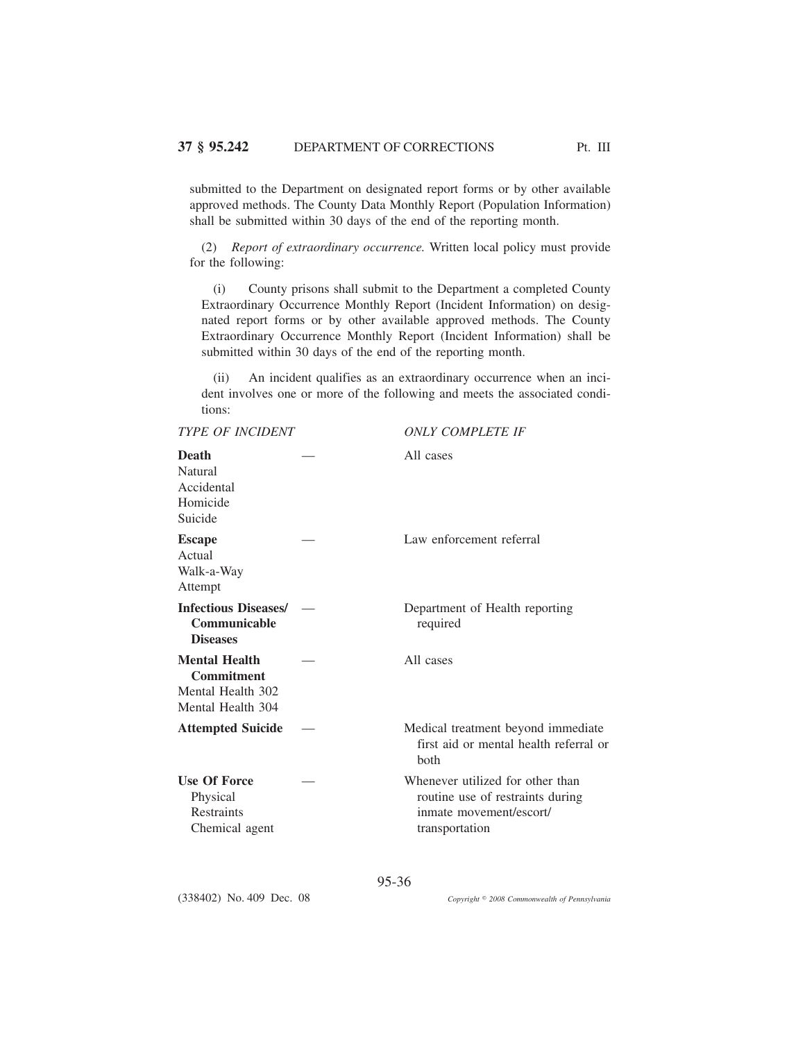submitted to the Department on designated report forms or by other available approved methods. The County Data Monthly Report (Population Information) shall be submitted within 30 days of the end of the reporting month.

(2) *Report of extraordinary occurrence.* Written local policy must provide for the following:

(i) County prisons shall submit to the Department a completed County Extraordinary Occurrence Monthly Report (Incident Information) on designated report forms or by other available approved methods. The County Extraordinary Occurrence Monthly Report (Incident Information) shall be submitted within 30 days of the end of the reporting month.

(ii) An incident qualifies as an extraordinary occurrence when an incident involves one or more of the following and meets the associated conditions:

| *TYPE OF INCIDENT* | | *ONLY COMPLETE IF* |
|---|---|---|
| **Death**<br>Natural<br>Accidental<br>Homicide<br>Suicide | — | All cases |
| **Escape**<br>Actual<br>Walk-a-Way<br>Attempt | — | Law enforcement referral |
| **Infectious Diseases/ Communicable Diseases** | — | Department of Health reporting required |
| **Mental Health Commitment**<br>Mental Health 302<br>Mental Health 304 | — | All cases |
| **Attempted Suicide** | — | Medical treatment beyond immediate first aid or mental health referral or both |
| **Use Of Force**<br>Physical<br>Restraints<br>Chemical agent | — | Whenever utilized for other than routine use of restraints during inmate movement/escort/ transportation |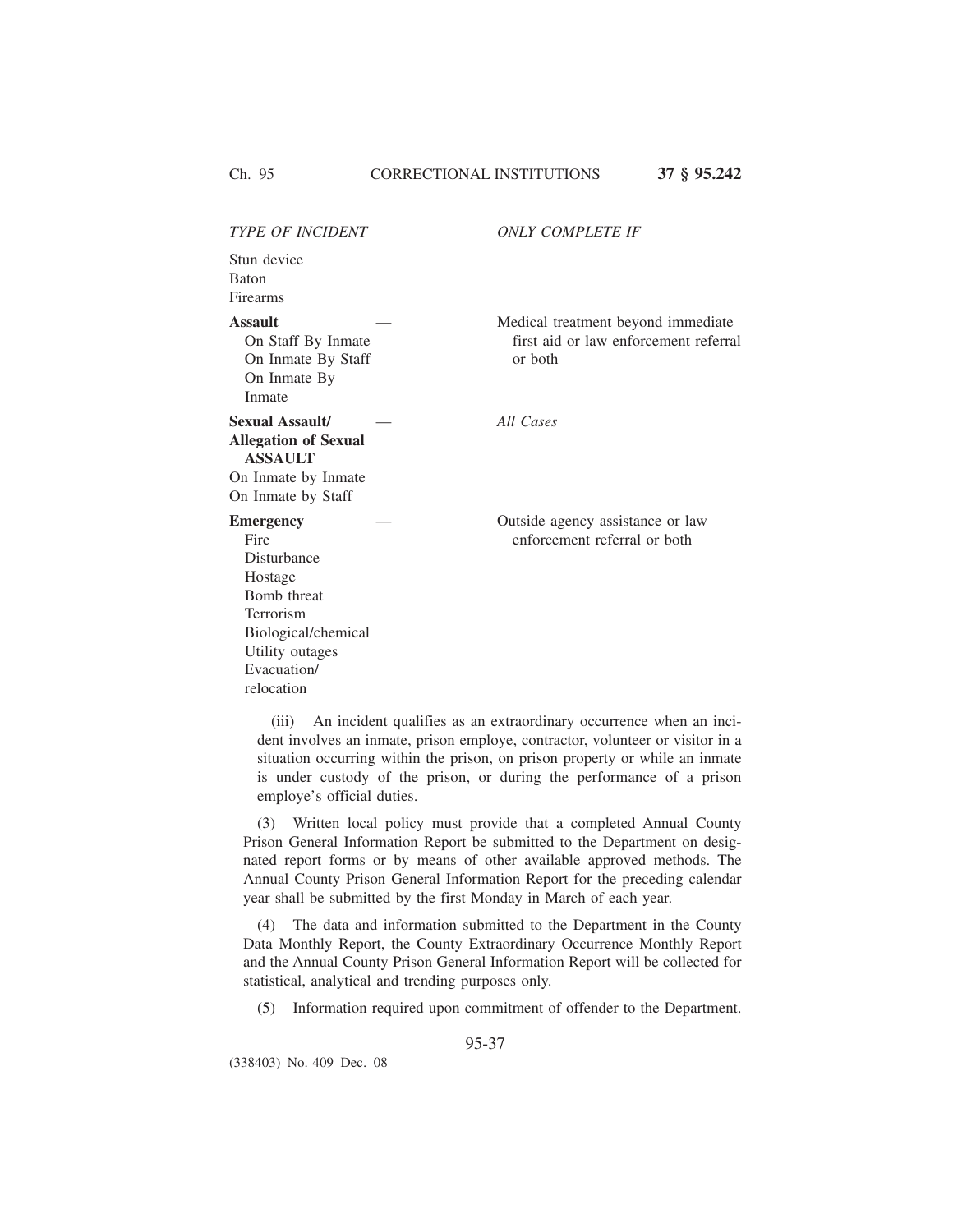| *TYPE OF INCIDENT* | | *ONLY COMPLETE IF* |
| --- | --- | --- |
| Stun device<br>Baton<br>Firearms | | |
| **Assault**<br>On Staff By Inmate<br>On Inmate By Staff<br>On Inmate By Inmate | — | Medical treatment beyond immediate first aid or law enforcement referral or both |
| **Sexual Assault/ Allegation of Sexual ASSAULT**<br>On Inmate by Inmate<br>On Inmate by Staff | — | *All Cases* |
| **Emergency**<br>Fire<br>Disturbance<br>Hostage<br>Bomb threat<br>Terrorism<br>Biological/chemical<br>Utility outages<br>Evacuation/ relocation | — | Outside agency assistance or law enforcement referral or both |

(iii) An incident qualifies as an extraordinary occurrence when an incident involves an inmate, prison employe, contractor, volunteer or visitor in a situation occurring within the prison, on prison property or while an inmate is under custody of the prison, or during the performance of a prison employe's official duties.

(3) Written local policy must provide that a completed Annual County Prison General Information Report be submitted to the Department on designated report forms or by means of other available approved methods. The Annual County Prison General Information Report for the preceding calendar year shall be submitted by the first Monday in March of each year.

(4) The data and information submitted to the Department in the County Data Monthly Report, the County Extraordinary Occurrence Monthly Report and the Annual County Prison General Information Report will be collected for statistical, analytical and trending purposes only.

(5) Information required upon commitment of offender to the Department.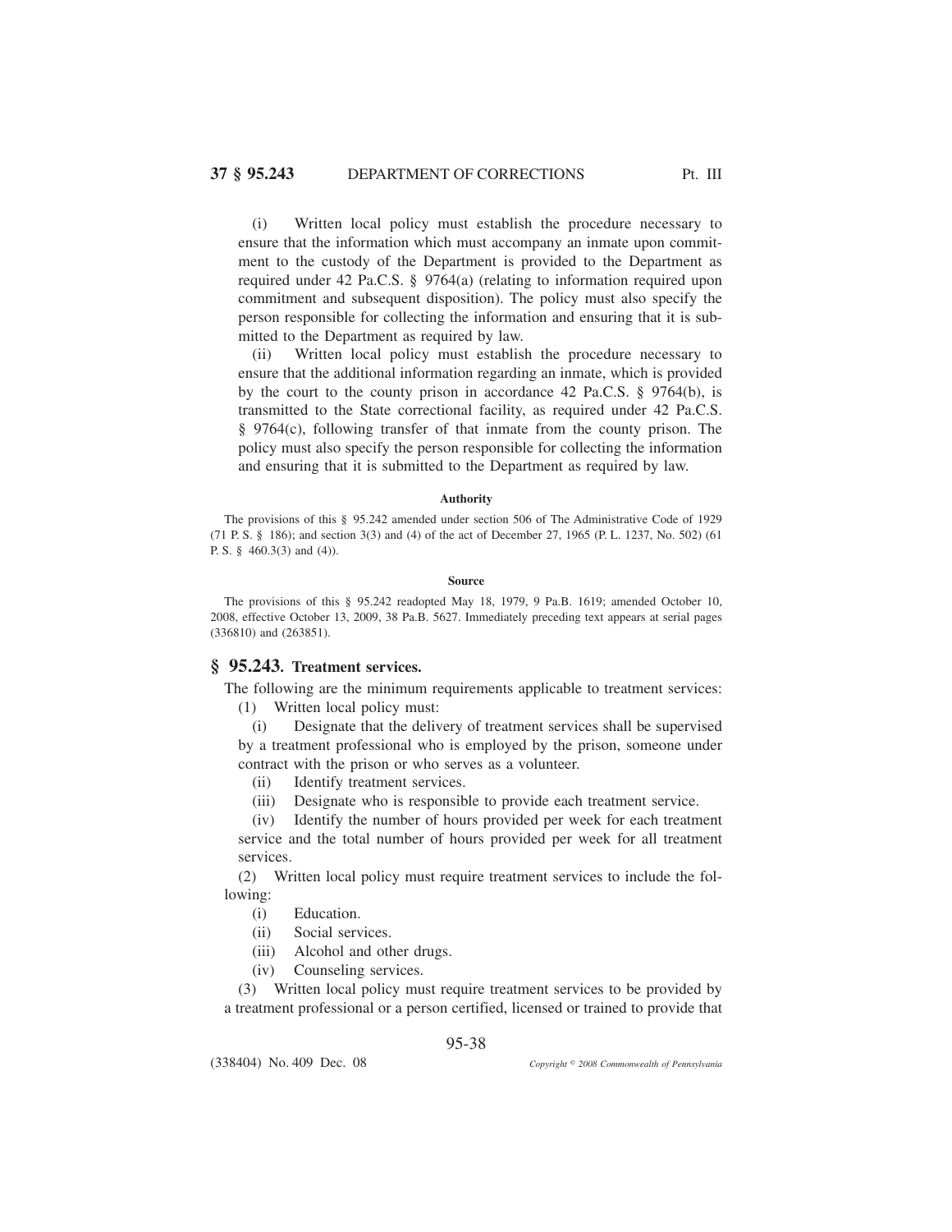(i) Written local policy must establish the procedure necessary to ensure that the information which must accompany an inmate upon commitment to the custody of the Department is provided to the Department as required under 42 Pa.C.S. § 9764(a) (relating to information required upon commitment and subsequent disposition). The policy must also specify the person responsible for collecting the information and ensuring that it is submitted to the Department as required by law.

(ii) Written local policy must establish the procedure necessary to ensure that the additional information regarding an inmate, which is provided by the court to the county prison in accordance 42 Pa.C.S. § 9764(b), is transmitted to the State correctional facility, as required under 42 Pa.C.S. § 9764(c), following transfer of that inmate from the county prison. The policy must also specify the person responsible for collecting the information and ensuring that it is submitted to the Department as required by law.

**Authority**

The provisions of this § 95.242 amended under section 506 of The Administrative Code of 1929 (71 P. S. § 186); and section 3(3) and (4) of the act of December 27, 1965 (P. L. 1237, No. 502) (61 P. S. § 460.3(3) and (4)).

**Source**

The provisions of this § 95.242 readopted May 18, 1979, 9 Pa.B. 1619; amended October 10, 2008, effective October 13, 2009, 38 Pa.B. 5627. Immediately preceding text appears at serial pages (336810) and (263851).

## § 95.243. Treatment services.

The following are the minimum requirements applicable to treatment services:

(1) Written local policy must:

(i) Designate that the delivery of treatment services shall be supervised by a treatment professional who is employed by the prison, someone under contract with the prison or who serves as a volunteer.

(ii) Identify treatment services.

(iii) Designate who is responsible to provide each treatment service.

(iv) Identify the number of hours provided per week for each treatment service and the total number of hours provided per week for all treatment services.

(2) Written local policy must require treatment services to include the following:

(i) Education.

(ii) Social services.

(iii) Alcohol and other drugs.

(iv) Counseling services.

(3) Written local policy must require treatment services to be provided by a treatment professional or a person certified, licensed or trained to provide that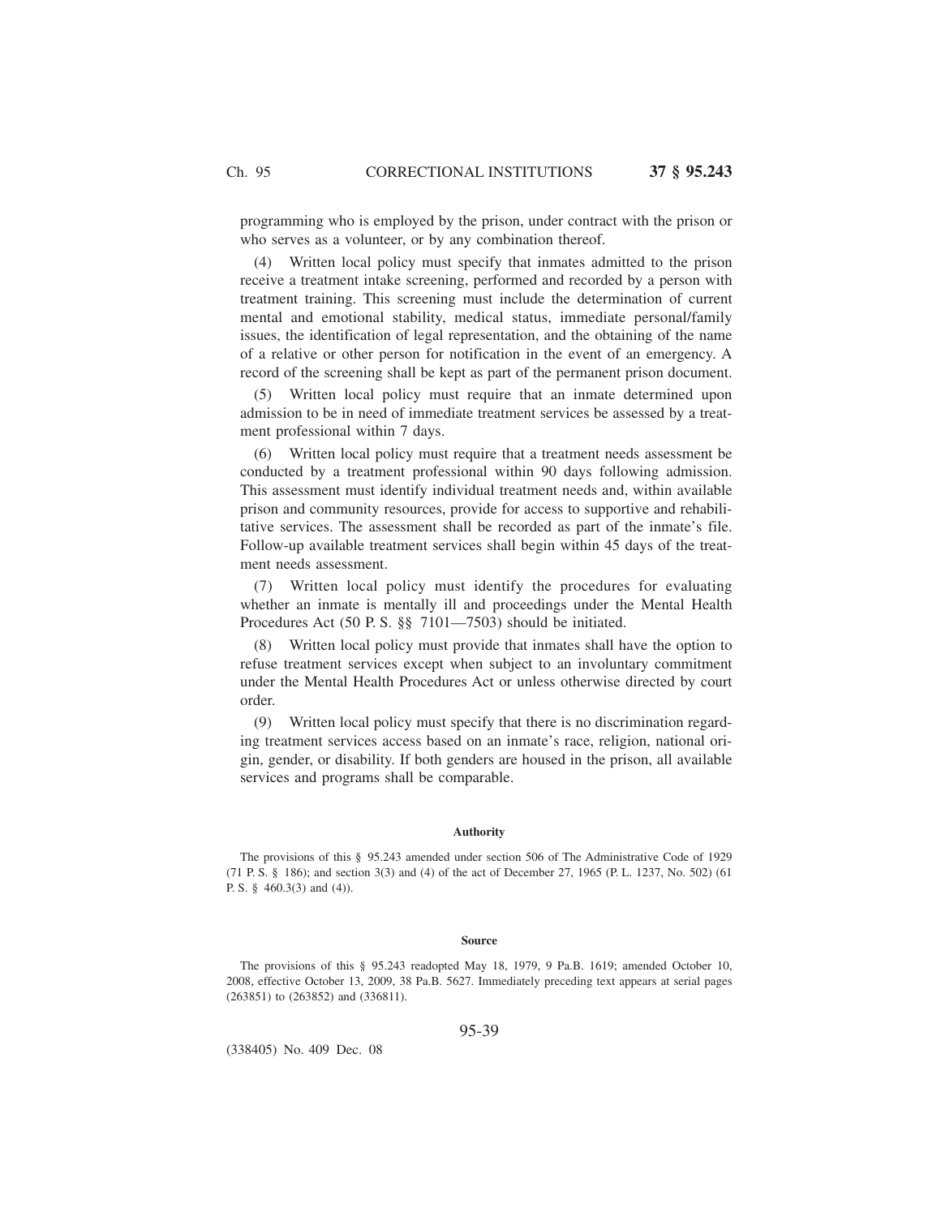programming who is employed by the prison, under contract with the prison or who serves as a volunteer, or by any combination thereof.

(4) Written local policy must specify that inmates admitted to the prison receive a treatment intake screening, performed and recorded by a person with treatment training. This screening must include the determination of current mental and emotional stability, medical status, immediate personal/family issues, the identification of legal representation, and the obtaining of the name of a relative or other person for notification in the event of an emergency. A record of the screening shall be kept as part of the permanent prison document.

(5) Written local policy must require that an inmate determined upon admission to be in need of immediate treatment services be assessed by a treatment professional within 7 days.

(6) Written local policy must require that a treatment needs assessment be conducted by a treatment professional within 90 days following admission. This assessment must identify individual treatment needs and, within available prison and community resources, provide for access to supportive and rehabilitative services. The assessment shall be recorded as part of the inmate's file. Follow-up available treatment services shall begin within 45 days of the treatment needs assessment.

(7) Written local policy must identify the procedures for evaluating whether an inmate is mentally ill and proceedings under the Mental Health Procedures Act (50 P. S. §§ 7101—7503) should be initiated.

(8) Written local policy must provide that inmates shall have the option to refuse treatment services except when subject to an involuntary commitment under the Mental Health Procedures Act or unless otherwise directed by court order.

(9) Written local policy must specify that there is no discrimination regarding treatment services access based on an inmate's race, religion, national origin, gender, or disability. If both genders are housed in the prison, all available services and programs shall be comparable.

**Authority**

The provisions of this § 95.243 amended under section 506 of The Administrative Code of 1929 (71 P. S. § 186); and section 3(3) and (4) of the act of December 27, 1965 (P. L. 1237, No. 502) (61 P. S. § 460.3(3) and (4)).

**Source**

The provisions of this § 95.243 readopted May 18, 1979, 9 Pa.B. 1619; amended October 10, 2008, effective October 13, 2009, 38 Pa.B. 5627. Immediately preceding text appears at serial pages (263851) to (263852) and (336811).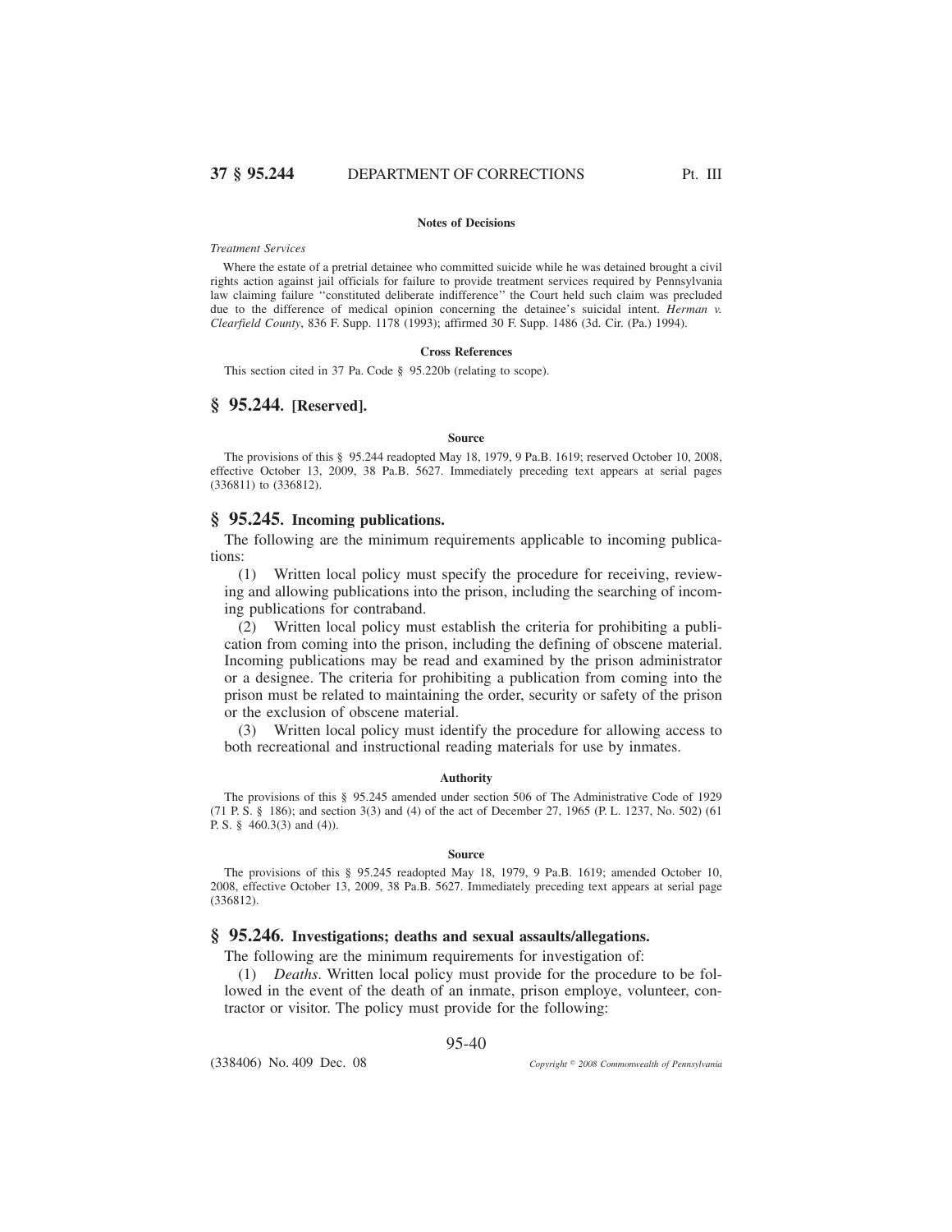#### Notes of Decisions

*Treatment Services*

Where the estate of a pretrial detainee who committed suicide while he was detained brought a civil rights action against jail officials for failure to provide treatment services required by Pennsylvania law claiming failure ''constituted deliberate indifference'' the Court held such claim was precluded due to the difference of medical opinion concerning the detainee's suicidal intent. *Herman v. Clearfield County*, 836 F. Supp. 1178 (1993); affirmed 30 F. Supp. 1486 (3d. Cir. (Pa.) 1994).

#### Cross References

This section cited in 37 Pa. Code § 95.220b (relating to scope).

## § 95.244. [Reserved].

#### Source

The provisions of this § 95.244 readopted May 18, 1979, 9 Pa.B. 1619; reserved October 10, 2008, effective October 13, 2009, 38 Pa.B. 5627. Immediately preceding text appears at serial pages (336811) to (336812).

## § 95.245. Incoming publications.

The following are the minimum requirements applicable to incoming publications:

(1) Written local policy must specify the procedure for receiving, reviewing and allowing publications into the prison, including the searching of incoming publications for contraband.

(2) Written local policy must establish the criteria for prohibiting a publication from coming into the prison, including the defining of obscene material. Incoming publications may be read and examined by the prison administrator or a designee. The criteria for prohibiting a publication from coming into the prison must be related to maintaining the order, security or safety of the prison or the exclusion of obscene material.

(3) Written local policy must identify the procedure for allowing access to both recreational and instructional reading materials for use by inmates.

#### Authority

The provisions of this § 95.245 amended under section 506 of The Administrative Code of 1929 (71 P. S. § 186); and section 3(3) and (4) of the act of December 27, 1965 (P. L. 1237, No. 502) (61 P. S. § 460.3(3) and (4)).

#### Source

The provisions of this § 95.245 readopted May 18, 1979, 9 Pa.B. 1619; amended October 10, 2008, effective October 13, 2009, 38 Pa.B. 5627. Immediately preceding text appears at serial page (336812).

## § 95.246. Investigations; deaths and sexual assaults/allegations.

The following are the minimum requirements for investigation of:

(1) *Deaths*. Written local policy must provide for the procedure to be followed in the event of the death of an inmate, prison employe, volunteer, contractor or visitor. The policy must provide for the following: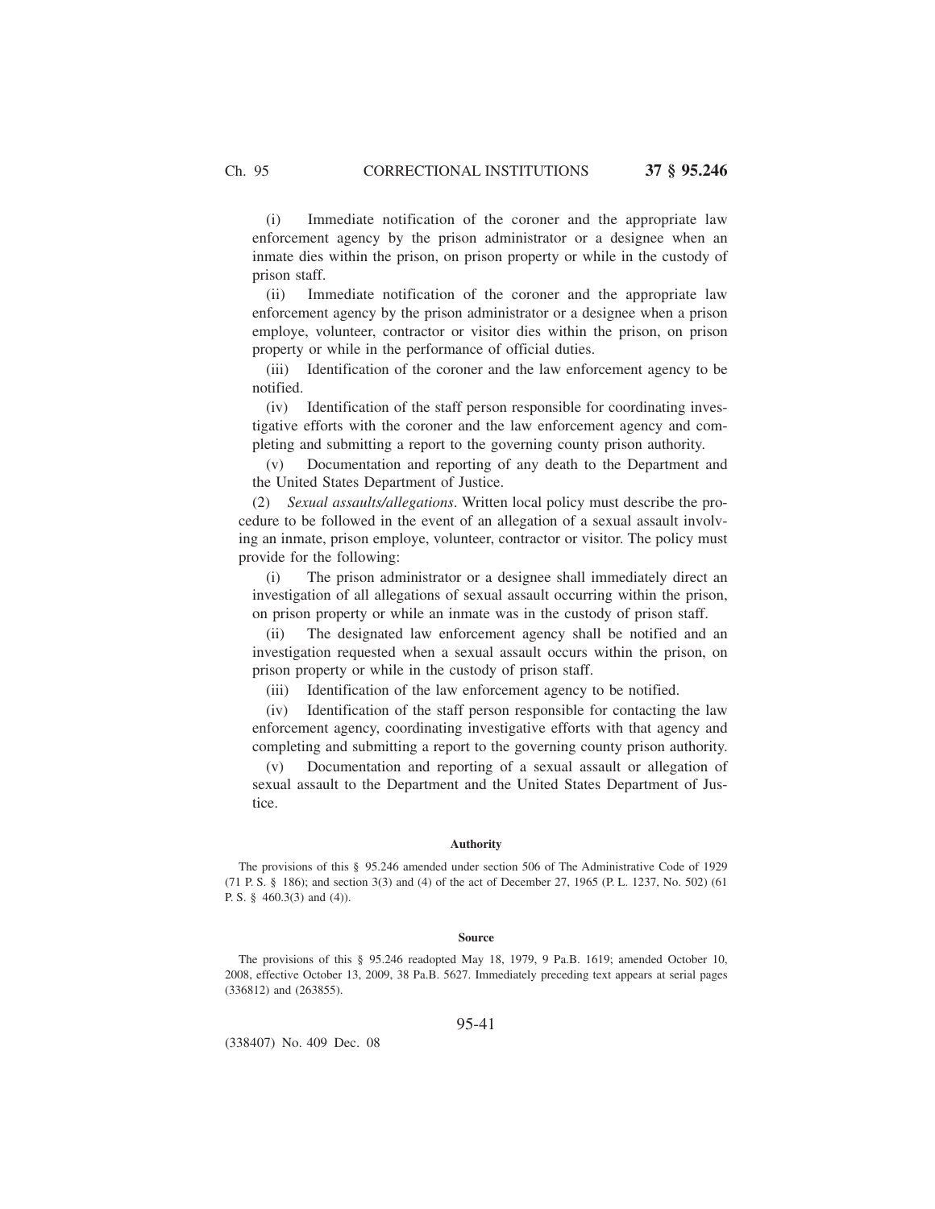(i) Immediate notification of the coroner and the appropriate law enforcement agency by the prison administrator or a designee when an inmate dies within the prison, on prison property or while in the custody of prison staff.

(ii) Immediate notification of the coroner and the appropriate law enforcement agency by the prison administrator or a designee when a prison employe, volunteer, contractor or visitor dies within the prison, on prison property or while in the performance of official duties.

(iii) Identification of the coroner and the law enforcement agency to be notified.

(iv) Identification of the staff person responsible for coordinating investigative efforts with the coroner and the law enforcement agency and completing and submitting a report to the governing county prison authority.

(v) Documentation and reporting of any death to the Department and the United States Department of Justice.

(2) *Sexual assaults/allegations*. Written local policy must describe the procedure to be followed in the event of an allegation of a sexual assault involving an inmate, prison employe, volunteer, contractor or visitor. The policy must provide for the following:

(i) The prison administrator or a designee shall immediately direct an investigation of all allegations of sexual assault occurring within the prison, on prison property or while an inmate was in the custody of prison staff.

(ii) The designated law enforcement agency shall be notified and an investigation requested when a sexual assault occurs within the prison, on prison property or while in the custody of prison staff.

(iii) Identification of the law enforcement agency to be notified.

(iv) Identification of the staff person responsible for contacting the law enforcement agency, coordinating investigative efforts with that agency and completing and submitting a report to the governing county prison authority.

(v) Documentation and reporting of a sexual assault or allegation of sexual assault to the Department and the United States Department of Justice.

#### Authority

The provisions of this § 95.246 amended under section 506 of The Administrative Code of 1929 (71 P. S. § 186); and section 3(3) and (4) of the act of December 27, 1965 (P. L. 1237, No. 502) (61 P. S. § 460.3(3) and (4)).

#### Source

The provisions of this § 95.246 readopted May 18, 1979, 9 Pa.B. 1619; amended October 10, 2008, effective October 13, 2009, 38 Pa.B. 5627. Immediately preceding text appears at serial pages (336812) and (263855).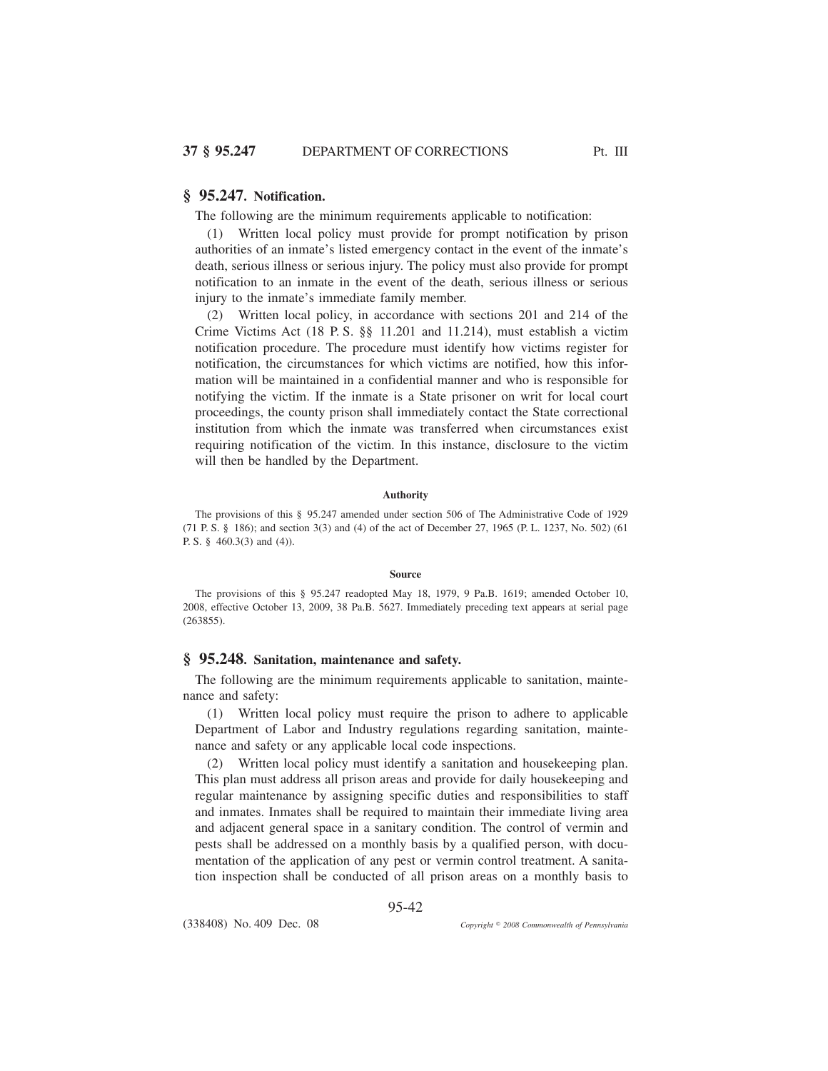## § 95.247. Notification.

The following are the minimum requirements applicable to notification:

(1) Written local policy must provide for prompt notification by prison authorities of an inmate's listed emergency contact in the event of the inmate's death, serious illness or serious injury. The policy must also provide for prompt notification to an inmate in the event of the death, serious illness or serious injury to the inmate's immediate family member.

(2) Written local policy, in accordance with sections 201 and 214 of the Crime Victims Act (18 P. S. §§ 11.201 and 11.214), must establish a victim notification procedure. The procedure must identify how victims register for notification, the circumstances for which victims are notified, how this information will be maintained in a confidential manner and who is responsible for notifying the victim. If the inmate is a State prisoner on writ for local court proceedings, the county prison shall immediately contact the State correctional institution from which the inmate was transferred when circumstances exist requiring notification of the victim. In this instance, disclosure to the victim will then be handled by the Department.

#### Authority

The provisions of this § 95.247 amended under section 506 of The Administrative Code of 1929 (71 P. S. § 186); and section 3(3) and (4) of the act of December 27, 1965 (P. L. 1237, No. 502) (61 P. S. § 460.3(3) and (4)).

#### Source

The provisions of this § 95.247 readopted May 18, 1979, 9 Pa.B. 1619; amended October 10, 2008, effective October 13, 2009, 38 Pa.B. 5627. Immediately preceding text appears at serial page (263855).

## § 95.248. Sanitation, maintenance and safety.

The following are the minimum requirements applicable to sanitation, maintenance and safety:

(1) Written local policy must require the prison to adhere to applicable Department of Labor and Industry regulations regarding sanitation, maintenance and safety or any applicable local code inspections.

(2) Written local policy must identify a sanitation and housekeeping plan. This plan must address all prison areas and provide for daily housekeeping and regular maintenance by assigning specific duties and responsibilities to staff and inmates. Inmates shall be required to maintain their immediate living area and adjacent general space in a sanitary condition. The control of vermin and pests shall be addressed on a monthly basis by a qualified person, with documentation of the application of any pest or vermin control treatment. A sanitation inspection shall be conducted of all prison areas on a monthly basis to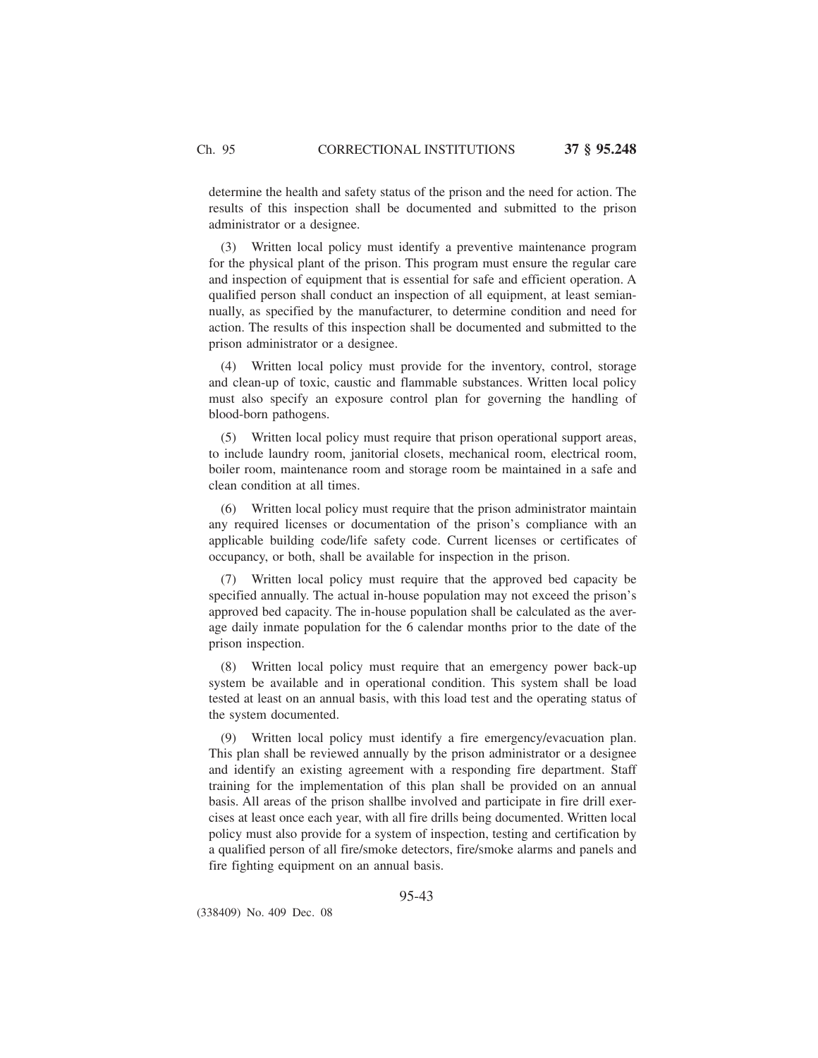determine the health and safety status of the prison and the need for action. The results of this inspection shall be documented and submitted to the prison administrator or a designee.

(3) Written local policy must identify a preventive maintenance program for the physical plant of the prison. This program must ensure the regular care and inspection of equipment that is essential for safe and efficient operation. A qualified person shall conduct an inspection of all equipment, at least semiannually, as specified by the manufacturer, to determine condition and need for action. The results of this inspection shall be documented and submitted to the prison administrator or a designee.

(4) Written local policy must provide for the inventory, control, storage and clean-up of toxic, caustic and flammable substances. Written local policy must also specify an exposure control plan for governing the handling of blood-born pathogens.

(5) Written local policy must require that prison operational support areas, to include laundry room, janitorial closets, mechanical room, electrical room, boiler room, maintenance room and storage room be maintained in a safe and clean condition at all times.

(6) Written local policy must require that the prison administrator maintain any required licenses or documentation of the prison's compliance with an applicable building code/life safety code. Current licenses or certificates of occupancy, or both, shall be available for inspection in the prison.

(7) Written local policy must require that the approved bed capacity be specified annually. The actual in-house population may not exceed the prison's approved bed capacity. The in-house population shall be calculated as the average daily inmate population for the 6 calendar months prior to the date of the prison inspection.

(8) Written local policy must require that an emergency power back-up system be available and in operational condition. This system shall be load tested at least on an annual basis, with this load test and the operating status of the system documented.

(9) Written local policy must identify a fire emergency/evacuation plan. This plan shall be reviewed annually by the prison administrator or a designee and identify an existing agreement with a responding fire department. Staff training for the implementation of this plan shall be provided on an annual basis. All areas of the prison shallbe involved and participate in fire drill exercises at least once each year, with all fire drills being documented. Written local policy must also provide for a system of inspection, testing and certification by a qualified person of all fire/smoke detectors, fire/smoke alarms and panels and fire fighting equipment on an annual basis.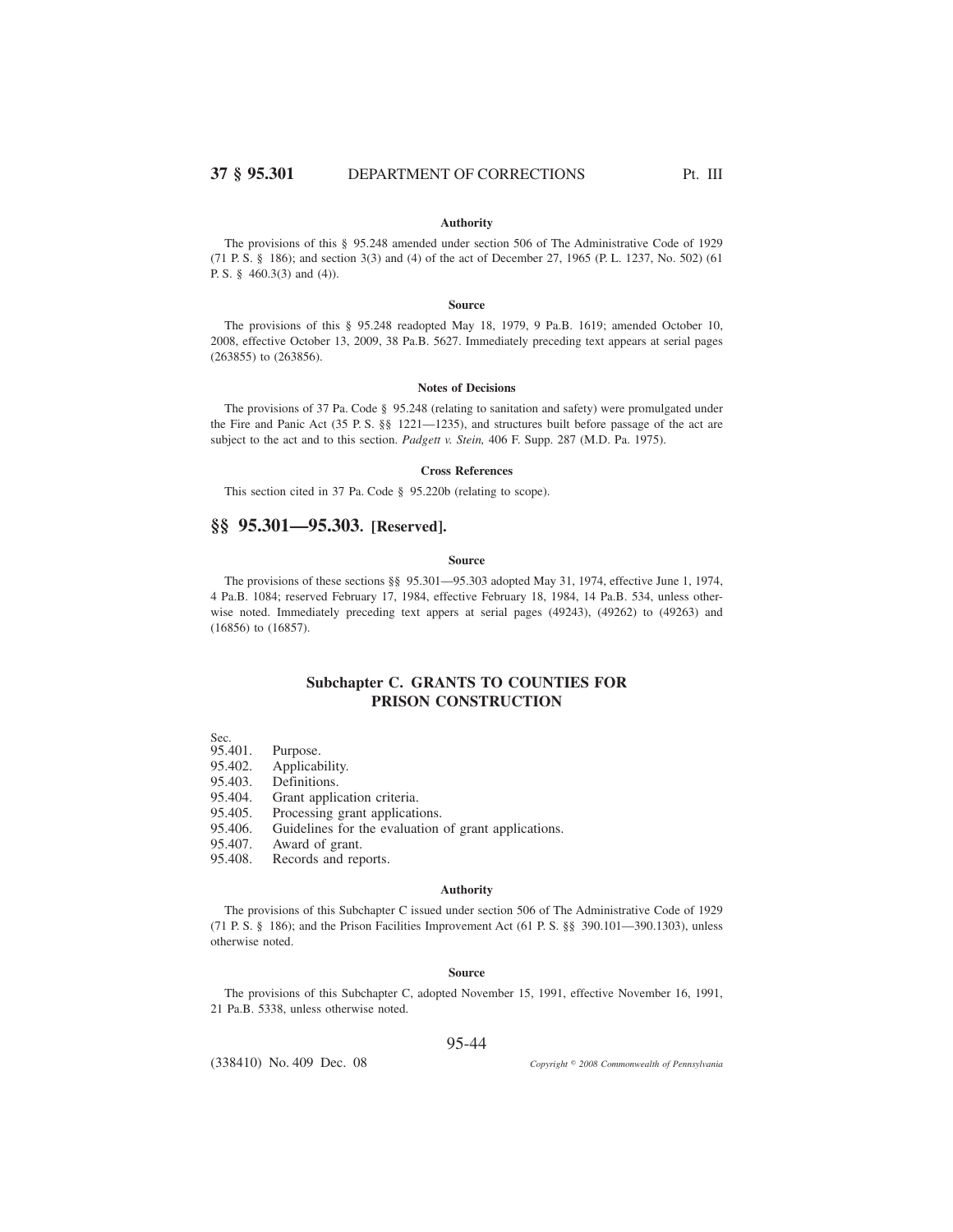#### Authority

The provisions of this § 95.248 amended under section 506 of The Administrative Code of 1929 (71 P. S. § 186); and section 3(3) and (4) of the act of December 27, 1965 (P. L. 1237, No. 502) (61 P. S. § 460.3(3) and (4)).

#### Source

The provisions of this § 95.248 readopted May 18, 1979, 9 Pa.B. 1619; amended October 10, 2008, effective October 13, 2009, 38 Pa.B. 5627. Immediately preceding text appears at serial pages (263855) to (263856).

#### Notes of Decisions

The provisions of 37 Pa. Code § 95.248 (relating to sanitation and safety) were promulgated under the Fire and Panic Act (35 P. S. §§ 1221—1235), and structures built before passage of the act are subject to the act and to this section. *Padgett v. Stein,* 406 F. Supp. 287 (M.D. Pa. 1975).

#### Cross References

This section cited in 37 Pa. Code § 95.220b (relating to scope).

## §§ 95.301—95.303. [Reserved].

#### Source

The provisions of these sections §§ 95.301—95.303 adopted May 31, 1974, effective June 1, 1974, 4 Pa.B. 1084; reserved February 17, 1984, effective February 18, 1984, 14 Pa.B. 534, unless otherwise noted. Immediately preceding text appers at serial pages (49243), (49262) to (49263) and (16856) to (16857).

## Subchapter C. GRANTS TO COUNTIES FOR PRISON CONSTRUCTION

Sec.
95.401. Purpose.
95.402. Applicability.
95.403. Definitions.
95.404. Grant application criteria.
95.405. Processing grant applications.
95.406. Guidelines for the evaluation of grant applications.
95.407. Award of grant.
95.408. Records and reports.

#### Authority

The provisions of this Subchapter C issued under section 506 of The Administrative Code of 1929 (71 P. S. § 186); and the Prison Facilities Improvement Act (61 P. S. §§ 390.101—390.1303), unless otherwise noted.

#### Source

The provisions of this Subchapter C, adopted November 15, 1991, effective November 16, 1991, 21 Pa.B. 5338, unless otherwise noted.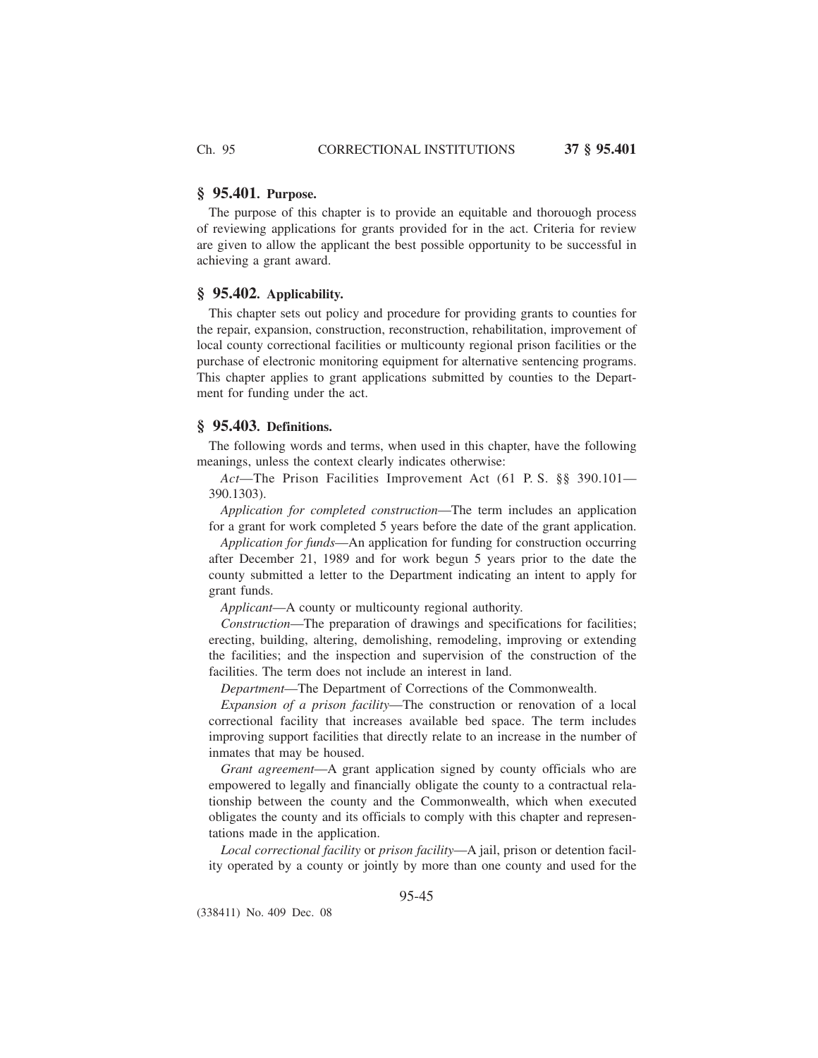## § 95.401. Purpose.

The purpose of this chapter is to provide an equitable and thorouogh process of reviewing applications for grants provided for in the act. Criteria for review are given to allow the applicant the best possible opportunity to be successful in achieving a grant award.

## § 95.402. Applicability.

This chapter sets out policy and procedure for providing grants to counties for the repair, expansion, construction, reconstruction, rehabilitation, improvement of local county correctional facilities or multicounty regional prison facilities or the purchase of electronic monitoring equipment for alternative sentencing programs. This chapter applies to grant applications submitted by counties to the Department for funding under the act.

## § 95.403. Definitions.

The following words and terms, when used in this chapter, have the following meanings, unless the context clearly indicates otherwise:

*Act*—The Prison Facilities Improvement Act (61 P. S. §§ 390.101—390.1303).

*Application for completed construction*—The term includes an application for a grant for work completed 5 years before the date of the grant application.

*Application for funds*—An application for funding for construction occurring after December 21, 1989 and for work begun 5 years prior to the date the county submitted a letter to the Department indicating an intent to apply for grant funds.

*Applicant*—A county or multicounty regional authority.

*Construction*—The preparation of drawings and specifications for facilities; erecting, building, altering, demolishing, remodeling, improving or extending the facilities; and the inspection and supervision of the construction of the facilities. The term does not include an interest in land.

*Department*—The Department of Corrections of the Commonwealth.

*Expansion of a prison facility*—The construction or renovation of a local correctional facility that increases available bed space. The term includes improving support facilities that directly relate to an increase in the number of inmates that may be housed.

*Grant agreement*—A grant application signed by county officials who are empowered to legally and financially obligate the county to a contractual relationship between the county and the Commonwealth, which when executed obligates the county and its officials to comply with this chapter and representations made in the application.

*Local correctional facility* or *prison facility*—A jail, prison or detention facility operated by a county or jointly by more than one county and used for the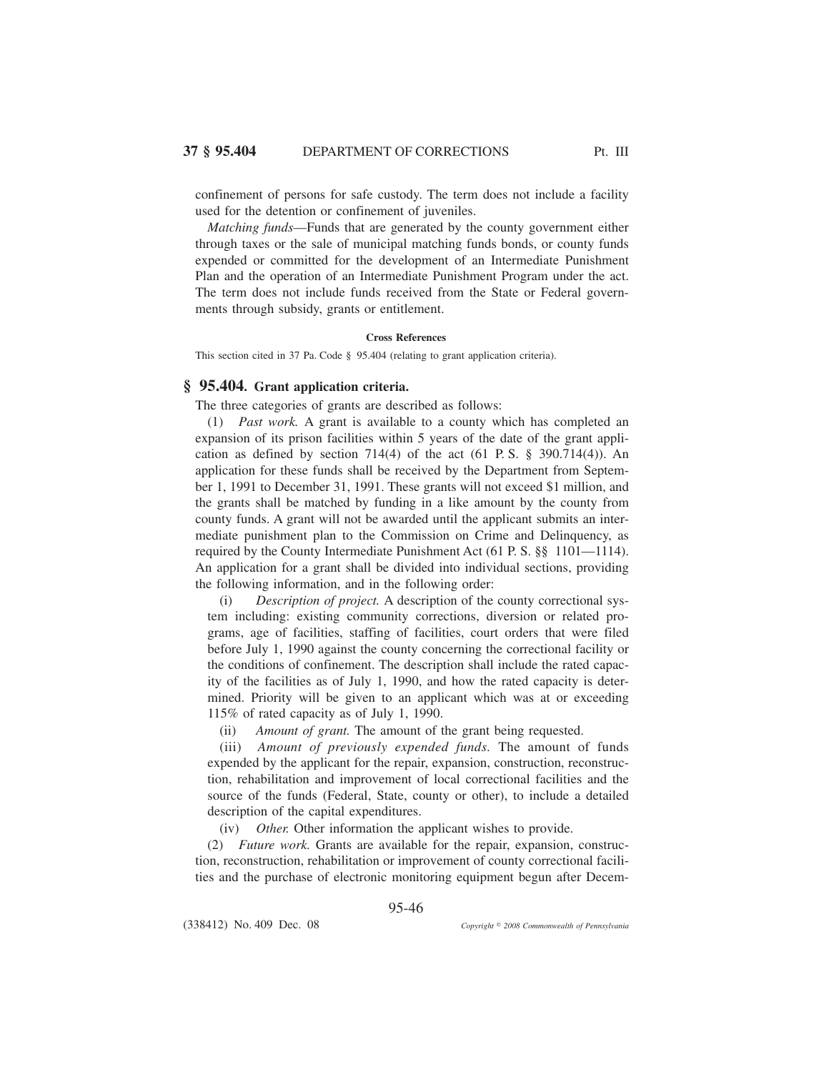confinement of persons for safe custody. The term does not include a facility used for the detention or confinement of juveniles.

*Matching funds*—Funds that are generated by the county government either through taxes or the sale of municipal matching funds bonds, or county funds expended or committed for the development of an Intermediate Punishment Plan and the operation of an Intermediate Punishment Program under the act. The term does not include funds received from the State or Federal governments through subsidy, grants or entitlement.

**Cross References**

This section cited in 37 Pa. Code § 95.404 (relating to grant application criteria).

## § 95.404. Grant application criteria.

The three categories of grants are described as follows:

(1) *Past work.* A grant is available to a county which has completed an expansion of its prison facilities within 5 years of the date of the grant application as defined by section 714(4) of the act (61 P. S. § 390.714(4)). An application for these funds shall be received by the Department from September 1, 1991 to December 31, 1991. These grants will not exceed $1 million, and the grants shall be matched by funding in a like amount by the county from county funds. A grant will not be awarded until the applicant submits an intermediate punishment plan to the Commission on Crime and Delinquency, as required by the County Intermediate Punishment Act (61 P. S. §§ 1101—1114). An application for a grant shall be divided into individual sections, providing the following information, and in the following order:

(i) *Description of project.* A description of the county correctional system including: existing community corrections, diversion or related programs, age of facilities, staffing of facilities, court orders that were filed before July 1, 1990 against the county concerning the correctional facility or the conditions of confinement. The description shall include the rated capacity of the facilities as of July 1, 1990, and how the rated capacity is determined. Priority will be given to an applicant which was at or exceeding 115% of rated capacity as of July 1, 1990.

(ii) *Amount of grant.* The amount of the grant being requested.

(iii) *Amount of previously expended funds.* The amount of funds expended by the applicant for the repair, expansion, construction, reconstruction, rehabilitation and improvement of local correctional facilities and the source of the funds (Federal, State, county or other), to include a detailed description of the capital expenditures.

(iv) *Other.* Other information the applicant wishes to provide.

(2) *Future work.* Grants are available for the repair, expansion, construction, reconstruction, rehabilitation or improvement of county correctional facilities and the purchase of electronic monitoring equipment begun after Decem-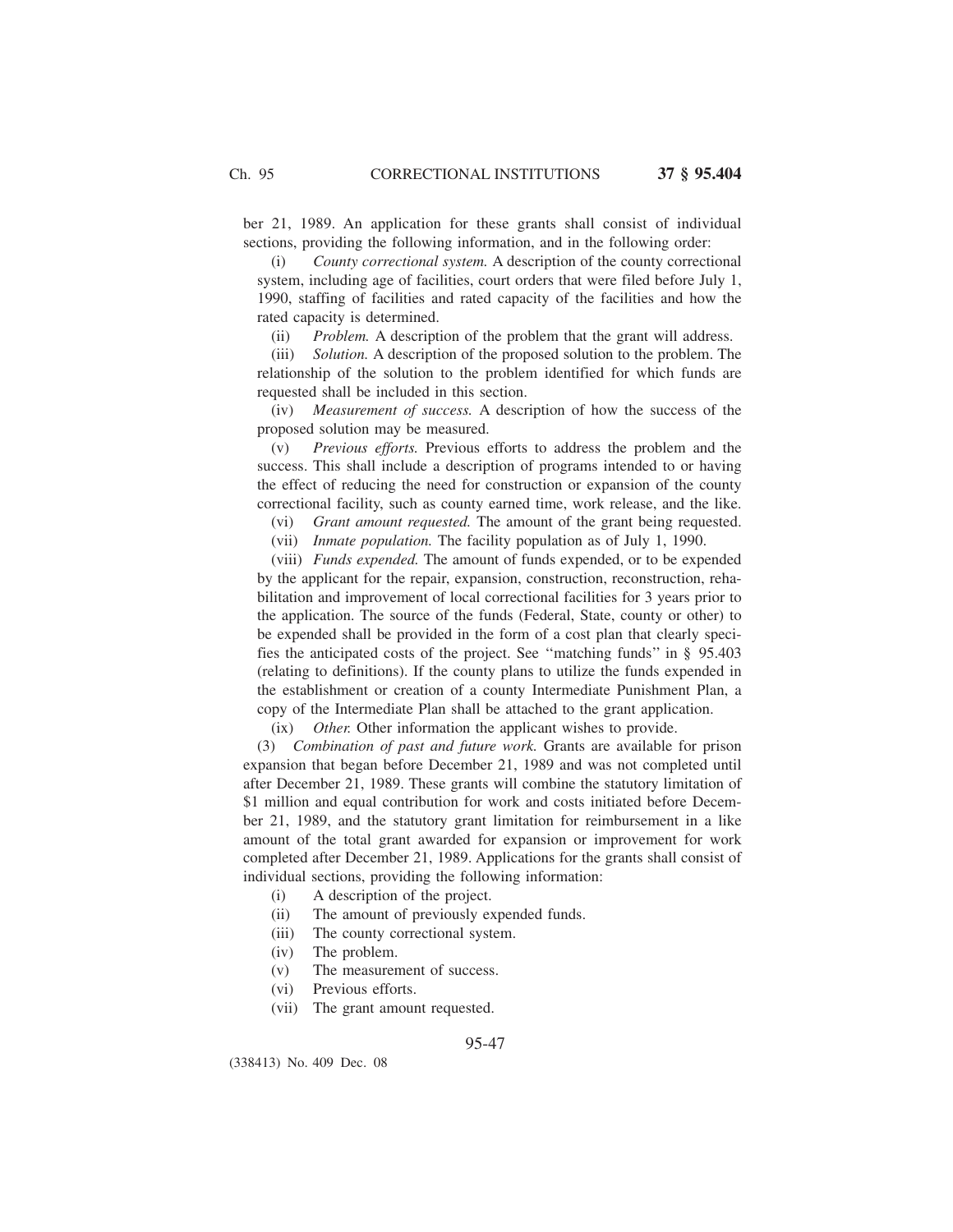ber 21, 1989. An application for these grants shall consist of individual sections, providing the following information, and in the following order:

(i) *County correctional system.* A description of the county correctional system, including age of facilities, court orders that were filed before July 1, 1990, staffing of facilities and rated capacity of the facilities and how the rated capacity is determined.

(ii) *Problem.* A description of the problem that the grant will address.

(iii) *Solution.* A description of the proposed solution to the problem. The relationship of the solution to the problem identified for which funds are requested shall be included in this section.

(iv) *Measurement of success.* A description of how the success of the proposed solution may be measured.

(v) *Previous efforts.* Previous efforts to address the problem and the success. This shall include a description of programs intended to or having the effect of reducing the need for construction or expansion of the county correctional facility, such as county earned time, work release, and the like.

(vi) *Grant amount requested.* The amount of the grant being requested.

(vii) *Inmate population.* The facility population as of July 1, 1990.

(viii) *Funds expended.* The amount of funds expended, or to be expended by the applicant for the repair, expansion, construction, reconstruction, rehabilitation and improvement of local correctional facilities for 3 years prior to the application. The source of the funds (Federal, State, county or other) to be expended shall be provided in the form of a cost plan that clearly specifies the anticipated costs of the project. See ''matching funds'' in § 95.403 (relating to definitions). If the county plans to utilize the funds expended in the establishment or creation of a county Intermediate Punishment Plan, a copy of the Intermediate Plan shall be attached to the grant application.

(ix) *Other.* Other information the applicant wishes to provide.

(3) *Combination of past and future work.* Grants are available for prison expansion that began before December 21, 1989 and was not completed until after December 21, 1989. These grants will combine the statutory limitation of \$1 million and equal contribution for work and costs initiated before December 21, 1989, and the statutory grant limitation for reimbursement in a like amount of the total grant awarded for expansion or improvement for work completed after December 21, 1989. Applications for the grants shall consist of individual sections, providing the following information:

(i) A description of the project.

(ii) The amount of previously expended funds.

(iii) The county correctional system.

(iv) The problem.

(v) The measurement of success.

(vi) Previous efforts.

(vii) The grant amount requested.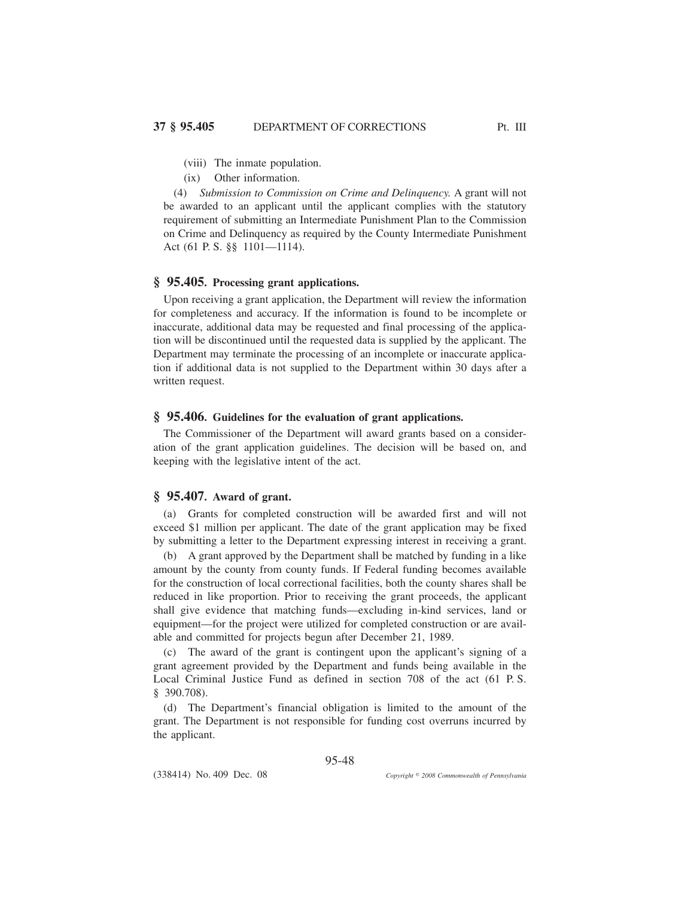(viii) The inmate population.

(ix) Other information.

(4) *Submission to Commission on Crime and Delinquency.* A grant will not be awarded to an applicant until the applicant complies with the statutory requirement of submitting an Intermediate Punishment Plan to the Commission on Crime and Delinquency as required by the County Intermediate Punishment Act (61 P. S. §§ 1101—1114).

## § 95.405. Processing grant applications.

Upon receiving a grant application, the Department will review the information for completeness and accuracy. If the information is found to be incomplete or inaccurate, additional data may be requested and final processing of the application will be discontinued until the requested data is supplied by the applicant. The Department may terminate the processing of an incomplete or inaccurate application if additional data is not supplied to the Department within 30 days after a written request.

## § 95.406. Guidelines for the evaluation of grant applications.

The Commissioner of the Department will award grants based on a consideration of the grant application guidelines. The decision will be based on, and keeping with the legislative intent of the act.

## § 95.407. Award of grant.

(a) Grants for completed construction will be awarded first and will not exceed $1 million per applicant. The date of the grant application may be fixed by submitting a letter to the Department expressing interest in receiving a grant.

(b) A grant approved by the Department shall be matched by funding in a like amount by the county from county funds. If Federal funding becomes available for the construction of local correctional facilities, both the county shares shall be reduced in like proportion. Prior to receiving the grant proceeds, the applicant shall give evidence that matching funds—excluding in-kind services, land or equipment—for the project were utilized for completed construction or are available and committed for projects begun after December 21, 1989.

(c) The award of the grant is contingent upon the applicant's signing of a grant agreement provided by the Department and funds being available in the Local Criminal Justice Fund as defined in section 708 of the act (61 P. S. § 390.708).

(d) The Department's financial obligation is limited to the amount of the grant. The Department is not responsible for funding cost overruns incurred by the applicant.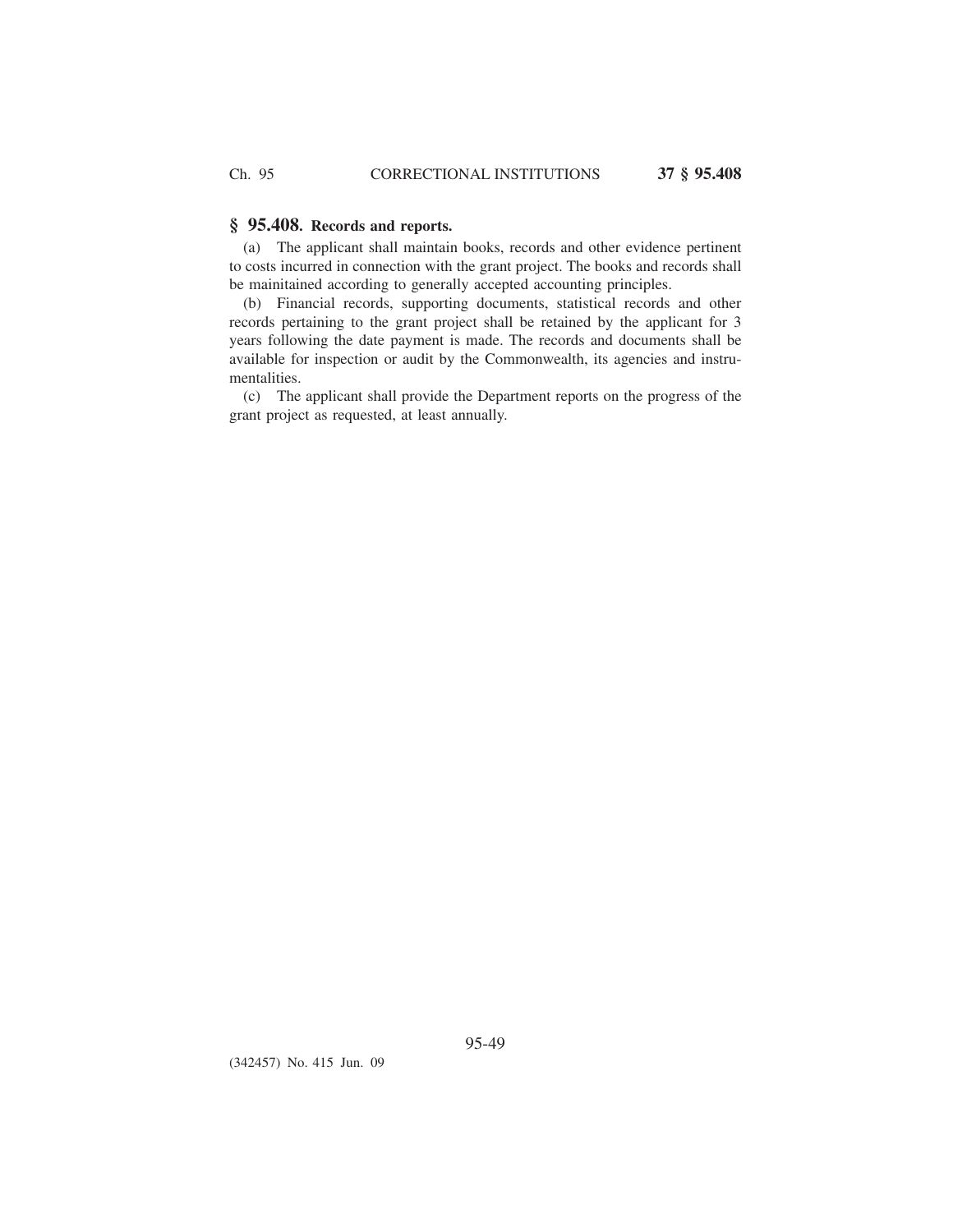## § 95.408. Records and reports.

(a) The applicant shall maintain books, records and other evidence pertinent to costs incurred in connection with the grant project. The books and records shall be mainitained according to generally accepted accounting principles.

(b) Financial records, supporting documents, statistical records and other records pertaining to the grant project shall be retained by the applicant for 3 years following the date payment is made. The records and documents shall be available for inspection or audit by the Commonwealth, its agencies and instrumentalities.

(c) The applicant shall provide the Department reports on the progress of the grant project as requested, at least annually.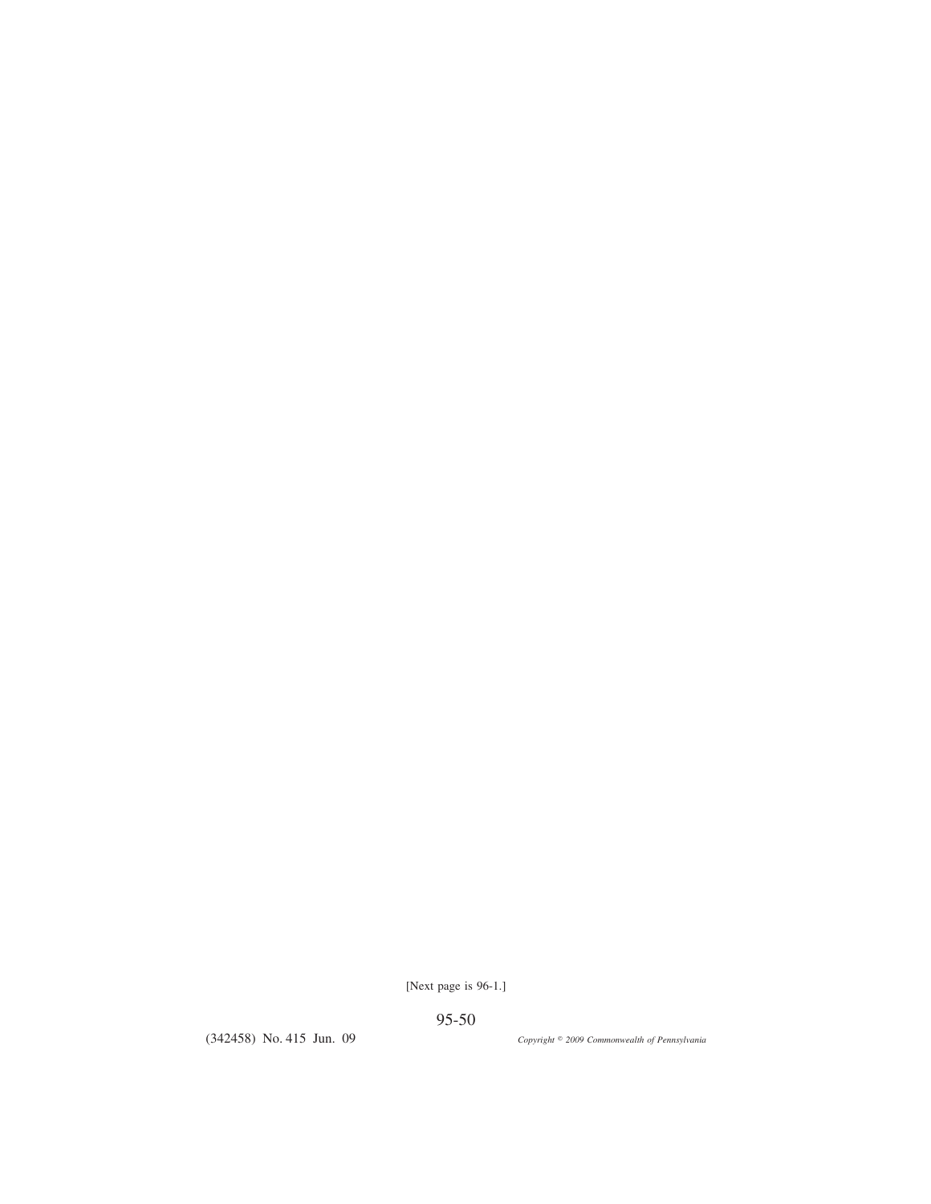[Next page is 96-1.]